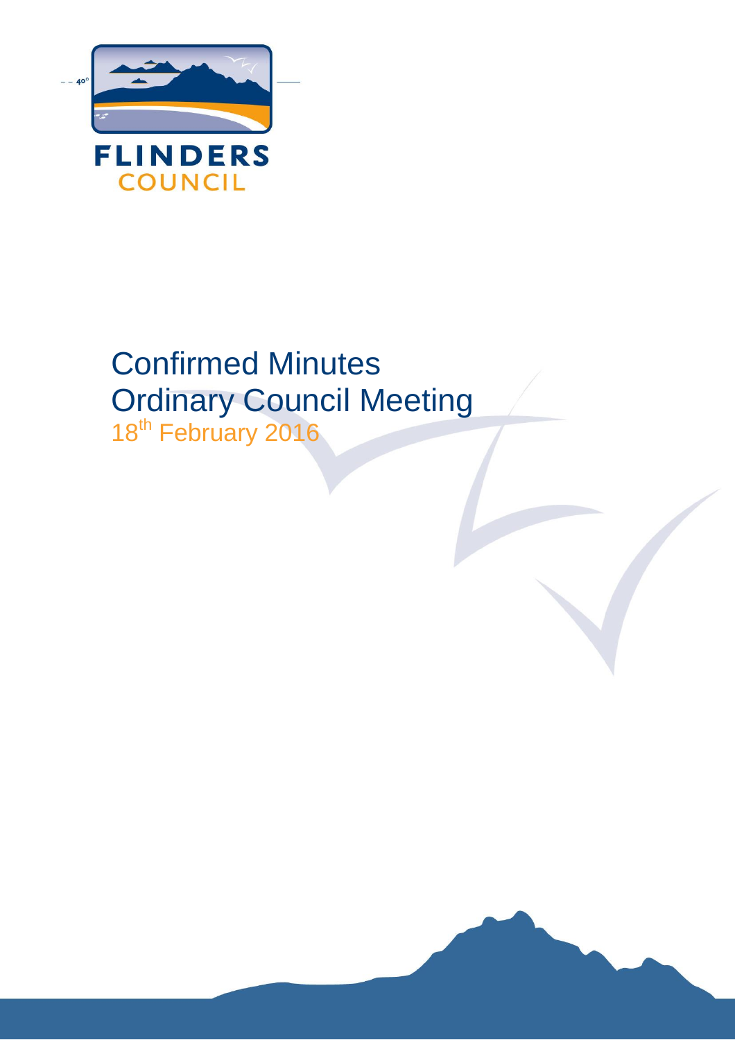FLINDERS COUNCIL

# Confirmed Minutes
# Ordinary Council Meeting

18th February 2016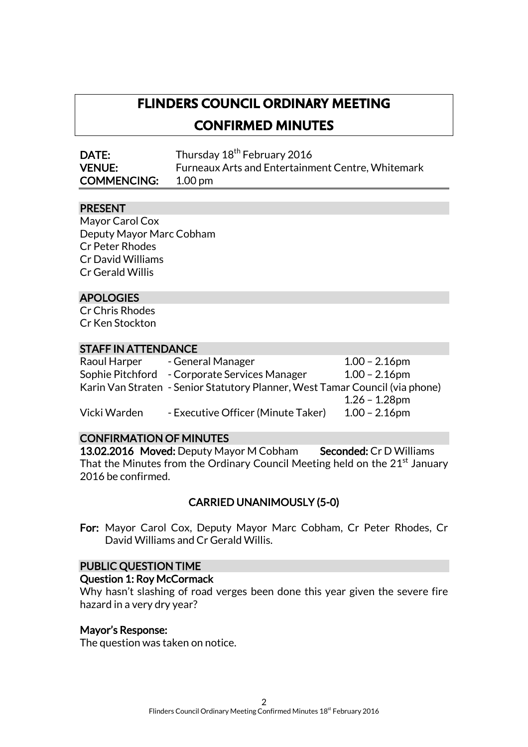# FLINDERS COUNCIL ORDINARY MEETING

# CONFIRMED MINUTES

**DATE:** Thursday 18th February 2016
**VENUE:** Furneaux Arts and Entertainment Centre, Whitemark
**COMMENCING:** 1.00 pm

## PRESENT

Mayor Carol Cox
Deputy Mayor Marc Cobham
Cr Peter Rhodes
Cr David Williams
Cr Gerald Willis

## APOLOGIES

Cr Chris Rhodes
Cr Ken Stockton

## STAFF IN ATTENDANCE

| | | |
|---|---|---|
| Raoul Harper | - General Manager | 1.00 – 2.16pm |
| Sophie Pitchford | - Corporate Services Manager | 1.00 – 2.16pm |
| Karin Van Straten | - Senior Statutory Planner, West Tamar Council (via phone) | 1.26 – 1.28pm |
| Vicki Warden | - Executive Officer (Minute Taker) | 1.00 – 2.16pm |

## CONFIRMATION OF MINUTES

**13.02.2016 Moved:** Deputy Mayor M Cobham **Seconded:** Cr D Williams

That the Minutes from the Ordinary Council Meeting held on the 21st January 2016 be confirmed.

**CARRIED UNANIMOUSLY (5-0)**

**For:** Mayor Carol Cox, Deputy Mayor Marc Cobham, Cr Peter Rhodes, Cr David Williams and Cr Gerald Willis.

## PUBLIC QUESTION TIME

### Question 1: Roy McCormack

Why hasn't slashing of road verges been done this year given the severe fire hazard in a very dry year?

### Mayor's Response:

The question was taken on notice.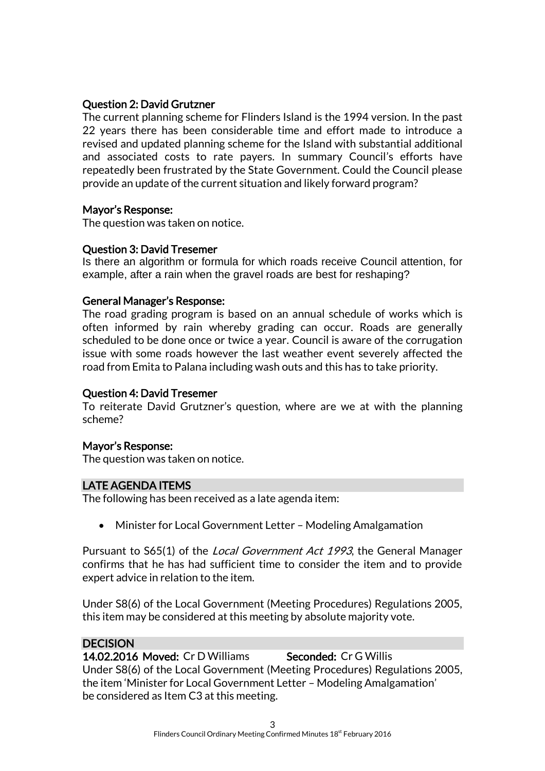**Question 2: David Grutzner**

The current planning scheme for Flinders Island is the 1994 version. In the past 22 years there has been considerable time and effort made to introduce a revised and updated planning scheme for the Island with substantial additional and associated costs to rate payers. In summary Council's efforts have repeatedly been frustrated by the State Government. Could the Council please provide an update of the current situation and likely forward program?

**Mayor's Response:**

The question was taken on notice.

**Question 3: David Tresemer**

Is there an algorithm or formula for which roads receive Council attention, for example, after a rain when the gravel roads are best for reshaping?

**General Manager's Response:**

The road grading program is based on an annual schedule of works which is often informed by rain whereby grading can occur. Roads are generally scheduled to be done once or twice a year. Council is aware of the corrugation issue with some roads however the last weather event severely affected the road from Emita to Palana including wash outs and this has to take priority.

**Question 4: David Tresemer**

To reiterate David Grutzner's question, where are we at with the planning scheme?

**Mayor's Response:**

The question was taken on notice.

## LATE AGENDA ITEMS

The following has been received as a late agenda item:

- Minister for Local Government Letter – Modeling Amalgamation

Pursuant to S65(1) of the *Local Government Act 1993*, the General Manager confirms that he has had sufficient time to consider the item and to provide expert advice in relation to the item.

Under S8(6) of the Local Government (Meeting Procedures) Regulations 2005, this item may be considered at this meeting by absolute majority vote.

## DECISION

**14.02.2016 Moved:** Cr D Williams **Seconded:** Cr G Willis

Under S8(6) of the Local Government (Meeting Procedures) Regulations 2005, the item 'Minister for Local Government Letter – Modeling Amalgamation' be considered as Item C3 at this meeting.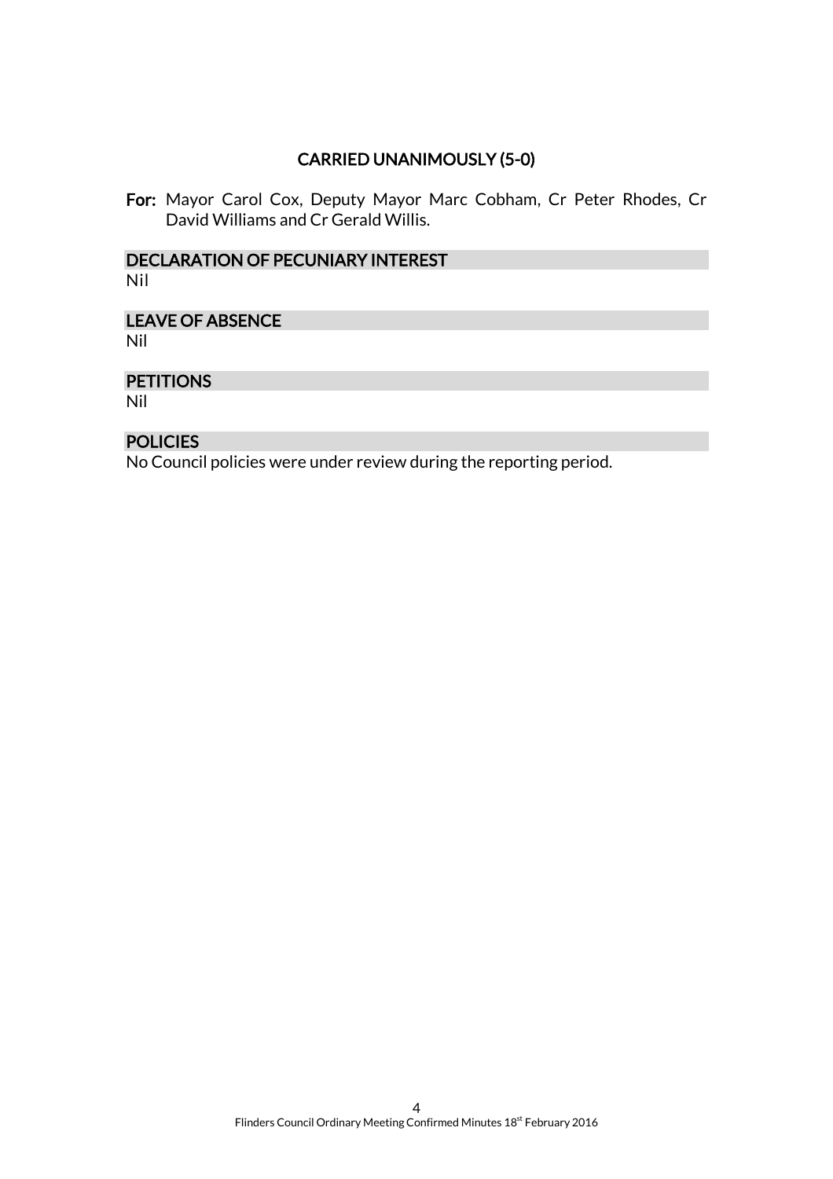**CARRIED UNANIMOUSLY (5-0)**

**For:** Mayor Carol Cox, Deputy Mayor Marc Cobham, Cr Peter Rhodes, Cr David Williams and Cr Gerald Willis.

## DECLARATION OF PECUNIARY INTEREST

Nil

## LEAVE OF ABSENCE

Nil

## PETITIONS

Nil

## POLICIES

No Council policies were under review during the reporting period.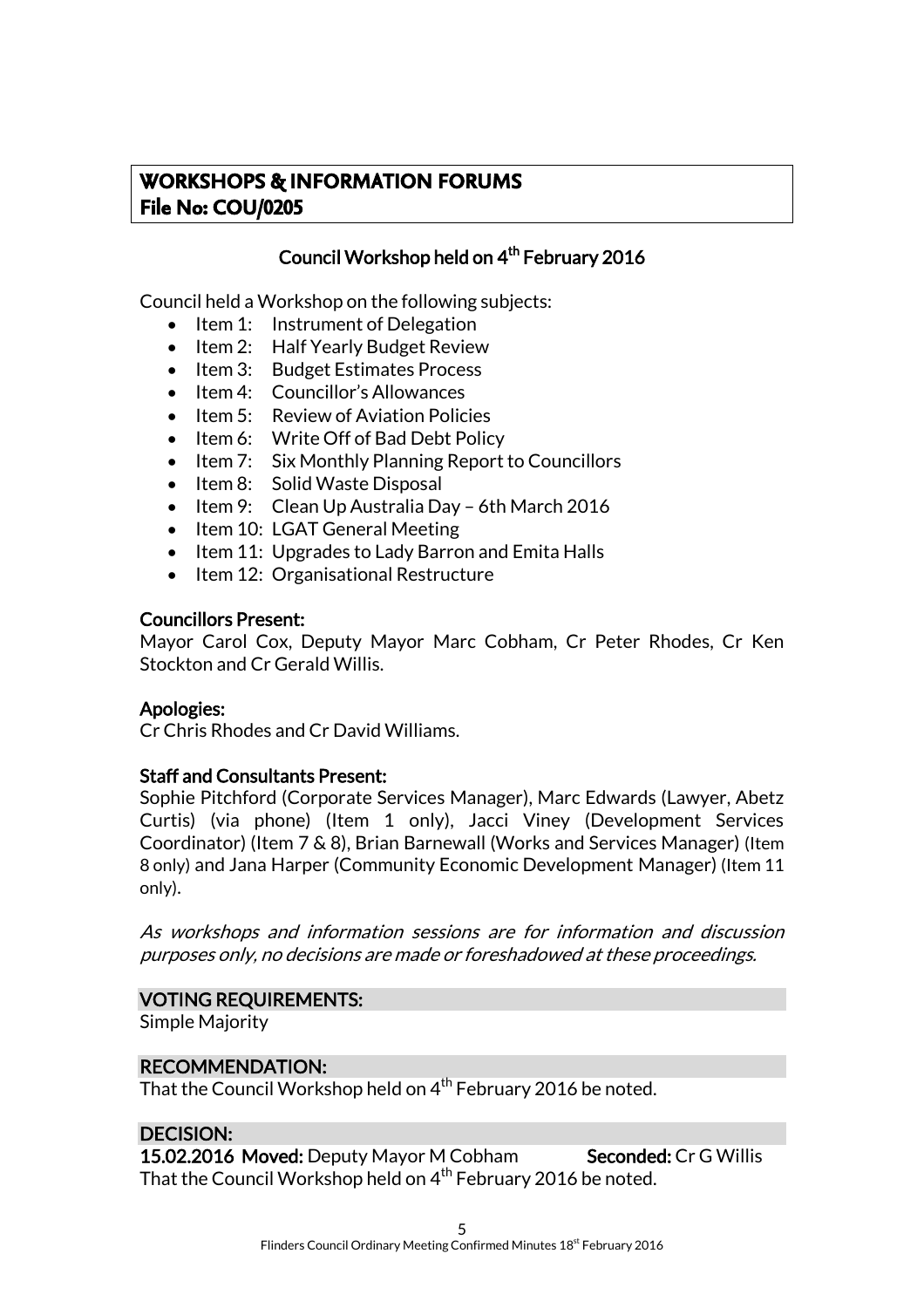## WORKSHOPS & INFORMATION FORUMS
## File No: COU/0205

### Council Workshop held on 4th February 2016

Council held a Workshop on the following subjects:

- Item 1: Instrument of Delegation
- Item 2: Half Yearly Budget Review
- Item 3: Budget Estimates Process
- Item 4: Councillor's Allowances
- Item 5: Review of Aviation Policies
- Item 6: Write Off of Bad Debt Policy
- Item 7: Six Monthly Planning Report to Councillors
- Item 8: Solid Waste Disposal
- Item 9: Clean Up Australia Day – 6th March 2016
- Item 10: LGAT General Meeting
- Item 11: Upgrades to Lady Barron and Emita Halls
- Item 12: Organisational Restructure

**Councillors Present:**
Mayor Carol Cox, Deputy Mayor Marc Cobham, Cr Peter Rhodes, Cr Ken Stockton and Cr Gerald Willis.

**Apologies:**
Cr Chris Rhodes and Cr David Williams.

**Staff and Consultants Present:**
Sophie Pitchford (Corporate Services Manager), Marc Edwards (Lawyer, Abetz Curtis) (via phone) (Item 1 only), Jacci Viney (Development Services Coordinator) (Item 7 & 8), Brian Barnewall (Works and Services Manager) (Item 8 only) and Jana Harper (Community Economic Development Manager) (Item 11 only).

*As workshops and information sessions are for information and discussion purposes only, no decisions are made or foreshadowed at these proceedings.*

**VOTING REQUIREMENTS:**
Simple Majority

**RECOMMENDATION:**
That the Council Workshop held on 4th February 2016 be noted.

**DECISION:**
**15.02.2016 Moved:** Deputy Mayor M Cobham **Seconded:** Cr G Willis
That the Council Workshop held on 4th February 2016 be noted.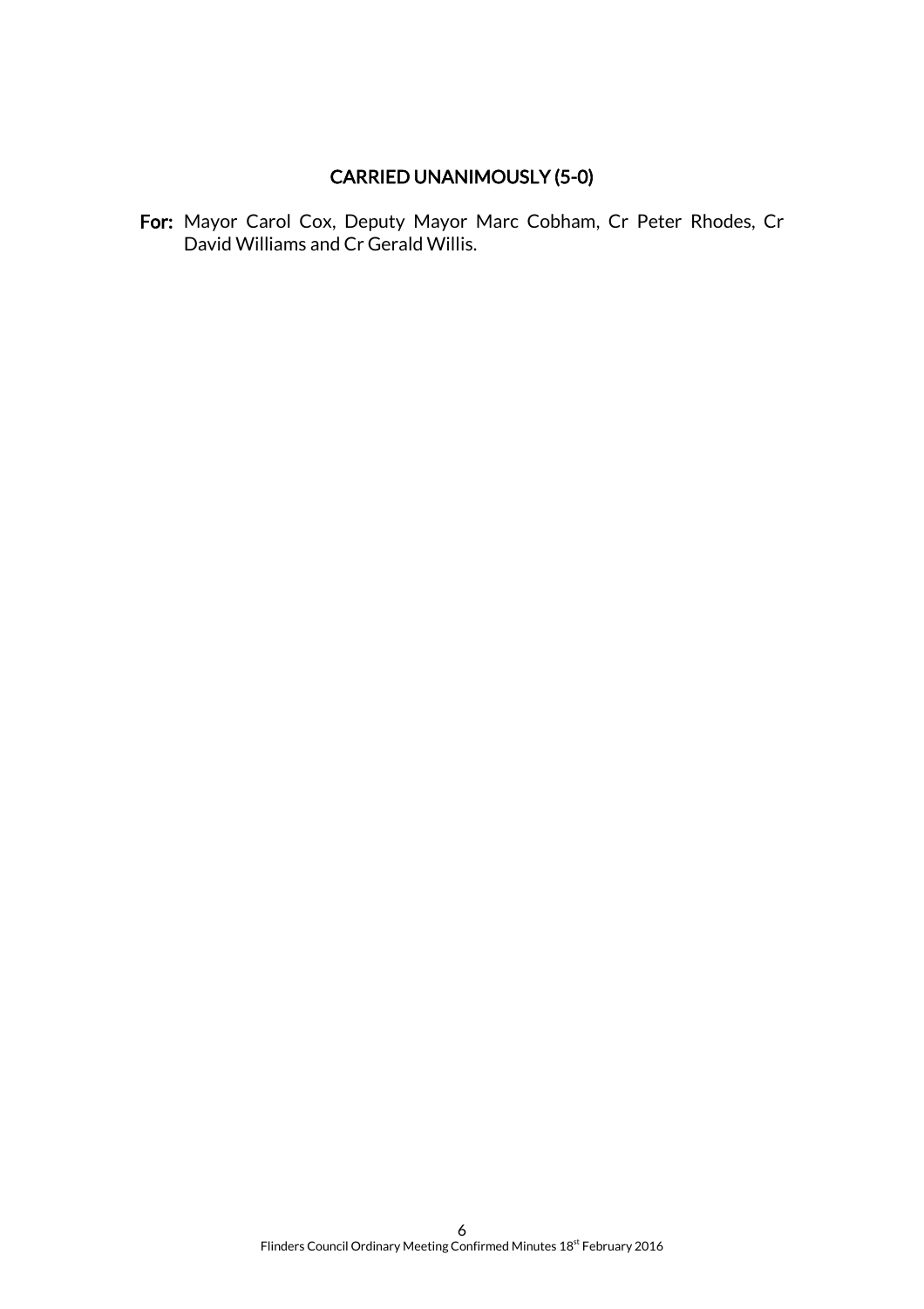**CARRIED UNANIMOUSLY (5-0)**

**For:** Mayor Carol Cox, Deputy Mayor Marc Cobham, Cr Peter Rhodes, Cr David Williams and Cr Gerald Willis.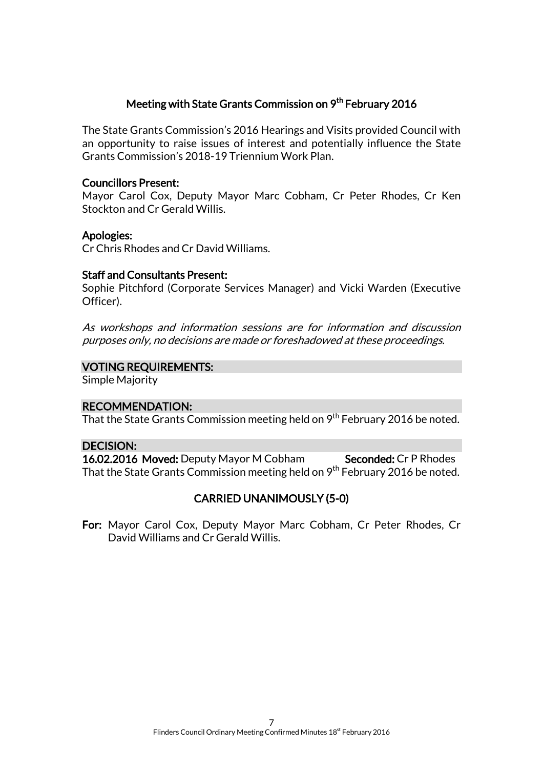## Meeting with State Grants Commission on 9th February 2016

The State Grants Commission's 2016 Hearings and Visits provided Council with an opportunity to raise issues of interest and potentially influence the State Grants Commission's 2018-19 Triennium Work Plan.

**Councillors Present:**
Mayor Carol Cox, Deputy Mayor Marc Cobham, Cr Peter Rhodes, Cr Ken Stockton and Cr Gerald Willis.

**Apologies:**
Cr Chris Rhodes and Cr David Williams.

**Staff and Consultants Present:**
Sophie Pitchford (Corporate Services Manager) and Vicki Warden (Executive Officer).

*As workshops and information sessions are for information and discussion purposes only, no decisions are made or foreshadowed at these proceedings.*

**VOTING REQUIREMENTS:**
Simple Majority

**RECOMMENDATION:**
That the State Grants Commission meeting held on 9th February 2016 be noted.

**DECISION:**
**16.02.2016 Moved:** Deputy Mayor M Cobham **Seconded:** Cr P Rhodes
That the State Grants Commission meeting held on 9th February 2016 be noted.

**CARRIED UNANIMOUSLY (5-0)**

**For:** Mayor Carol Cox, Deputy Mayor Marc Cobham, Cr Peter Rhodes, Cr David Williams and Cr Gerald Willis.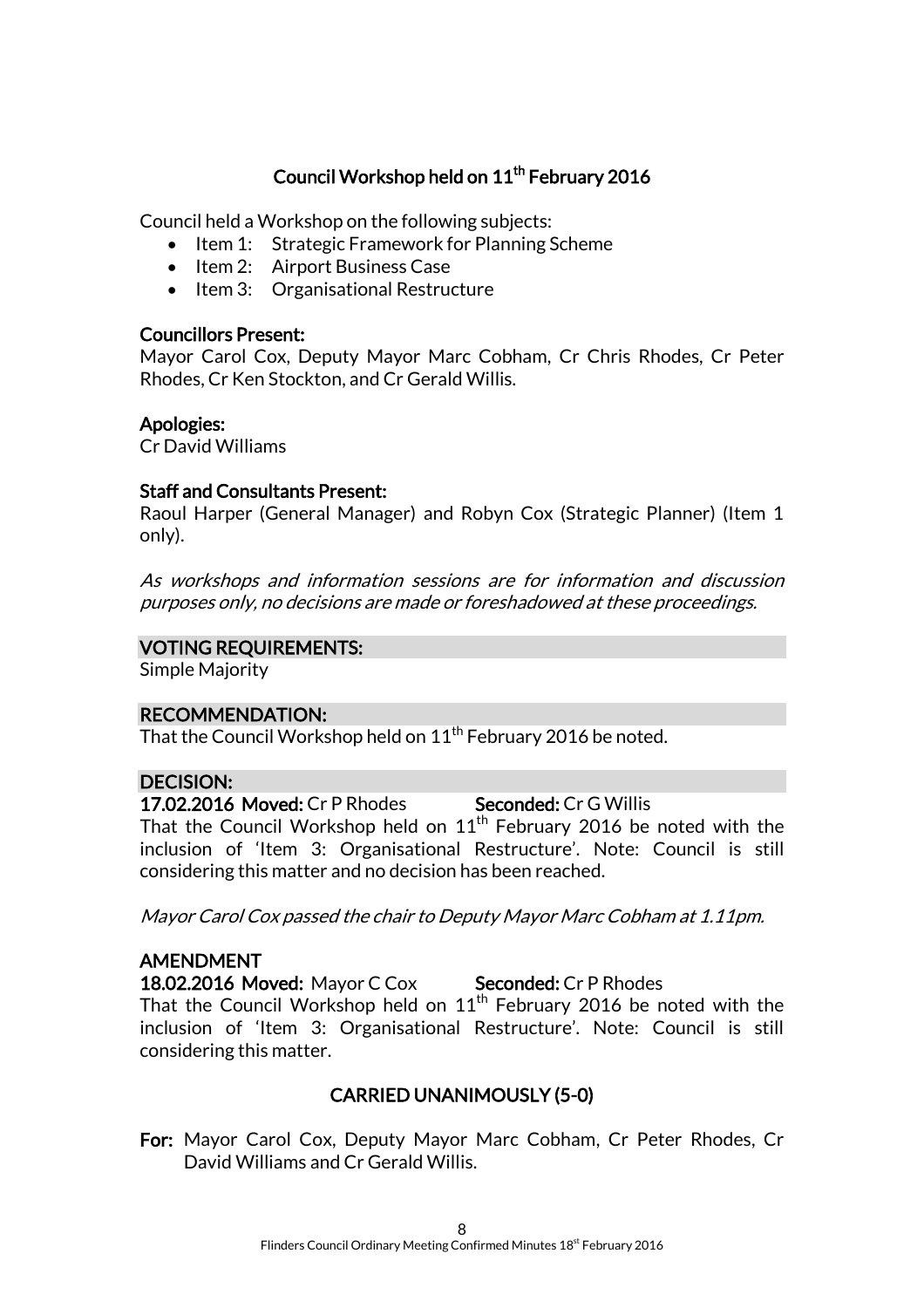## Council Workshop held on 11th February 2016

Council held a Workshop on the following subjects:

- Item 1: Strategic Framework for Planning Scheme
- Item 2: Airport Business Case
- Item 3: Organisational Restructure

**Councillors Present:**
Mayor Carol Cox, Deputy Mayor Marc Cobham, Cr Chris Rhodes, Cr Peter Rhodes, Cr Ken Stockton, and Cr Gerald Willis.

**Apologies:**
Cr David Williams

**Staff and Consultants Present:**
Raoul Harper (General Manager) and Robyn Cox (Strategic Planner) (Item 1 only).

*As workshops and information sessions are for information and discussion purposes only, no decisions are made or foreshadowed at these proceedings.*

**VOTING REQUIREMENTS:**
Simple Majority

**RECOMMENDATION:**
That the Council Workshop held on 11th February 2016 be noted.

**DECISION:**
**17.02.2016 Moved:** Cr P Rhodes **Seconded:** Cr G Willis
That the Council Workshop held on 11th February 2016 be noted with the inclusion of 'Item 3: Organisational Restructure'. Note: Council is still considering this matter and no decision has been reached.

*Mayor Carol Cox passed the chair to Deputy Mayor Marc Cobham at 1.11pm.*

**AMENDMENT**
**18.02.2016 Moved:** Mayor C Cox **Seconded:** Cr P Rhodes
That the Council Workshop held on 11th February 2016 be noted with the inclusion of 'Item 3: Organisational Restructure'. Note: Council is still considering this matter.

**CARRIED UNANIMOUSLY (5-0)**

**For:** Mayor Carol Cox, Deputy Mayor Marc Cobham, Cr Peter Rhodes, Cr David Williams and Cr Gerald Willis.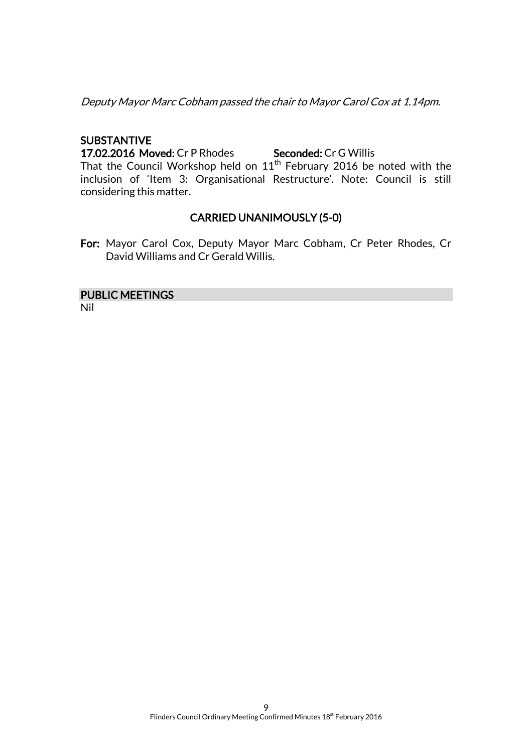*Deputy Mayor Marc Cobham passed the chair to Mayor Carol Cox at 1.14pm.*

**SUBSTANTIVE**
**17.02.2016 Moved:** Cr P Rhodes **Seconded:** Cr G Willis
That the Council Workshop held on 11th February 2016 be noted with the inclusion of 'Item 3: Organisational Restructure'. Note: Council is still considering this matter.

**CARRIED UNANIMOUSLY (5-0)**

**For:** Mayor Carol Cox, Deputy Mayor Marc Cobham, Cr Peter Rhodes, Cr David Williams and Cr Gerald Willis.

## PUBLIC MEETINGS

Nil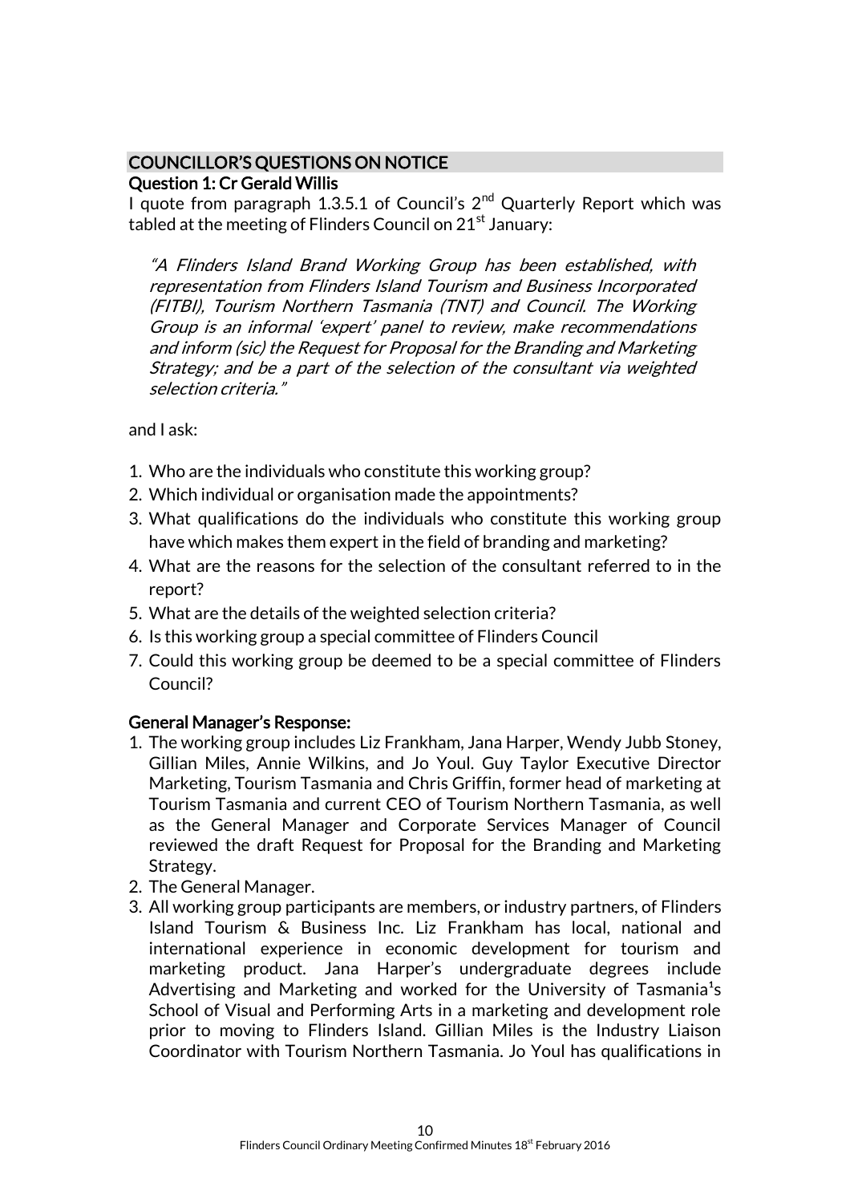## COUNCILLOR'S QUESTIONS ON NOTICE

### Question 1: Cr Gerald Willis

I quote from paragraph 1.3.5.1 of Council's 2nd Quarterly Report which was tabled at the meeting of Flinders Council on 21st January:

> *"A Flinders Island Brand Working Group has been established, with representation from Flinders Island Tourism and Business Incorporated (FITBI), Tourism Northern Tasmania (TNT) and Council. The Working Group is an informal 'expert' panel to review, make recommendations and inform (sic) the Request for Proposal for the Branding and Marketing Strategy; and be a part of the selection of the consultant via weighted selection criteria."*

and I ask:

1. Who are the individuals who constitute this working group?
2. Which individual or organisation made the appointments?
3. What qualifications do the individuals who constitute this working group have which makes them expert in the field of branding and marketing?
4. What are the reasons for the selection of the consultant referred to in the report?
5. What are the details of the weighted selection criteria?
6. Is this working group a special committee of Flinders Council
7. Could this working group be deemed to be a special committee of Flinders Council?

### General Manager's Response:

1. The working group includes Liz Frankham, Jana Harper, Wendy Jubb Stoney, Gillian Miles, Annie Wilkins, and Jo Youl. Guy Taylor Executive Director Marketing, Tourism Tasmania and Chris Griffin, former head of marketing at Tourism Tasmania and current CEO of Tourism Northern Tasmania, as well as the General Manager and Corporate Services Manager of Council reviewed the draft Request for Proposal for the Branding and Marketing Strategy.
2. The General Manager.
3. All working group participants are members, or industry partners, of Flinders Island Tourism & Business Inc. Liz Frankham has local, national and international experience in economic development for tourism and marketing product. Jana Harper's undergraduate degrees include Advertising and Marketing and worked for the University of Tasmania's School of Visual and Performing Arts in a marketing and development role prior to moving to Flinders Island. Gillian Miles is the Industry Liaison Coordinator with Tourism Northern Tasmania. Jo Youl has qualifications in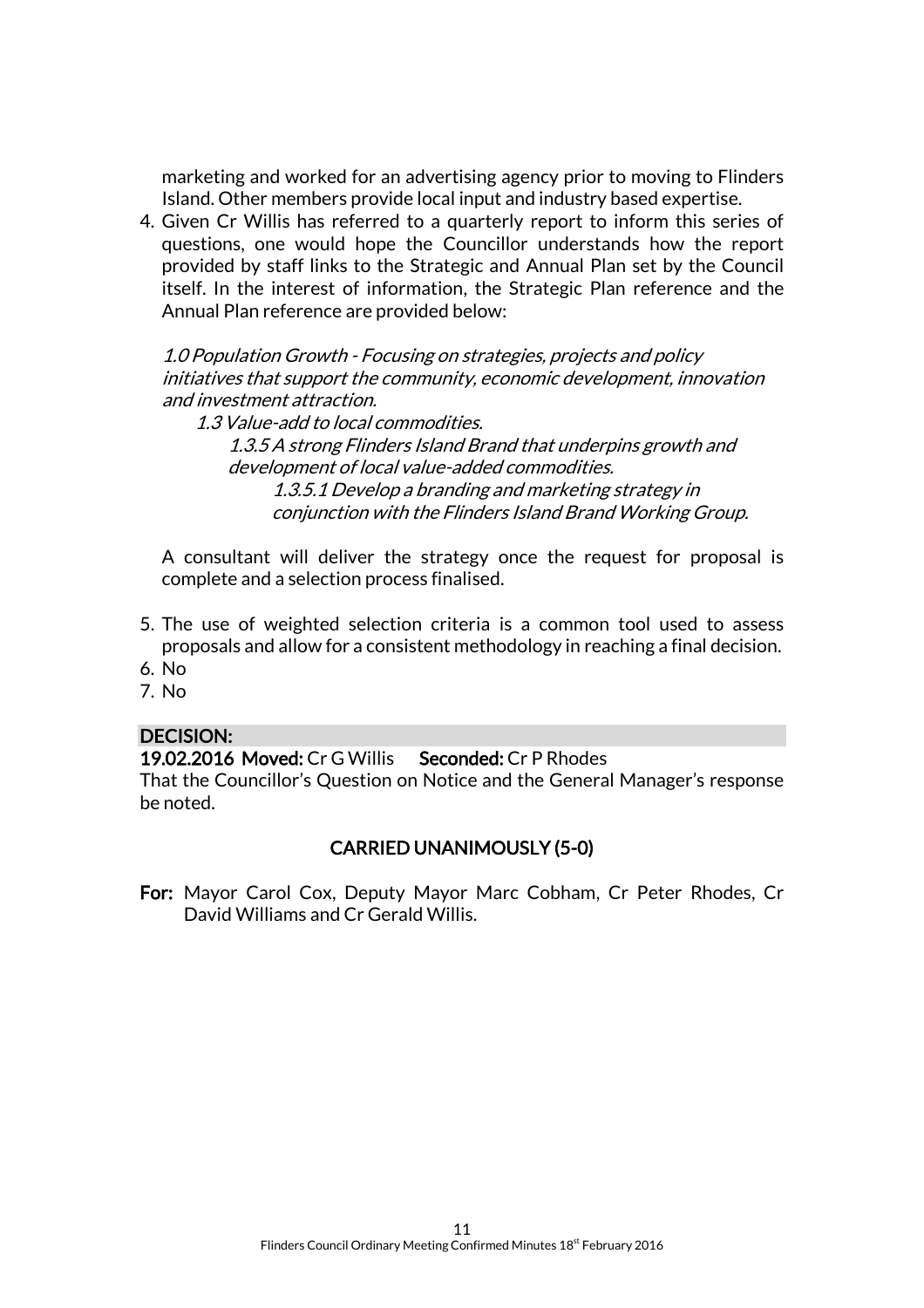marketing and worked for an advertising agency prior to moving to Flinders Island. Other members provide local input and industry based expertise.

4. Given Cr Willis has referred to a quarterly report to inform this series of questions, one would hope the Councillor understands how the report provided by staff links to the Strategic and Annual Plan set by the Council itself. In the interest of information, the Strategic Plan reference and the Annual Plan reference are provided below:

   *1.0 Population Growth - Focusing on strategies, projects and policy initiatives that support the community, economic development, innovation and investment attraction.*

   *1.3 Value-add to local commodities.*

   *1.3.5 A strong Flinders Island Brand that underpins growth and development of local value-added commodities.*

   *1.3.5.1 Develop a branding and marketing strategy in conjunction with the Flinders Island Brand Working Group.*

   A consultant will deliver the strategy once the request for proposal is complete and a selection process finalised.

5. The use of weighted selection criteria is a common tool used to assess proposals and allow for a consistent methodology in reaching a final decision.
6. No
7. No

**DECISION:**

**19.02.2016 Moved:** Cr G Willis **Seconded:** Cr P Rhodes

That the Councillor's Question on Notice and the General Manager's response be noted.

**CARRIED UNANIMOUSLY (5-0)**

**For:** Mayor Carol Cox, Deputy Mayor Marc Cobham, Cr Peter Rhodes, Cr David Williams and Cr Gerald Willis.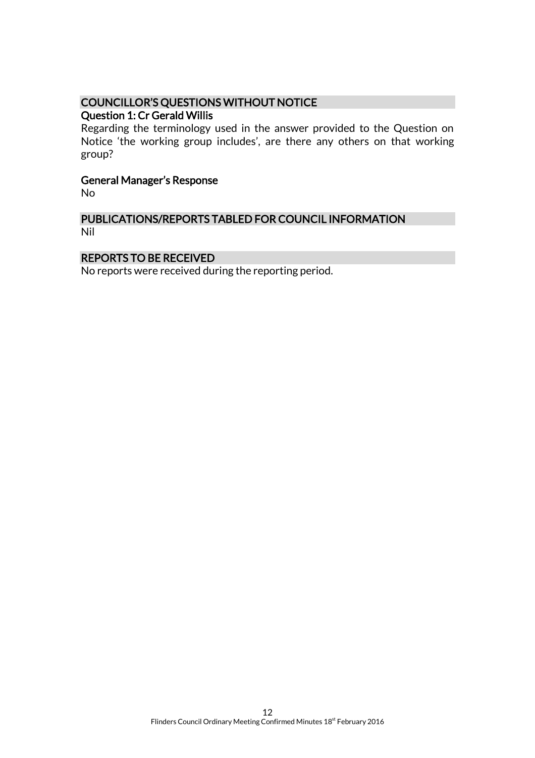## COUNCILLOR'S QUESTIONS WITHOUT NOTICE

### Question 1: Cr Gerald Willis

Regarding the terminology used in the answer provided to the Question on Notice 'the working group includes', are there any others on that working group?

### General Manager's Response

No

## PUBLICATIONS/REPORTS TABLED FOR COUNCIL INFORMATION

Nil

## REPORTS TO BE RECEIVED

No reports were received during the reporting period.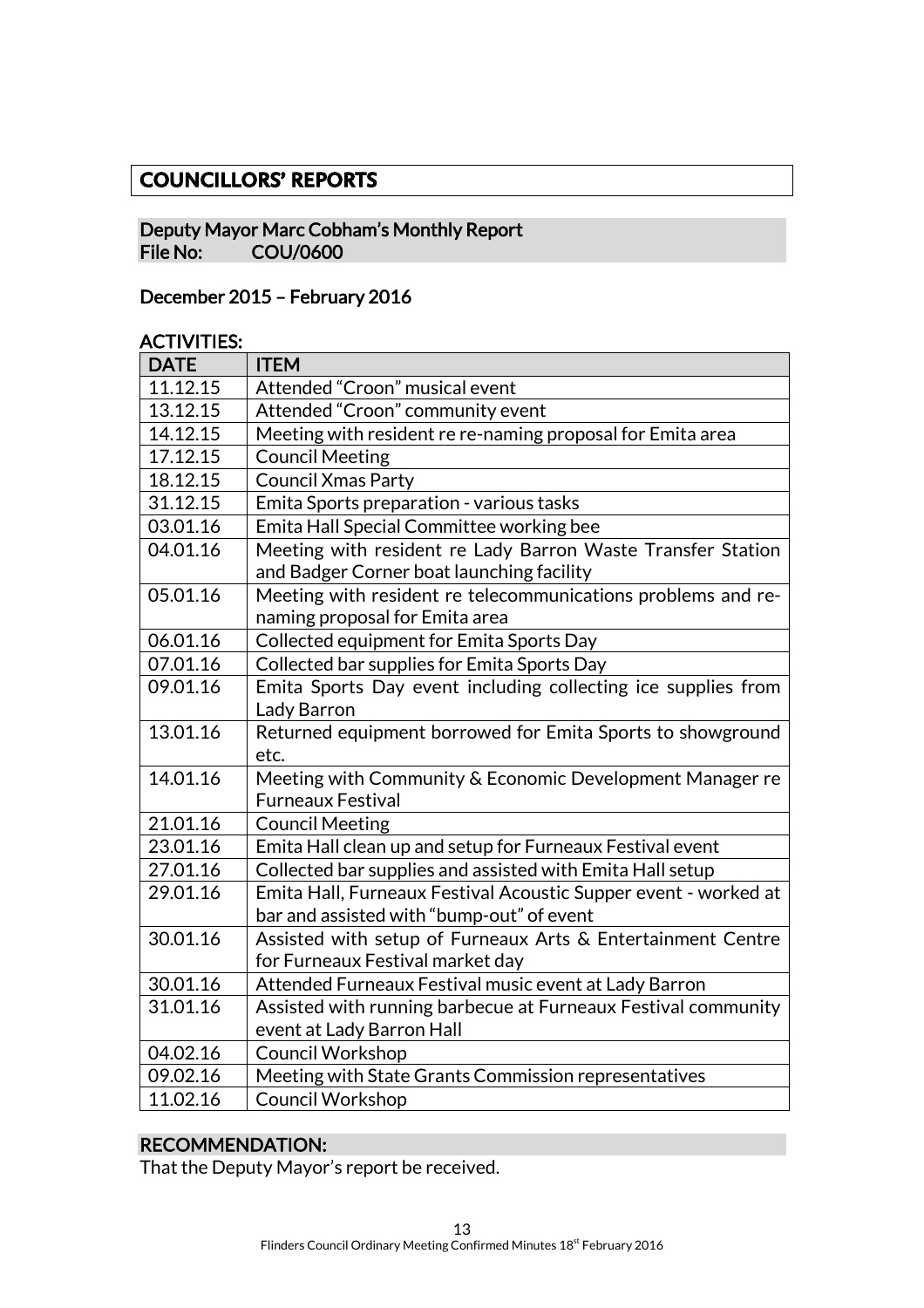# COUNCILLORS' REPORTS

## Deputy Mayor Marc Cobham's Monthly Report
**File No: COU/0600**

**December 2015 – February 2016**

**ACTIVITIES:**

| DATE | ITEM |
|---|---|
| 11.12.15 | Attended "Croon" musical event |
| 13.12.15 | Attended "Croon" community event |
| 14.12.15 | Meeting with resident re re-naming proposal for Emita area |
| 17.12.15 | Council Meeting |
| 18.12.15 | Council Xmas Party |
| 31.12.15 | Emita Sports preparation - various tasks |
| 03.01.16 | Emita Hall Special Committee working bee |
| 04.01.16 | Meeting with resident re Lady Barron Waste Transfer Station and Badger Corner boat launching facility |
| 05.01.16 | Meeting with resident re telecommunications problems and re-naming proposal for Emita area |
| 06.01.16 | Collected equipment for Emita Sports Day |
| 07.01.16 | Collected bar supplies for Emita Sports Day |
| 09.01.16 | Emita Sports Day event including collecting ice supplies from Lady Barron |
| 13.01.16 | Returned equipment borrowed for Emita Sports to showground etc. |
| 14.01.16 | Meeting with Community & Economic Development Manager re Furneaux Festival |
| 21.01.16 | Council Meeting |
| 23.01.16 | Emita Hall clean up and setup for Furneaux Festival event |
| 27.01.16 | Collected bar supplies and assisted with Emita Hall setup |
| 29.01.16 | Emita Hall, Furneaux Festival Acoustic Supper event - worked at bar and assisted with "bump-out" of event |
| 30.01.16 | Assisted with setup of Furneaux Arts & Entertainment Centre for Furneaux Festival market day |
| 30.01.16 | Attended Furneaux Festival music event at Lady Barron |
| 31.01.16 | Assisted with running barbecue at Furneaux Festival community event at Lady Barron Hall |
| 04.02.16 | Council Workshop |
| 09.02.16 | Meeting with State Grants Commission representatives |
| 11.02.16 | Council Workshop |

**RECOMMENDATION:**

That the Deputy Mayor's report be received.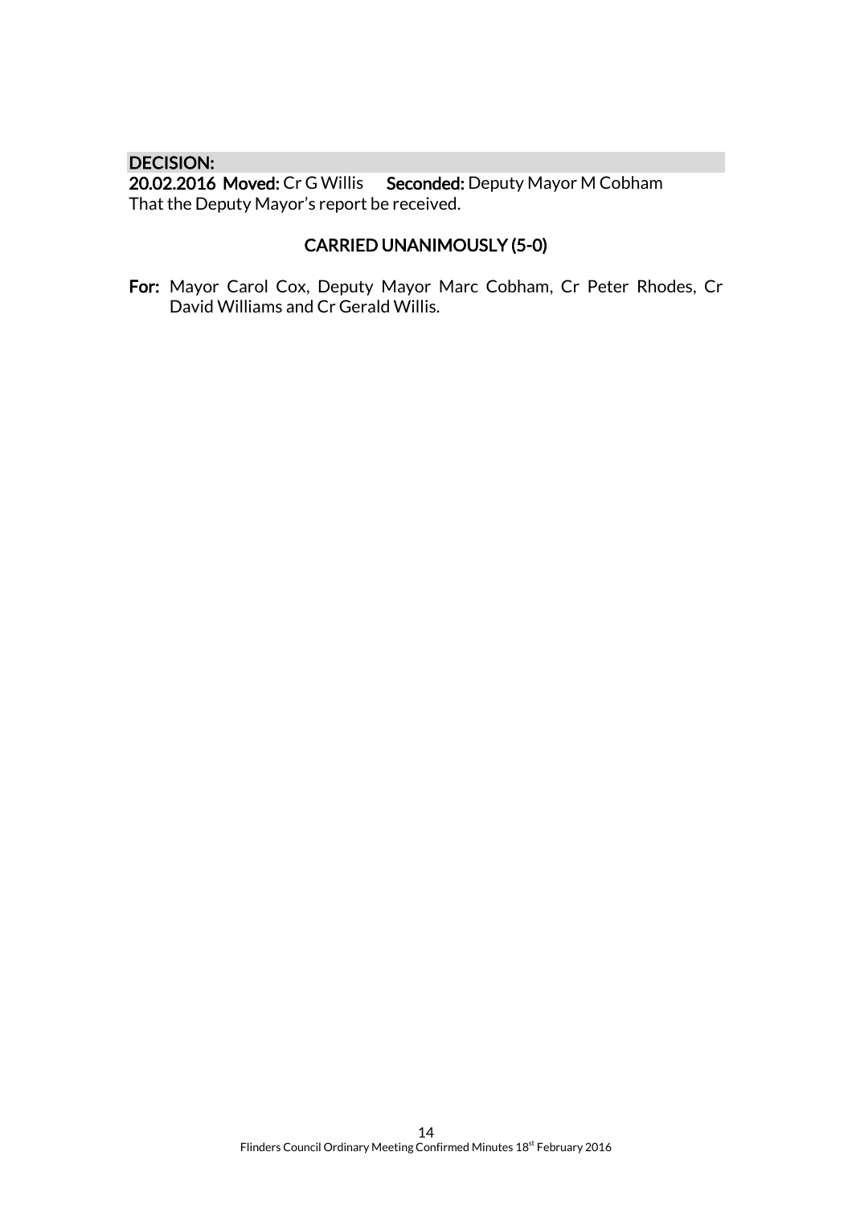**DECISION:**

**20.02.2016 Moved:** Cr G Willis **Seconded:** Deputy Mayor M Cobham

That the Deputy Mayor's report be received.

**CARRIED UNANIMOUSLY (5-0)**

**For:** Mayor Carol Cox, Deputy Mayor Marc Cobham, Cr Peter Rhodes, Cr David Williams and Cr Gerald Willis.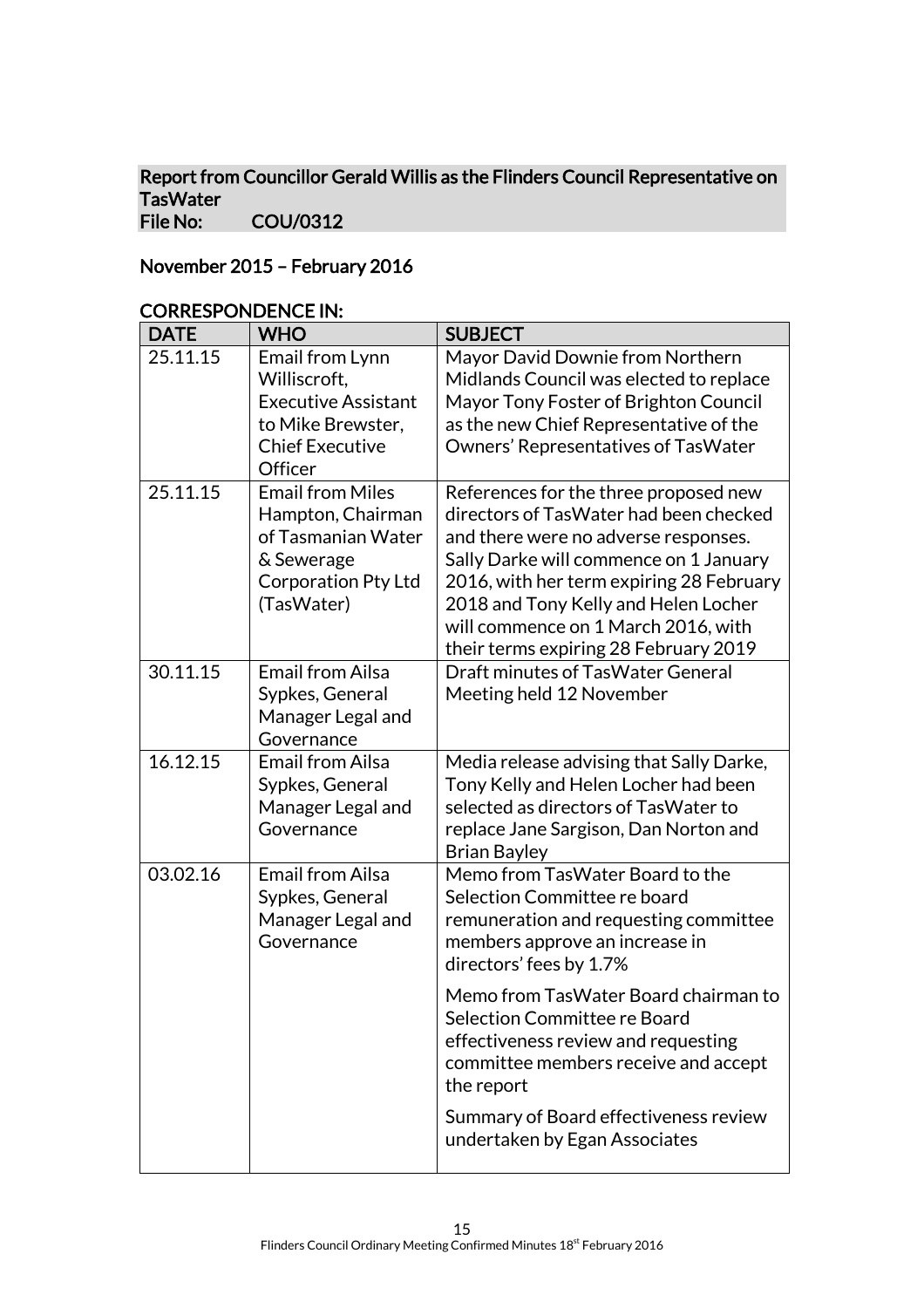## Report from Councillor Gerald Willis as the Flinders Council Representative on TasWater
**File No: COU/0312**

**November 2015 – February 2016**

**CORRESPONDENCE IN:**

| DATE | WHO | SUBJECT |
|---|---|---|
| 25.11.15 | Email from Lynn Williscroft, Executive Assistant to Mike Brewster, Chief Executive Officer | Mayor David Downie from Northern Midlands Council was elected to replace Mayor Tony Foster of Brighton Council as the new Chief Representative of the Owners' Representatives of TasWater |
| 25.11.15 | Email from Miles Hampton, Chairman of Tasmanian Water & Sewerage Corporation Pty Ltd (TasWater) | References for the three proposed new directors of TasWater had been checked and there were no adverse responses. Sally Darke will commence on 1 January 2016, with her term expiring 28 February 2018 and Tony Kelly and Helen Locher will commence on 1 March 2016, with their terms expiring 28 February 2019 |
| 30.11.15 | Email from Ailsa Sypkes, General Manager Legal and Governance | Draft minutes of TasWater General Meeting held 12 November |
| 16.12.15 | Email from Ailsa Sypkes, General Manager Legal and Governance | Media release advising that Sally Darke, Tony Kelly and Helen Locher had been selected as directors of TasWater to replace Jane Sargison, Dan Norton and Brian Bayley |
| 03.02.16 | Email from Ailsa Sypkes, General Manager Legal and Governance | Memo from TasWater Board to the Selection Committee re board remuneration and requesting committee members approve an increase in directors' fees by 1.7%<br><br>Memo from TasWater Board chairman to Selection Committee re Board effectiveness review and requesting committee members receive and accept the report<br><br>Summary of Board effectiveness review undertaken by Egan Associates |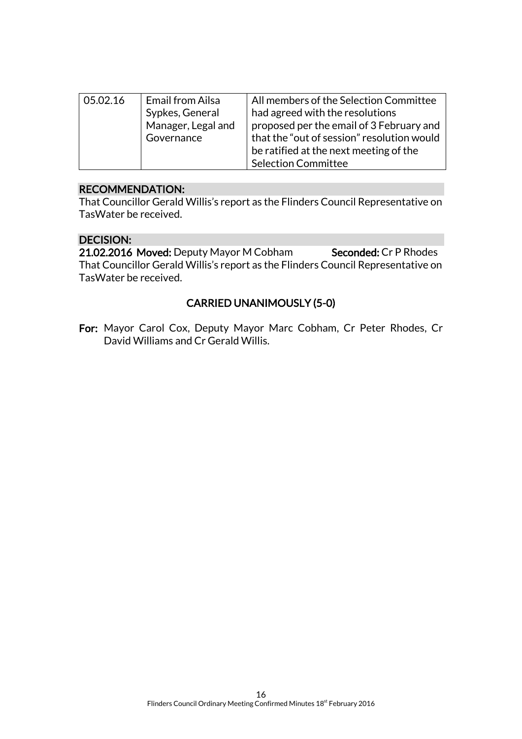| 05.02.16 | Email from Ailsa Sypkes, General Manager, Legal and Governance | All members of the Selection Committee had agreed with the resolutions proposed per the email of 3 February and that the "out of session" resolution would be ratified at the next meeting of the Selection Committee |
|---|---|---|

**RECOMMENDATION:**

That Councillor Gerald Willis's report as the Flinders Council Representative on TasWater be received.

**DECISION:**

**21.02.2016 Moved:** Deputy Mayor M Cobham **Seconded:** Cr P Rhodes

That Councillor Gerald Willis's report as the Flinders Council Representative on TasWater be received.

**CARRIED UNANIMOUSLY (5-0)**

**For:** Mayor Carol Cox, Deputy Mayor Marc Cobham, Cr Peter Rhodes, Cr David Williams and Cr Gerald Willis.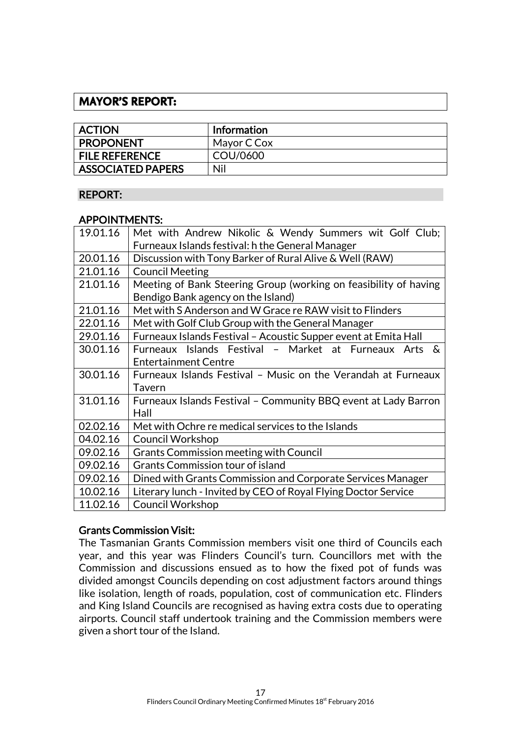## MAYOR'S REPORT:

| ACTION | Information |
|---|---|
| PROPONENT | Mayor C Cox |
| FILE REFERENCE | COU/0600 |
| ASSOCIATED PAPERS | Nil |

### REPORT:

### APPOINTMENTS:

| | |
|---|---|
| 19.01.16 | Met with Andrew Nikolic & Wendy Summers wit Golf Club; Furneaux Islands festival: h the General Manager |
| 20.01.16 | Discussion with Tony Barker of Rural Alive & Well (RAW) |
| 21.01.16 | Council Meeting |
| 21.01.16 | Meeting of Bank Steering Group (working on feasibility of having Bendigo Bank agency on the Island) |
| 21.01.16 | Met with S Anderson and W Grace re RAW visit to Flinders |
| 22.01.16 | Met with Golf Club Group with the General Manager |
| 29.01.16 | Furneaux Islands Festival – Acoustic Supper event at Emita Hall |
| 30.01.16 | Furneaux Islands Festival – Market at Furneaux Arts & Entertainment Centre |
| 30.01.16 | Furneaux Islands Festival – Music on the Verandah at Furneaux Tavern |
| 31.01.16 | Furneaux Islands Festival – Community BBQ event at Lady Barron Hall |
| 02.02.16 | Met with Ochre re medical services to the Islands |
| 04.02.16 | Council Workshop |
| 09.02.16 | Grants Commission meeting with Council |
| 09.02.16 | Grants Commission tour of island |
| 09.02.16 | Dined with Grants Commission and Corporate Services Manager |
| 10.02.16 | Literary lunch - Invited by CEO of Royal Flying Doctor Service |
| 11.02.16 | Council Workshop |

**Grants Commission Visit:**

The Tasmanian Grants Commission members visit one third of Councils each year, and this year was Flinders Council's turn. Councillors met with the Commission and discussions ensued as to how the fixed pot of funds was divided amongst Councils depending on cost adjustment factors around things like isolation, length of roads, population, cost of communication etc. Flinders and King Island Councils are recognised as having extra costs due to operating airports. Council staff undertook training and the Commission members were given a short tour of the Island.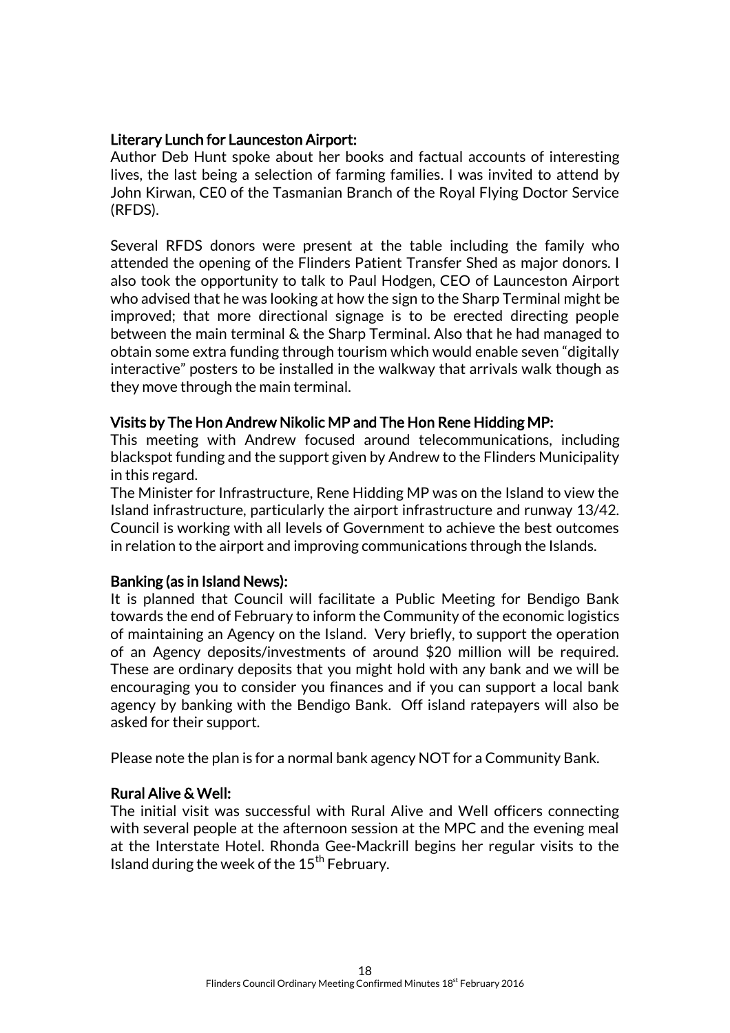**Literary Lunch for Launceston Airport:**

Author Deb Hunt spoke about her books and factual accounts of interesting lives, the last being a selection of farming families. I was invited to attend by John Kirwan, CE0 of the Tasmanian Branch of the Royal Flying Doctor Service (RFDS).

Several RFDS donors were present at the table including the family who attended the opening of the Flinders Patient Transfer Shed as major donors. I also took the opportunity to talk to Paul Hodgen, CEO of Launceston Airport who advised that he was looking at how the sign to the Sharp Terminal might be improved; that more directional signage is to be erected directing people between the main terminal & the Sharp Terminal. Also that he had managed to obtain some extra funding through tourism which would enable seven "digitally interactive" posters to be installed in the walkway that arrivals walk though as they move through the main terminal.

**Visits by The Hon Andrew Nikolic MP and The Hon Rene Hidding MP:**

This meeting with Andrew focused around telecommunications, including blackspot funding and the support given by Andrew to the Flinders Municipality in this regard.

The Minister for Infrastructure, Rene Hidding MP was on the Island to view the Island infrastructure, particularly the airport infrastructure and runway 13/42. Council is working with all levels of Government to achieve the best outcomes in relation to the airport and improving communications through the Islands.

**Banking (as in Island News):**

It is planned that Council will facilitate a Public Meeting for Bendigo Bank towards the end of February to inform the Community of the economic logistics of maintaining an Agency on the Island. Very briefly, to support the operation of an Agency deposits/investments of around $20 million will be required. These are ordinary deposits that you might hold with any bank and we will be encouraging you to consider you finances and if you can support a local bank agency by banking with the Bendigo Bank. Off island ratepayers will also be asked for their support.

Please note the plan is for a normal bank agency NOT for a Community Bank.

**Rural Alive & Well:**

The initial visit was successful with Rural Alive and Well officers connecting with several people at the afternoon session at the MPC and the evening meal at the Interstate Hotel. Rhonda Gee-Mackrill begins her regular visits to the Island during the week of the 15th February.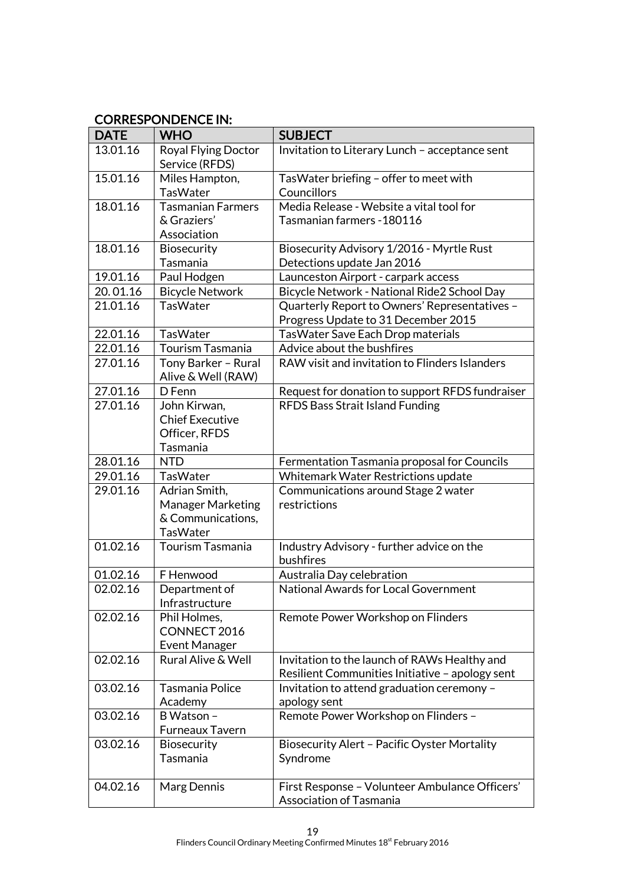## CORRESPONDENCE IN:

| DATE | WHO | SUBJECT |
|---|---|---|
| 13.01.16 | Royal Flying Doctor Service (RFDS) | Invitation to Literary Lunch – acceptance sent |
| 15.01.16 | Miles Hampton, TasWater | TasWater briefing – offer to meet with Councillors |
| 18.01.16 | Tasmanian Farmers & Graziers' Association | Media Release - Website a vital tool for Tasmanian farmers -180116 |
| 18.01.16 | Biosecurity Tasmania | Biosecurity Advisory 1/2016 - Myrtle Rust Detections update Jan 2016 |
| 19.01.16 | Paul Hodgen | Launceston Airport - carpark access |
| 20. 01.16 | Bicycle Network | Bicycle Network - National Ride2 School Day |
| 21.01.16 | TasWater | Quarterly Report to Owners' Representatives – Progress Update to 31 December 2015 |
| 22.01.16 | TasWater | TasWater Save Each Drop materials |
| 22.01.16 | Tourism Tasmania | Advice about the bushfires |
| 27.01.16 | Tony Barker – Rural Alive & Well (RAW) | RAW visit and invitation to Flinders Islanders |
| 27.01.16 | D Fenn | Request for donation to support RFDS fundraiser |
| 27.01.16 | John Kirwan, Chief Executive Officer, RFDS Tasmania | RFDS Bass Strait Island Funding |
| 28.01.16 | NTD | Fermentation Tasmania proposal for Councils |
| 29.01.16 | TasWater | Whitemark Water Restrictions update |
| 29.01.16 | Adrian Smith, Manager Marketing & Communications, TasWater | Communications around Stage 2 water restrictions |
| 01.02.16 | Tourism Tasmania | Industry Advisory - further advice on the bushfires |
| 01.02.16 | F Henwood | Australia Day celebration |
| 02.02.16 | Department of Infrastructure | National Awards for Local Government |
| 02.02.16 | Phil Holmes, CONNECT 2016 Event Manager | Remote Power Workshop on Flinders |
| 02.02.16 | Rural Alive & Well | Invitation to the launch of RAWs Healthy and Resilient Communities Initiative – apology sent |
| 03.02.16 | Tasmania Police Academy | Invitation to attend graduation ceremony – apology sent |
| 03.02.16 | B Watson – Furneaux Tavern | Remote Power Workshop on Flinders – |
| 03.02.16 | Biosecurity Tasmania | Biosecurity Alert – Pacific Oyster Mortality Syndrome |
| 04.02.16 | Marg Dennis | First Response – Volunteer Ambulance Officers' Association of Tasmania |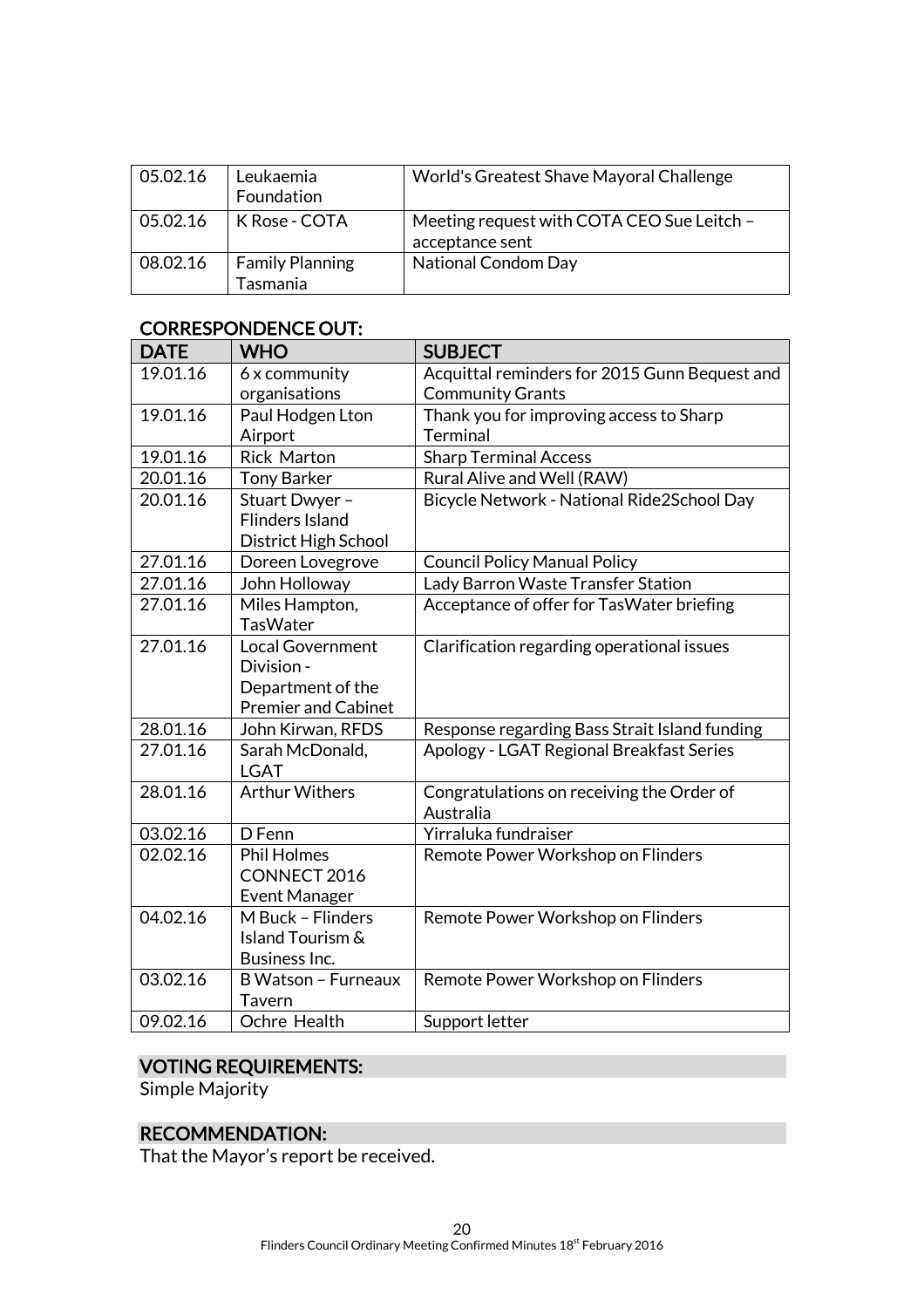| 05.02.16 | Leukaemia Foundation | World's Greatest Shave Mayoral Challenge |
|---|---|---|
| 05.02.16 | K Rose - COTA | Meeting request with COTA CEO Sue Leitch – acceptance sent |
| 08.02.16 | Family Planning Tasmania | National Condom Day |

## CORRESPONDENCE OUT:

| DATE | WHO | SUBJECT |
|---|---|---|
| 19.01.16 | 6 x community organisations | Acquittal reminders for 2015 Gunn Bequest and Community Grants |
| 19.01.16 | Paul Hodgen Lton Airport | Thank you for improving access to Sharp Terminal |
| 19.01.16 | Rick Marton | Sharp Terminal Access |
| 20.01.16 | Tony Barker | Rural Alive and Well (RAW) |
| 20.01.16 | Stuart Dwyer – Flinders Island District High School | Bicycle Network - National Ride2School Day |
| 27.01.16 | Doreen Lovegrove | Council Policy Manual Policy |
| 27.01.16 | John Holloway | Lady Barron Waste Transfer Station |
| 27.01.16 | Miles Hampton, TasWater | Acceptance of offer for TasWater briefing |
| 27.01.16 | Local Government Division - Department of the Premier and Cabinet | Clarification regarding operational issues |
| 28.01.16 | John Kirwan, RFDS | Response regarding Bass Strait Island funding |
| 27.01.16 | Sarah McDonald, LGAT | Apology - LGAT Regional Breakfast Series |
| 28.01.16 | Arthur Withers | Congratulations on receiving the Order of Australia |
| 03.02.16 | D Fenn | Yirraluka fundraiser |
| 02.02.16 | Phil Holmes CONNECT 2016 Event Manager | Remote Power Workshop on Flinders |
| 04.02.16 | M Buck – Flinders Island Tourism & Business Inc. | Remote Power Workshop on Flinders |
| 03.02.16 | B Watson – Furneaux Tavern | Remote Power Workshop on Flinders |
| 09.02.16 | Ochre Health | Support letter |

## VOTING REQUIREMENTS:

Simple Majority

## RECOMMENDATION:

That the Mayor's report be received.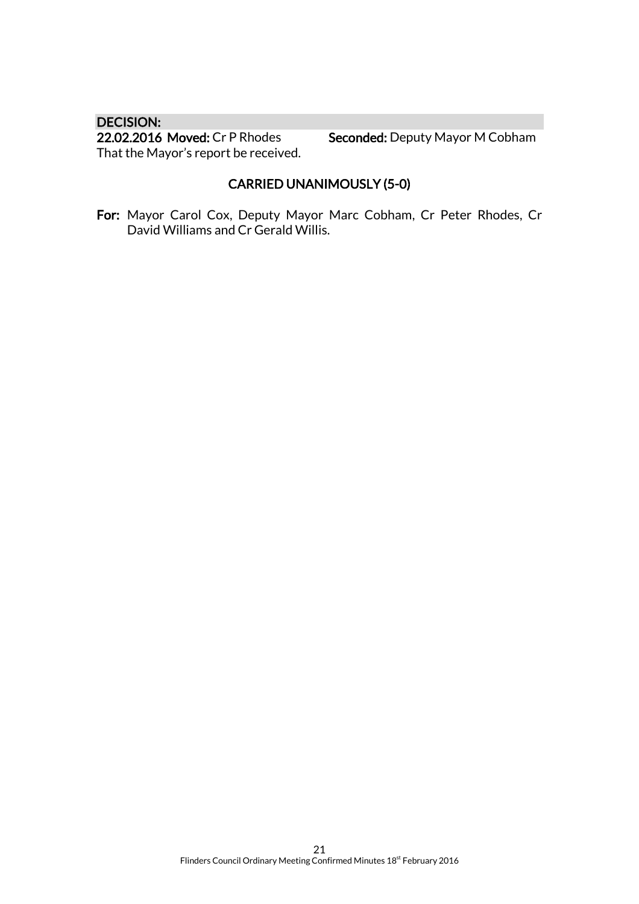**DECISION:**

**22.02.2016 Moved:** Cr P Rhodes **Seconded:** Deputy Mayor M Cobham

That the Mayor's report be received.

**CARRIED UNANIMOUSLY (5-0)**

**For:** Mayor Carol Cox, Deputy Mayor Marc Cobham, Cr Peter Rhodes, Cr David Williams and Cr Gerald Willis.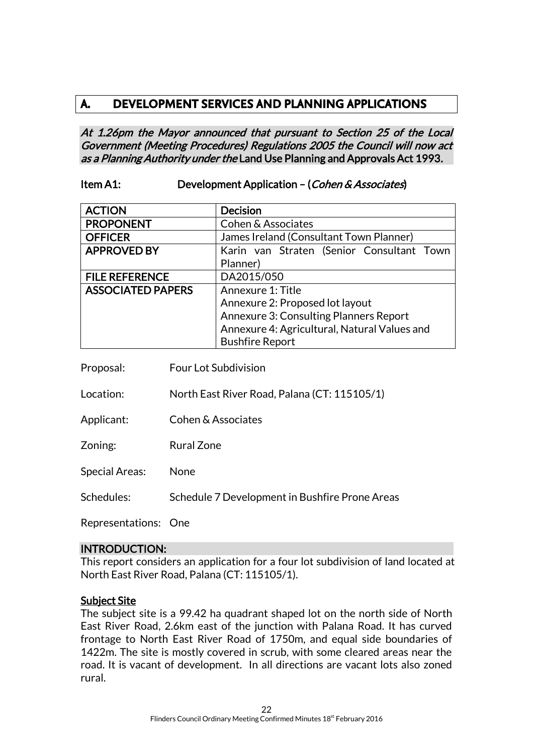## A. DEVELOPMENT SERVICES AND PLANNING APPLICATIONS

*At 1.26pm the Mayor announced that pursuant to Section 25 of the Local Government (Meeting Procedures) Regulations 2005 the Council will now act as a Planning Authority under the* **Land Use Planning and Approvals Act 1993.**

**Item A1: Development Application – (*Cohen & Associates*)**

| ACTION | Decision |
|---|---|
| PROPONENT | Cohen & Associates |
| OFFICER | James Ireland (Consultant Town Planner) |
| APPROVED BY | Karin van Straten (Senior Consultant Town Planner) |
| FILE REFERENCE | DA2015/050 |
| ASSOCIATED PAPERS | Annexure 1: Title<br>Annexure 2: Proposed lot layout<br>Annexure 3: Consulting Planners Report<br>Annexure 4: Agricultural, Natural Values and Bushfire Report |

Proposal: Four Lot Subdivision

Location: North East River Road, Palana (CT: 115105/1)

Applicant: Cohen & Associates

Zoning: Rural Zone

Special Areas: None

Schedules: Schedule 7 Development in Bushfire Prone Areas

Representations: One

### INTRODUCTION:

This report considers an application for a four lot subdivision of land located at North East River Road, Palana (CT: 115105/1).

**Subject Site**

The subject site is a 99.42 ha quadrant shaped lot on the north side of North East River Road, 2.6km east of the junction with Palana Road. It has curved frontage to North East River Road of 1750m, and equal side boundaries of 1422m. The site is mostly covered in scrub, with some cleared areas near the road. It is vacant of development. In all directions are vacant lots also zoned rural.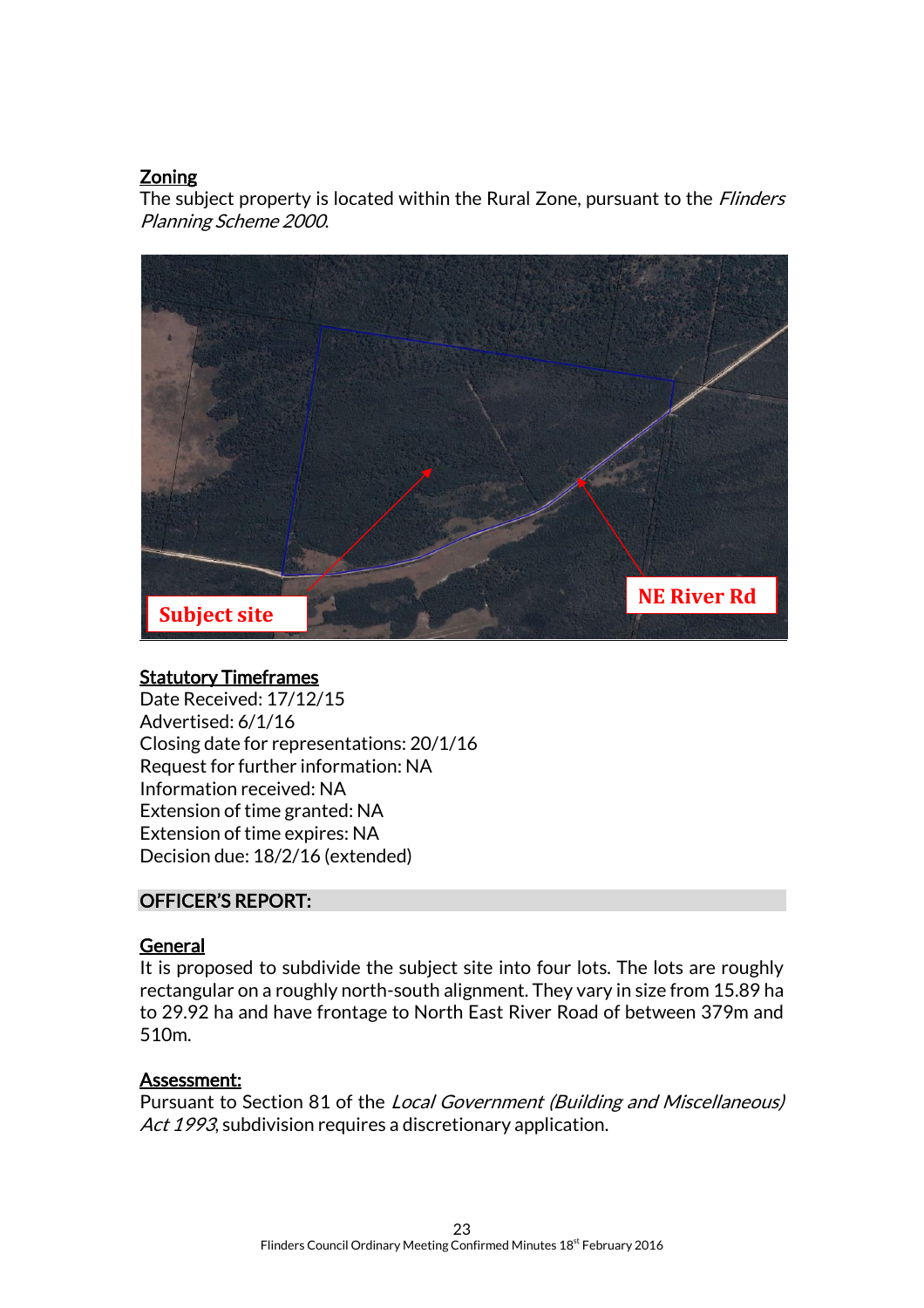**Zoning**

The subject property is located within the Rural Zone, pursuant to the *Flinders Planning Scheme 2000*.

**Statutory Timeframes**

Date Received: 17/12/15
Advertised: 6/1/16
Closing date for representations: 20/1/16
Request for further information: NA
Information received: NA
Extension of time granted: NA
Extension of time expires: NA
Decision due: 18/2/16 (extended)

## OFFICER'S REPORT:

**General**

It is proposed to subdivide the subject site into four lots. The lots are roughly rectangular on a roughly north-south alignment. They vary in size from 15.89 ha to 29.92 ha and have frontage to North East River Road of between 379m and 510m.

**Assessment:**

Pursuant to Section 81 of the *Local Government (Building and Miscellaneous) Act 1993*, subdivision requires a discretionary application.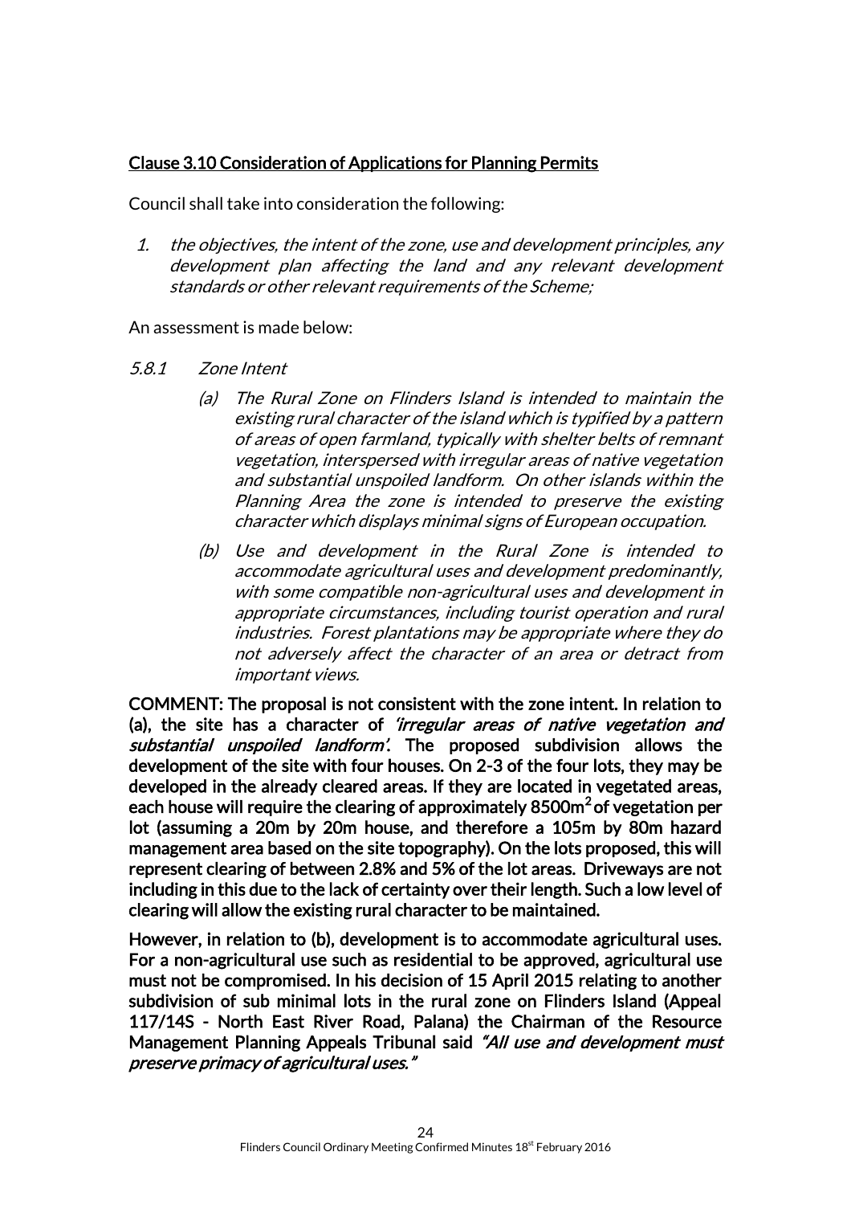<u>**Clause 3.10 Consideration of Applications for Planning Permits**</u>

Council shall take into consideration the following:

1. *the objectives, the intent of the zone, use and development principles, any development plan affecting the land and any relevant development standards or other relevant requirements of the Scheme;*

An assessment is made below:

*5.8.1 Zone Intent*

> *(a) The Rural Zone on Flinders Island is intended to maintain the existing rural character of the island which is typified by a pattern of areas of open farmland, typically with shelter belts of remnant vegetation, interspersed with irregular areas of native vegetation and substantial unspoiled landform. On other islands within the Planning Area the zone is intended to preserve the existing character which displays minimal signs of European occupation.*
>
> *(b) Use and development in the Rural Zone is intended to accommodate agricultural uses and development predominantly, with some compatible non-agricultural uses and development in appropriate circumstances, including tourist operation and rural industries. Forest plantations may be appropriate where they do not adversely affect the character of an area or detract from important views.*

**COMMENT: The proposal is not consistent with the zone intent. In relation to (a), the site has a character of *'irregular areas of native vegetation and substantial unspoiled landform'*. The proposed subdivision allows the development of the site with four houses. On 2-3 of the four lots, they may be developed in the already cleared areas. If they are located in vegetated areas, each house will require the clearing of approximately 8500m$^2$ of vegetation per lot (assuming a 20m by 20m house, and therefore a 105m by 80m hazard management area based on the site topography). On the lots proposed, this will represent clearing of between 2.8% and 5% of the lot areas. Driveways are not including in this due to the lack of certainty over their length. Such a low level of clearing will allow the existing rural character to be maintained.**

**However, in relation to (b), development is to accommodate agricultural uses. For a non-agricultural use such as residential to be approved, agricultural use must not be compromised. In his decision of 15 April 2015 relating to another subdivision of sub minimal lots in the rural zone on Flinders Island (Appeal 117/14S - North East River Road, Palana) the Chairman of the Resource Management Planning Appeals Tribunal said *"All use and development must preserve primacy of agricultural uses."***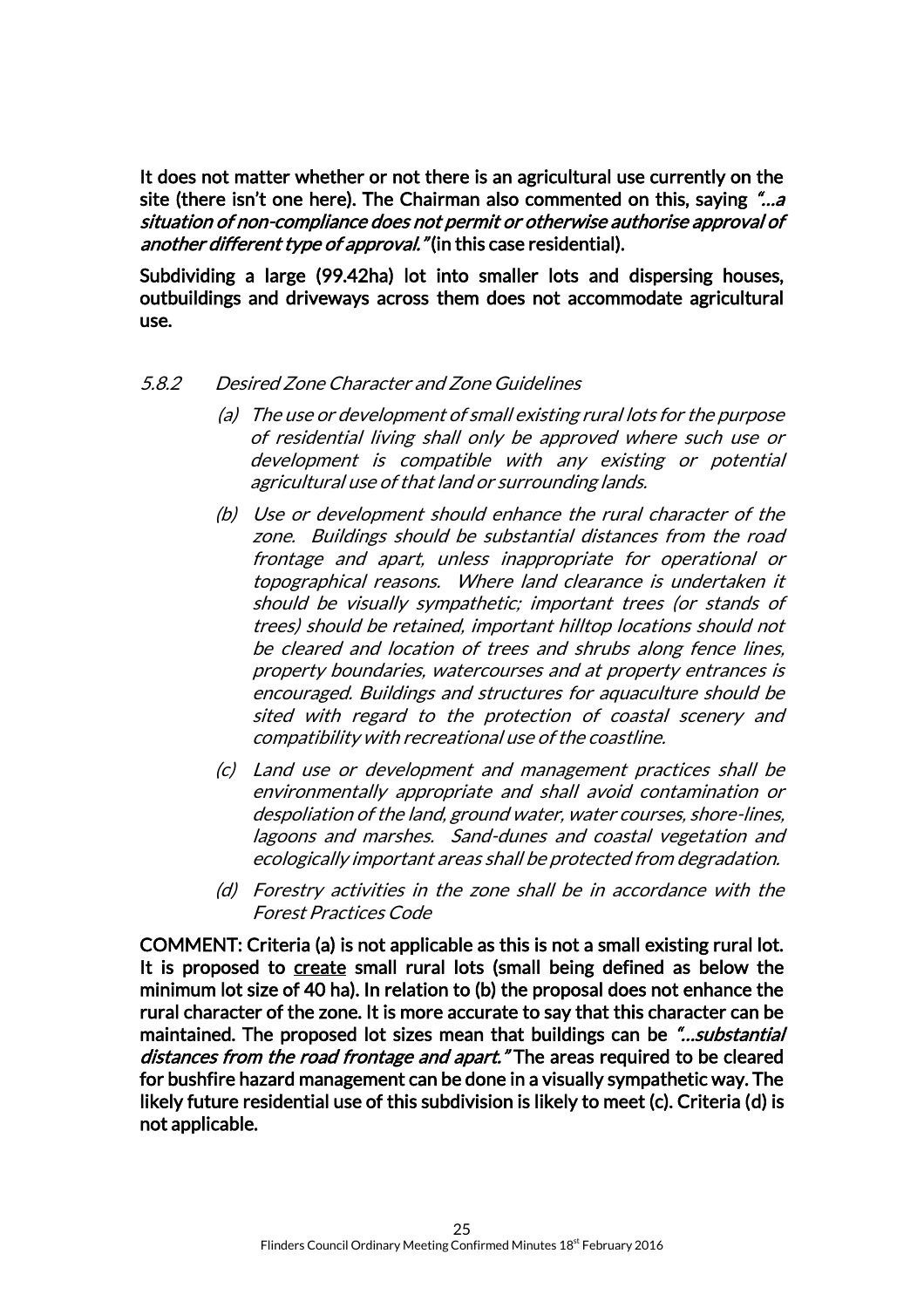**It does not matter whether or not there is an agricultural use currently on the site (there isn't one here). The Chairman also commented on this, saying *"...a situation of non-compliance does not permit or otherwise authorise approval of another different type of approval."* (in this case residential).**

**Subdividing a large (99.42ha) lot into smaller lots and dispersing houses, outbuildings and driveways across them does not accommodate agricultural use.**

*5.8.2 Desired Zone Character and Zone Guidelines*

*(a) The use or development of small existing rural lots for the purpose of residential living shall only be approved where such use or development is compatible with any existing or potential agricultural use of that land or surrounding lands.*

*(b) Use or development should enhance the rural character of the zone. Buildings should be substantial distances from the road frontage and apart, unless inappropriate for operational or topographical reasons. Where land clearance is undertaken it should be visually sympathetic; important trees (or stands of trees) should be retained, important hilltop locations should not be cleared and location of trees and shrubs along fence lines, property boundaries, watercourses and at property entrances is encouraged. Buildings and structures for aquaculture should be sited with regard to the protection of coastal scenery and compatibility with recreational use of the coastline.*

*(c) Land use or development and management practices shall be environmentally appropriate and shall avoid contamination or despoliation of the land, ground water, water courses, shore-lines, lagoons and marshes. Sand-dunes and coastal vegetation and ecologically important areas shall be protected from degradation.*

*(d) Forestry activities in the zone shall be in accordance with the Forest Practices Code*

**COMMENT: Criteria (a) is not applicable as this is not a small existing rural lot. It is proposed to <u>create</u> small rural lots (small being defined as below the minimum lot size of 40 ha). In relation to (b) the proposal does not enhance the rural character of the zone. It is more accurate to say that this character can be maintained. The proposed lot sizes mean that buildings can be *"...substantial distances from the road frontage and apart."* The areas required to be cleared for bushfire hazard management can be done in a visually sympathetic way. The likely future residential use of this subdivision is likely to meet (c). Criteria (d) is not applicable.**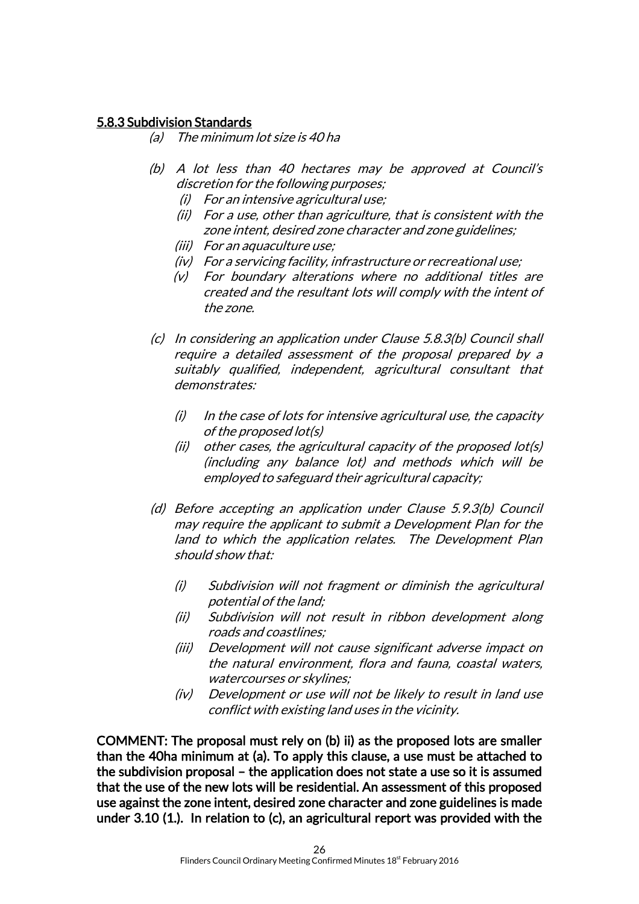#### 5.8.3 Subdivision Standards

*(a) The minimum lot size is 40 ha*

*(b) A lot less than 40 hectares may be approved at Council's discretion for the following purposes;*

*(i) For an intensive agricultural use;*

*(ii) For a use, other than agriculture, that is consistent with the zone intent, desired zone character and zone guidelines;*

*(iii) For an aquaculture use;*

*(iv) For a servicing facility, infrastructure or recreational use;*

*(v) For boundary alterations where no additional titles are created and the resultant lots will comply with the intent of the zone.*

*(c) In considering an application under Clause 5.8.3(b) Council shall require a detailed assessment of the proposal prepared by a suitably qualified, independent, agricultural consultant that demonstrates:*

*(i) In the case of lots for intensive agricultural use, the capacity of the proposed lot(s)*

*(ii) other cases, the agricultural capacity of the proposed lot(s) (including any balance lot) and methods which will be employed to safeguard their agricultural capacity;*

*(d) Before accepting an application under Clause 5.9.3(b) Council may require the applicant to submit a Development Plan for the land to which the application relates. The Development Plan should show that:*

*(i) Subdivision will not fragment or diminish the agricultural potential of the land;*

*(ii) Subdivision will not result in ribbon development along roads and coastlines;*

*(iii) Development will not cause significant adverse impact on the natural environment, flora and fauna, coastal waters, watercourses or skylines;*

*(iv) Development or use will not be likely to result in land use conflict with existing land uses in the vicinity.*

**COMMENT: The proposal must rely on (b) ii) as the proposed lots are smaller than the 40ha minimum at (a). To apply this clause, a use must be attached to the subdivision proposal – the application does not state a use so it is assumed that the use of the new lots will be residential. An assessment of this proposed use against the zone intent, desired zone character and zone guidelines is made under 3.10 (1.). In relation to (c), an agricultural report was provided with the**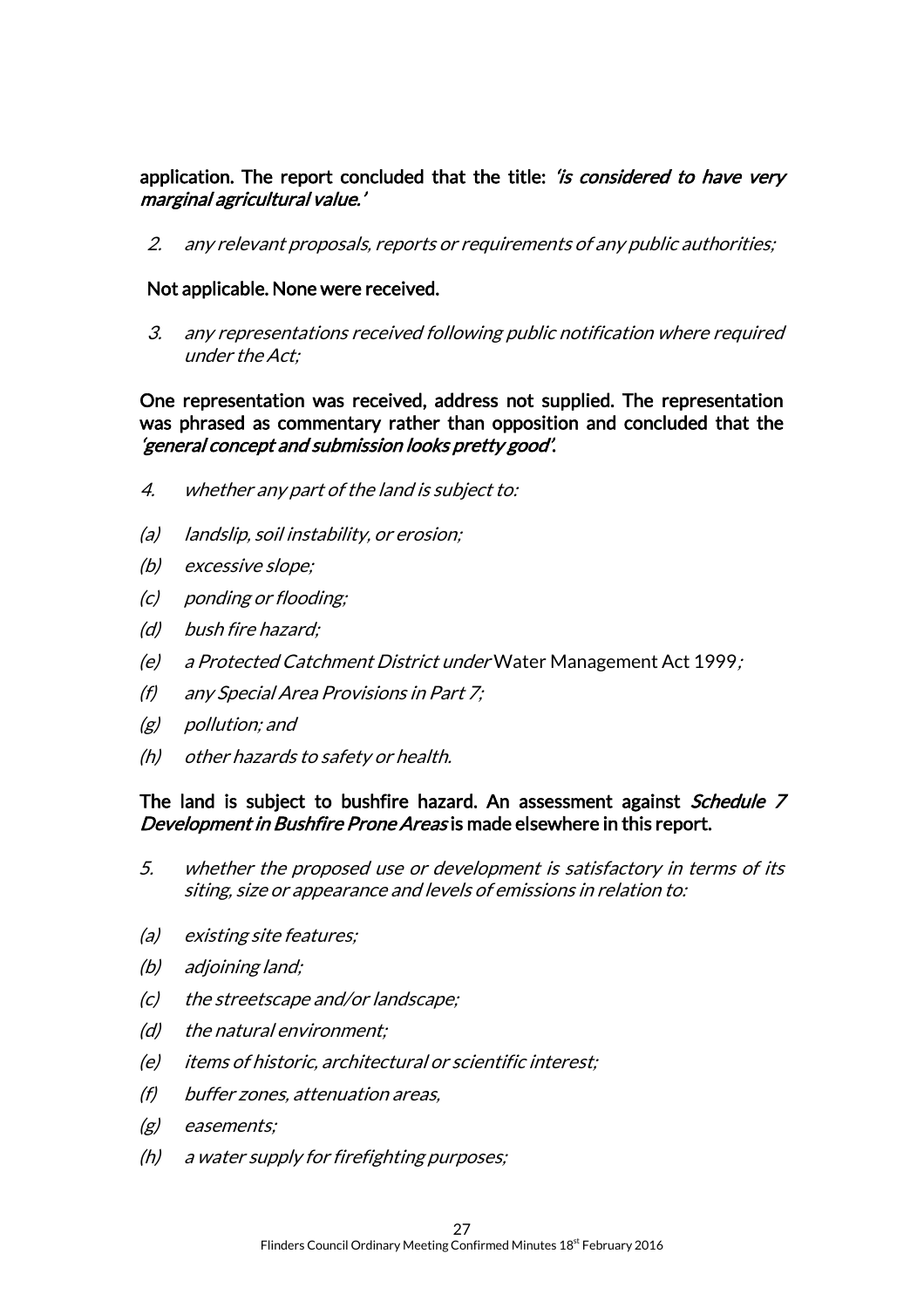**application. The report concluded that the title: *'is considered to have very marginal agricultural value.'***

2. *any relevant proposals, reports or requirements of any public authorities;*

**Not applicable. None were received.**

3. *any representations received following public notification where required under the Act;*

**One representation was received, address not supplied. The representation was phrased as commentary rather than opposition and concluded that the *'general concept and submission looks pretty good'*.**

4. *whether any part of the land is subject to:*

(a) *landslip, soil instability, or erosion;*

(b) *excessive slope;*

(c) *ponding or flooding;*

(d) *bush fire hazard;*

(e) *a Protected Catchment District under* Water Management Act 1999*;*

(f) *any Special Area Provisions in Part 7;*

(g) *pollution; and*

(h) *other hazards to safety or health.*

**The land is subject to bushfire hazard. An assessment against *Schedule 7 Development in Bushfire Prone Areas* is made elsewhere in this report.**

5. *whether the proposed use or development is satisfactory in terms of its siting, size or appearance and levels of emissions in relation to:*

(a) *existing site features;*

(b) *adjoining land;*

(c) *the streetscape and/or landscape;*

(d) *the natural environment;*

(e) *items of historic, architectural or scientific interest;*

(f) *buffer zones, attenuation areas,*

(g) *easements;*

(h) *a water supply for firefighting purposes;*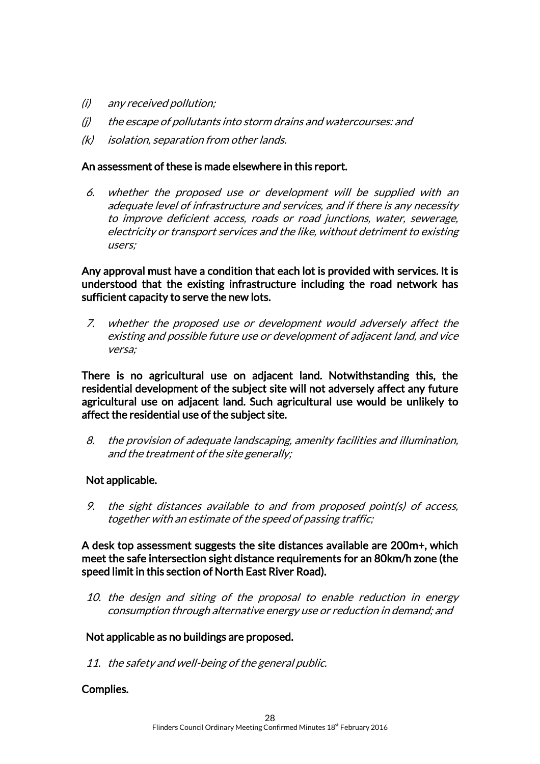*(i) any received pollution;*

*(j) the escape of pollutants into storm drains and watercourses: and*

*(k) isolation, separation from other lands.*

**An assessment of these is made elsewhere in this report.**

*6. whether the proposed use or development will be supplied with an adequate level of infrastructure and services, and if there is any necessity to improve deficient access, roads or road junctions, water, sewerage, electricity or transport services and the like, without detriment to existing users;*

**Any approval must have a condition that each lot is provided with services. It is understood that the existing infrastructure including the road network has sufficient capacity to serve the new lots.**

*7. whether the proposed use or development would adversely affect the existing and possible future use or development of adjacent land, and vice versa;*

**There is no agricultural use on adjacent land. Notwithstanding this, the residential development of the subject site will not adversely affect any future agricultural use on adjacent land. Such agricultural use would be unlikely to affect the residential use of the subject site.**

*8. the provision of adequate landscaping, amenity facilities and illumination, and the treatment of the site generally;*

**Not applicable.**

*9. the sight distances available to and from proposed point(s) of access, together with an estimate of the speed of passing traffic;*

**A desk top assessment suggests the site distances available are 200m+, which meet the safe intersection sight distance requirements for an 80km/h zone (the speed limit in this section of North East River Road).**

*10. the design and siting of the proposal to enable reduction in energy consumption through alternative energy use or reduction in demand; and*

**Not applicable as no buildings are proposed.**

*11. the safety and well-being of the general public.*

**Complies.**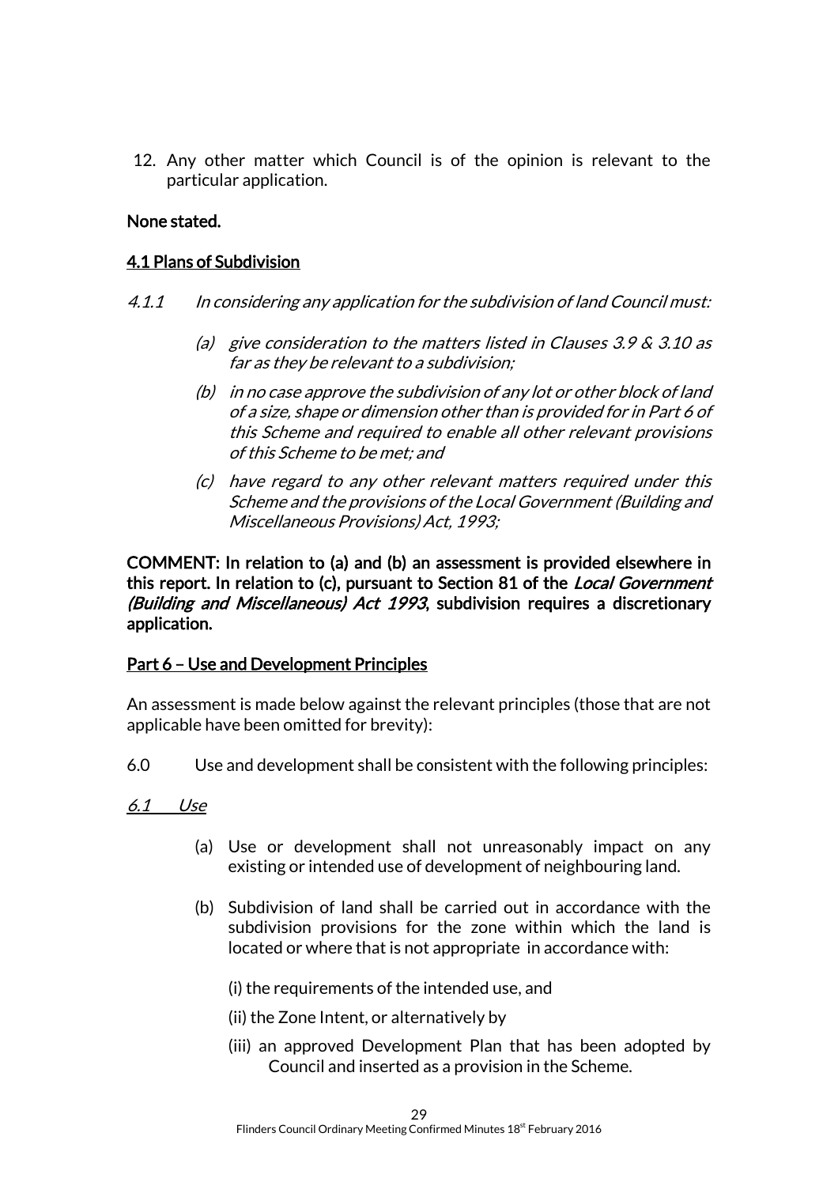12. Any other matter which Council is of the opinion is relevant to the particular application.

**None stated.**

**4.1 Plans of Subdivision**

*4.1.1 In considering any application for the subdivision of land Council must:*

*(a) give consideration to the matters listed in Clauses 3.9 & 3.10 as far as they be relevant to a subdivision;*

*(b) in no case approve the subdivision of any lot or other block of land of a size, shape or dimension other than is provided for in Part 6 of this Scheme and required to enable all other relevant provisions of this Scheme to be met; and*

*(c) have regard to any other relevant matters required under this Scheme and the provisions of the Local Government (Building and Miscellaneous Provisions) Act, 1993;*

**COMMENT: In relation to (a) and (b) an assessment is provided elsewhere in this report. In relation to (c), pursuant to Section 81 of the *Local Government (Building and Miscellaneous) Act 1993*, subdivision requires a discretionary application.**

**Part 6 – Use and Development Principles**

An assessment is made below against the relevant principles (those that are not applicable have been omitted for brevity):

6.0 Use and development shall be consistent with the following principles:

*6.1 Use*

(a) Use or development shall not unreasonably impact on any existing or intended use of development of neighbouring land.

(b) Subdivision of land shall be carried out in accordance with the subdivision provisions for the zone within which the land is located or where that is not appropriate in accordance with:

(i) the requirements of the intended use, and

(ii) the Zone Intent, or alternatively by

(iii) an approved Development Plan that has been adopted by Council and inserted as a provision in the Scheme.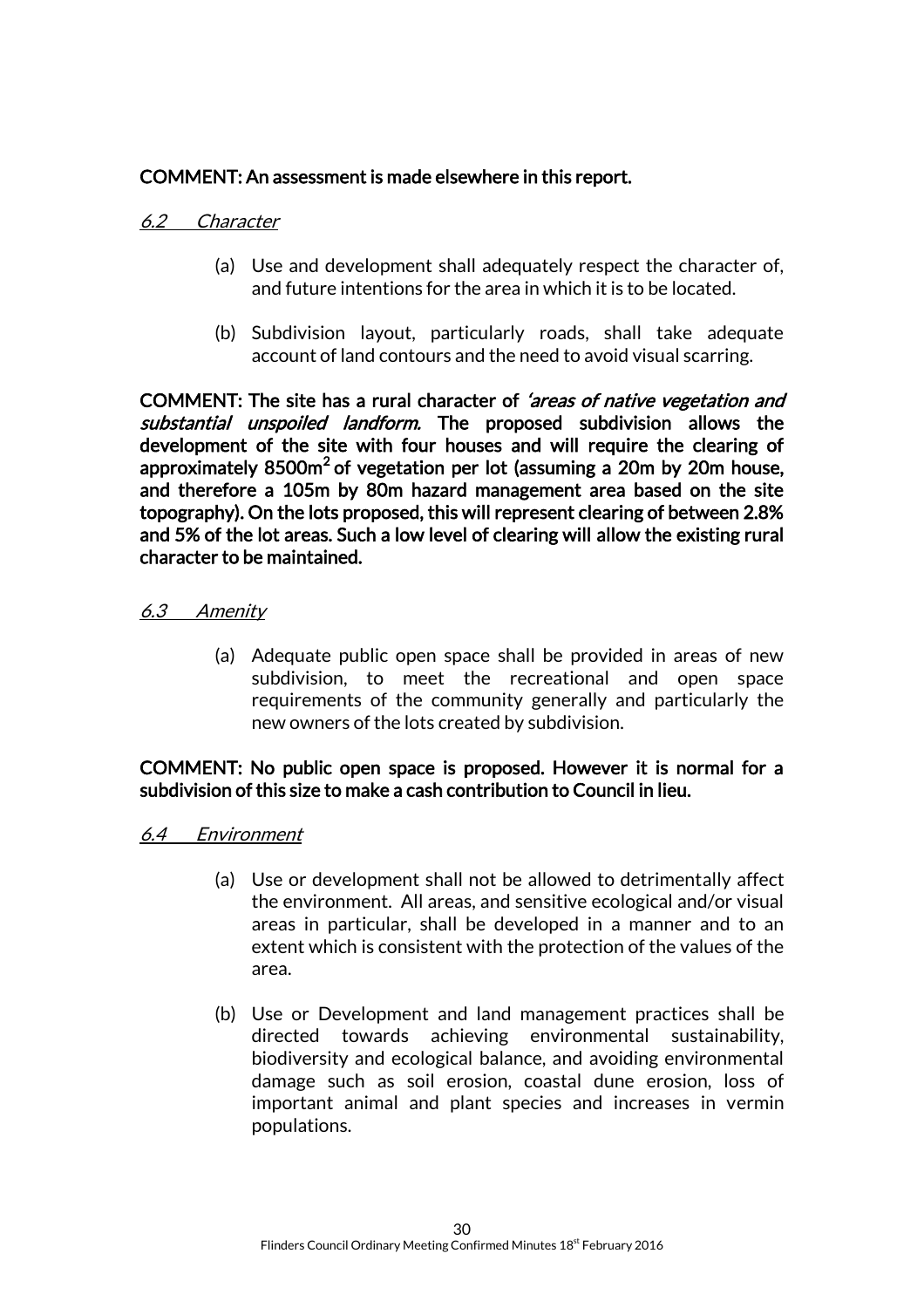**COMMENT: An assessment is made elsewhere in this report.**

### *6.2 Character*

(a) Use and development shall adequately respect the character of, and future intentions for the area in which it is to be located.

(b) Subdivision layout, particularly roads, shall take adequate account of land contours and the need to avoid visual scarring.

**COMMENT: The site has a rural character of *'areas of native vegetation and substantial unspoiled landform.* The proposed subdivision allows the development of the site with four houses and will require the clearing of approximately 8500m$^2$ of vegetation per lot (assuming a 20m by 20m house, and therefore a 105m by 80m hazard management area based on the site topography). On the lots proposed, this will represent clearing of between 2.8% and 5% of the lot areas. Such a low level of clearing will allow the existing rural character to be maintained.**

### *6.3 Amenity*

(a) Adequate public open space shall be provided in areas of new subdivision, to meet the recreational and open space requirements of the community generally and particularly the new owners of the lots created by subdivision.

**COMMENT: No public open space is proposed. However it is normal for a subdivision of this size to make a cash contribution to Council in lieu.**

### *6.4 Environment*

(a) Use or development shall not be allowed to detrimentally affect the environment. All areas, and sensitive ecological and/or visual areas in particular, shall be developed in a manner and to an extent which is consistent with the protection of the values of the area.

(b) Use or Development and land management practices shall be directed towards achieving environmental sustainability, biodiversity and ecological balance, and avoiding environmental damage such as soil erosion, coastal dune erosion, loss of important animal and plant species and increases in vermin populations.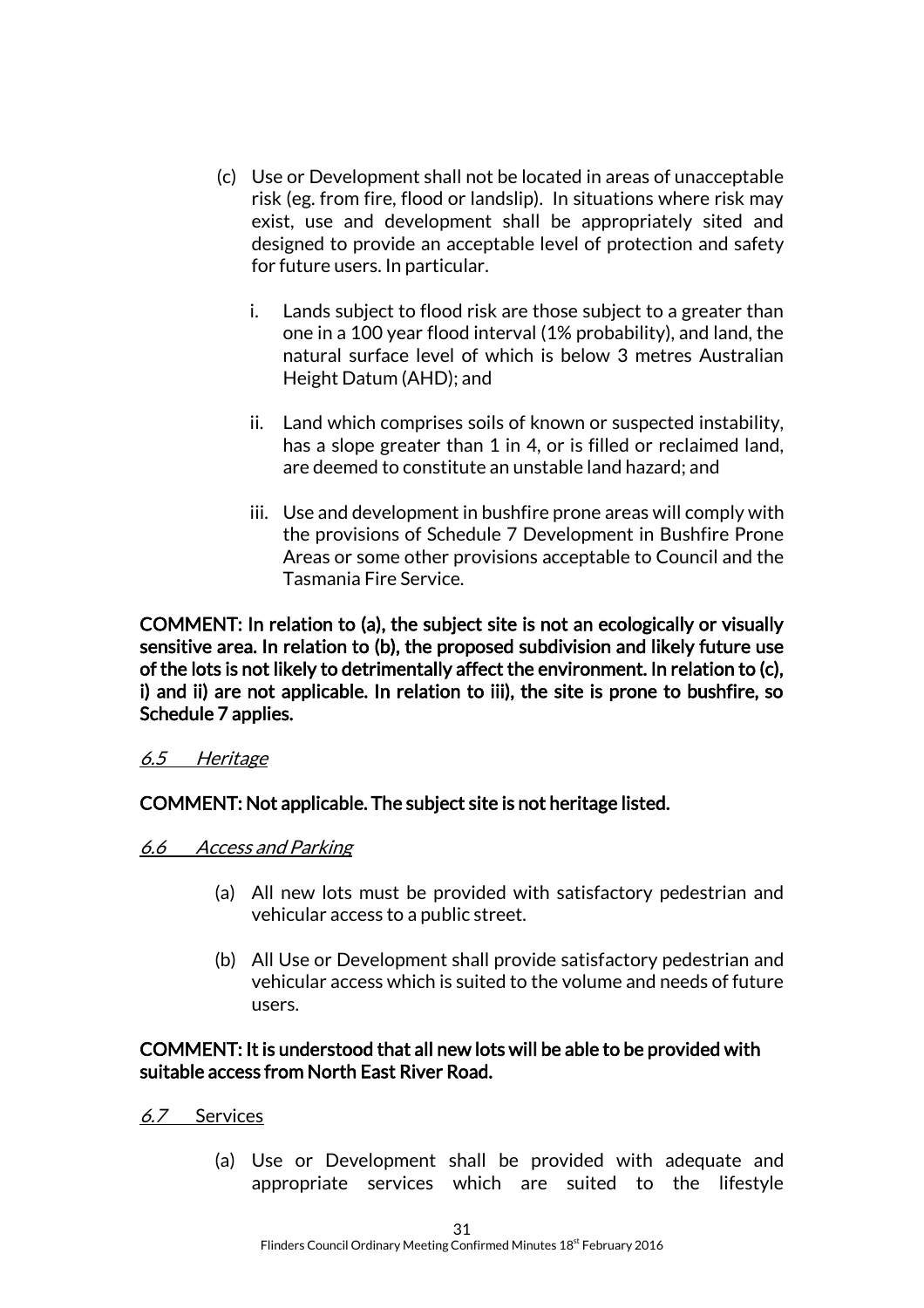(c) Use or Development shall not be located in areas of unacceptable risk (eg. from fire, flood or landslip). In situations where risk may exist, use and development shall be appropriately sited and designed to provide an acceptable level of protection and safety for future users. In particular.

   i. Lands subject to flood risk are those subject to a greater than one in a 100 year flood interval (1% probability), and land, the natural surface level of which is below 3 metres Australian Height Datum (AHD); and

   ii. Land which comprises soils of known or suspected instability, has a slope greater than 1 in 4, or is filled or reclaimed land, are deemed to constitute an unstable land hazard; and

   iii. Use and development in bushfire prone areas will comply with the provisions of Schedule 7 Development in Bushfire Prone Areas or some other provisions acceptable to Council and the Tasmania Fire Service.

**COMMENT: In relation to (a), the subject site is not an ecologically or visually sensitive area. In relation to (b), the proposed subdivision and likely future use of the lots is not likely to detrimentally affect the environment. In relation to (c), i) and ii) are not applicable. In relation to iii), the site is prone to bushfire, so Schedule 7 applies.**

*6.5 Heritage*

**COMMENT: Not applicable. The subject site is not heritage listed.**

*6.6 Access and Parking*

(a) All new lots must be provided with satisfactory pedestrian and vehicular access to a public street.

(b) All Use or Development shall provide satisfactory pedestrian and vehicular access which is suited to the volume and needs of future users.

**COMMENT: It is understood that all new lots will be able to be provided with suitable access from North East River Road.**

*6.7 Services*

(a) Use or Development shall be provided with adequate and appropriate services which are suited to the lifestyle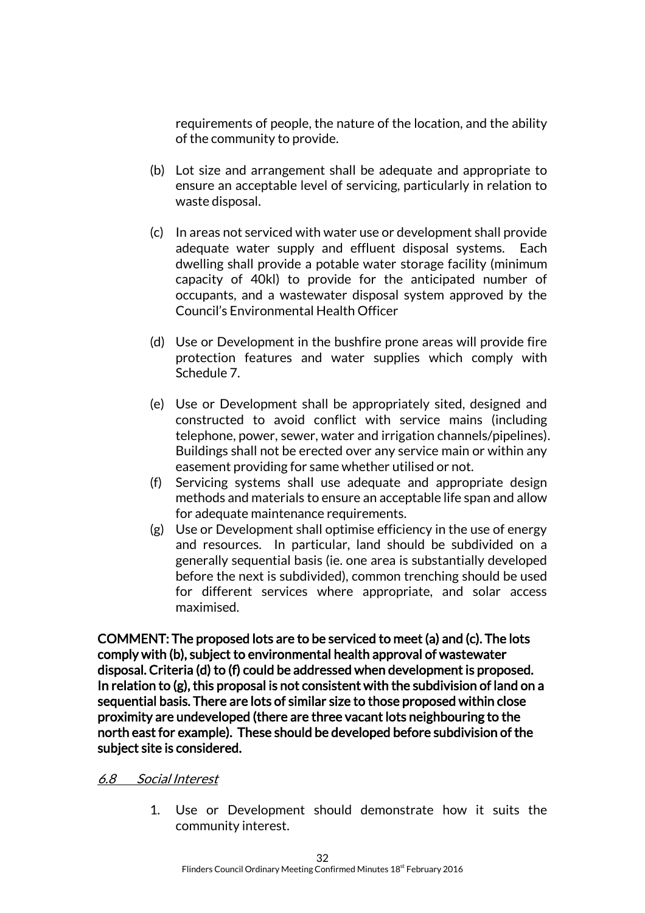requirements of people, the nature of the location, and the ability of the community to provide.

(b) Lot size and arrangement shall be adequate and appropriate to ensure an acceptable level of servicing, particularly in relation to waste disposal.

(c) In areas not serviced with water use or development shall provide adequate water supply and effluent disposal systems. Each dwelling shall provide a potable water storage facility (minimum capacity of 40kl) to provide for the anticipated number of occupants, and a wastewater disposal system approved by the Council's Environmental Health Officer

(d) Use or Development in the bushfire prone areas will provide fire protection features and water supplies which comply with Schedule 7.

(e) Use or Development shall be appropriately sited, designed and constructed to avoid conflict with service mains (including telephone, power, sewer, water and irrigation channels/pipelines). Buildings shall not be erected over any service main or within any easement providing for same whether utilised or not.

(f) Servicing systems shall use adequate and appropriate design methods and materials to ensure an acceptable life span and allow for adequate maintenance requirements.

(g) Use or Development shall optimise efficiency in the use of energy and resources. In particular, land should be subdivided on a generally sequential basis (ie. one area is substantially developed before the next is subdivided), common trenching should be used for different services where appropriate, and solar access maximised.

**COMMENT: The proposed lots are to be serviced to meet (a) and (c). The lots comply with (b), subject to environmental health approval of wastewater disposal. Criteria (d) to (f) could be addressed when development is proposed. In relation to (g), this proposal is not consistent with the subdivision of land on a sequential basis. There are lots of similar size to those proposed within close proximity are undeveloped (there are three vacant lots neighbouring to the north east for example). These should be developed before subdivision of the subject site is considered.**

*6.8 Social Interest*

1. Use or Development should demonstrate how it suits the community interest.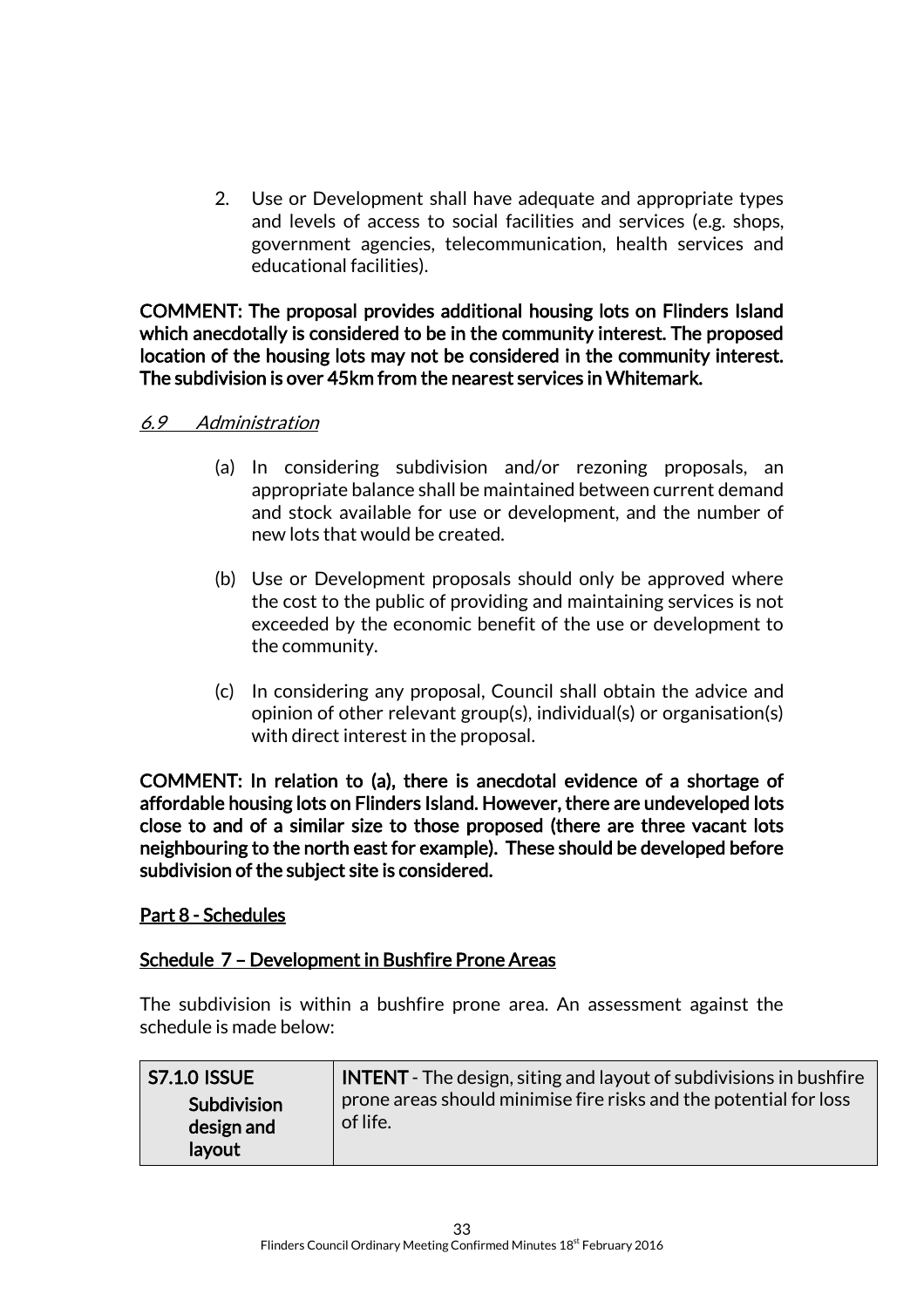2. Use or Development shall have adequate and appropriate types and levels of access to social facilities and services (e.g. shops, government agencies, telecommunication, health services and educational facilities).

**COMMENT: The proposal provides additional housing lots on Flinders Island which anecdotally is considered to be in the community interest. The proposed location of the housing lots may not be considered in the community interest. The subdivision is over 45km from the nearest services in Whitemark.**

*6.9 Administration*

(a) In considering subdivision and/or rezoning proposals, an appropriate balance shall be maintained between current demand and stock available for use or development, and the number of new lots that would be created.

(b) Use or Development proposals should only be approved where the cost to the public of providing and maintaining services is not exceeded by the economic benefit of the use or development to the community.

(c) In considering any proposal, Council shall obtain the advice and opinion of other relevant group(s), individual(s) or organisation(s) with direct interest in the proposal.

**COMMENT: In relation to (a), there is anecdotal evidence of a shortage of affordable housing lots on Flinders Island. However, there are undeveloped lots close to and of a similar size to those proposed (there are three vacant lots neighbouring to the north east for example). These should be developed before subdivision of the subject site is considered.**

**Part 8 - Schedules**

**Schedule 7 – Development in Bushfire Prone Areas**

The subdivision is within a bushfire prone area. An assessment against the schedule is made below:

| **S7.1.0 ISSUE** **Subdivision design and layout** | **INTENT** - The design, siting and layout of subdivisions in bushfire prone areas should minimise fire risks and the potential for loss of life. |
|---|---|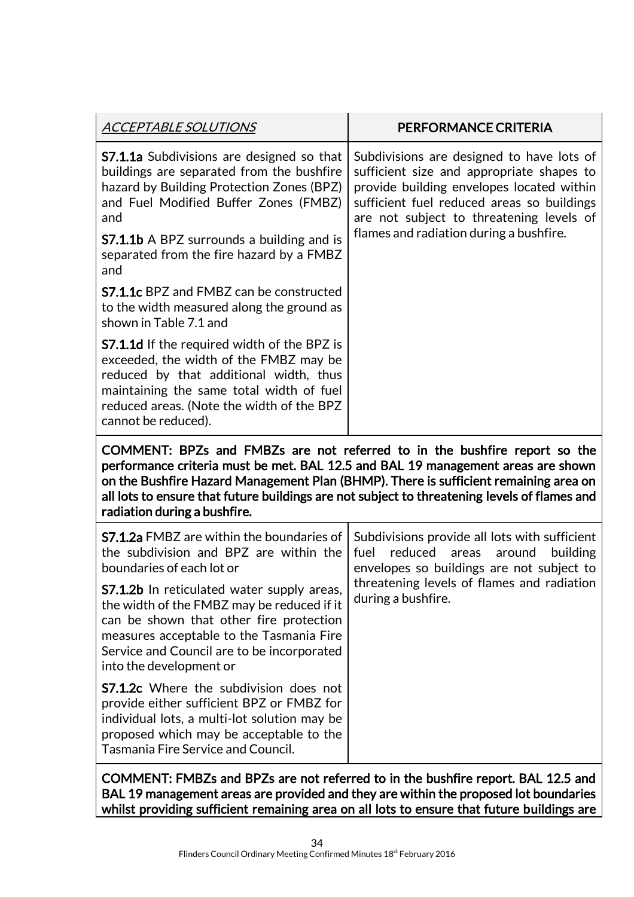| *ACCEPTABLE SOLUTIONS* | **PERFORMANCE CRITERIA** |
|---|---|
| **S7.1.1a** Subdivisions are designed so that buildings are separated from the bushfire hazard by Building Protection Zones (BPZ) and Fuel Modified Buffer Zones (FMBZ) and<br><br>**S7.1.1b** A BPZ surrounds a building and is separated from the fire hazard by a FMBZ and<br><br>**S7.1.1c** BPZ and FMBZ can be constructed to the width measured along the ground as shown in Table 7.1 and<br><br>**S7.1.1d** If the required width of the BPZ is exceeded, the width of the FMBZ may be reduced by that additional width, thus maintaining the same total width of fuel reduced areas. (Note the width of the BPZ cannot be reduced). | Subdivisions are designed to have lots of sufficient size and appropriate shapes to provide building envelopes located within sufficient fuel reduced areas so buildings are not subject to threatening levels of flames and radiation during a bushfire. |
| **COMMENT: BPZs and FMBZs are not referred to in the bushfire report so the performance criteria must be met. BAL 12.5 and BAL 19 management areas are shown on the Bushfire Hazard Management Plan (BHMP). There is sufficient remaining area on all lots to ensure that future buildings are not subject to threatening levels of flames and radiation during a bushfire.** | |
| **S7.1.2a** FMBZ are within the boundaries of the subdivision and BPZ are within the boundaries of each lot or<br><br>**S7.1.2b** In reticulated water supply areas, the width of the FMBZ may be reduced if it can be shown that other fire protection measures acceptable to the Tasmania Fire Service and Council are to be incorporated into the development or<br><br>**S7.1.2c** Where the subdivision does not provide either sufficient BPZ or FMBZ for individual lots, a multi-lot solution may be proposed which may be acceptable to the Tasmania Fire Service and Council. | Subdivisions provide all lots with sufficient fuel reduced areas around building envelopes so buildings are not subject to threatening levels of flames and radiation during a bushfire. |
| **COMMENT: FMBZs and BPZs are not referred to in the bushfire report. BAL 12.5 and BAL 19 management areas are provided and they are within the proposed lot boundaries whilst providing sufficient remaining area on all lots to ensure that future buildings are** | |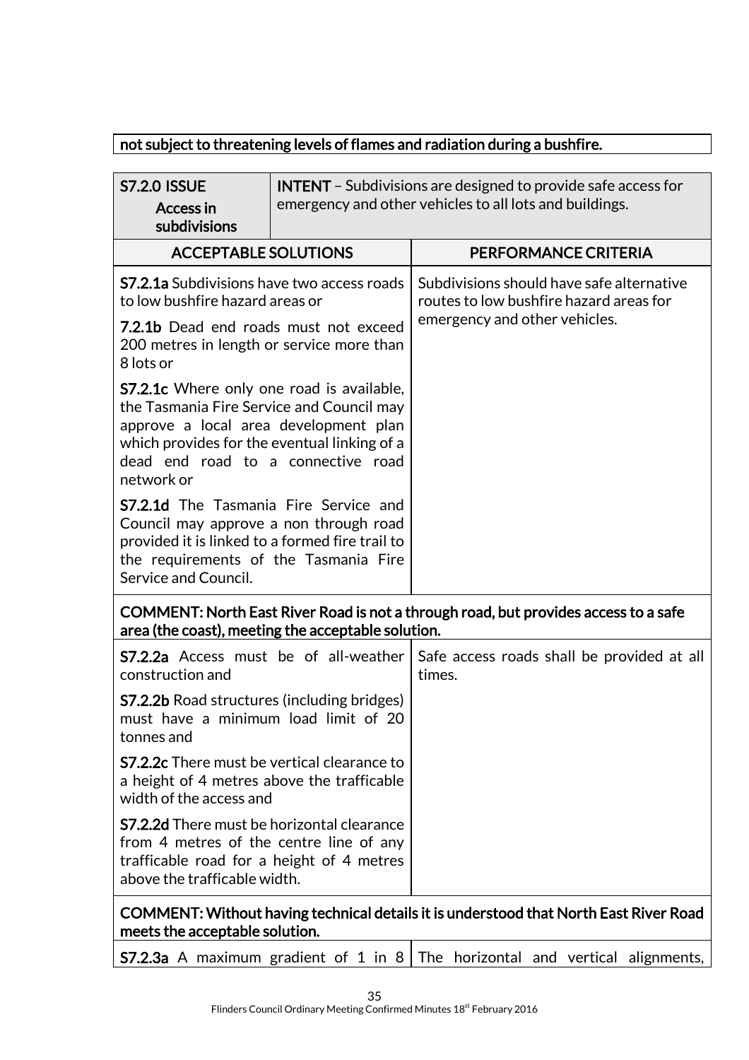| not subject to threatening levels of flames and radiation during a bushfire. |
|---|

| **S7.2.0 ISSUE** **Access in subdivisions** | **INTENT** – Subdivisions are designed to provide safe access for emergency and other vehicles to all lots and buildings. |
|---|---|
| **ACCEPTABLE SOLUTIONS** | **PERFORMANCE CRITERIA** |
| **S7.2.1a** Subdivisions have two access roads to low bushfire hazard areas or<br><br>**7.2.1b** Dead end roads must not exceed 200 metres in length or service more than 8 lots or<br><br>**S7.2.1c** Where only one road is available, the Tasmania Fire Service and Council may approve a local area development plan which provides for the eventual linking of a dead end road to a connective road network or<br><br>**S7.2.1d** The Tasmania Fire Service and Council may approve a non through road provided it is linked to a formed fire trail to the requirements of the Tasmania Fire Service and Council. | Subdivisions should have safe alternative routes to low bushfire hazard areas for emergency and other vehicles. |
| **COMMENT: North East River Road is not a through road, but provides access to a safe area (the coast), meeting the acceptable solution.** | |
| **S7.2.2a** Access must be of all-weather construction and<br><br>**S7.2.2b** Road structures (including bridges) must have a minimum load limit of 20 tonnes and<br><br>**S7.2.2c** There must be vertical clearance to a height of 4 metres above the trafficable width of the access and<br><br>**S7.2.2d** There must be horizontal clearance from 4 metres of the centre line of any trafficable road for a height of 4 metres above the trafficable width. | Safe access roads shall be provided at all times. |
| **COMMENT: Without having technical details it is understood that North East River Road meets the acceptable solution.** | |
| **S7.2.3a** A maximum gradient of 1 in 8 | The horizontal and vertical alignments, |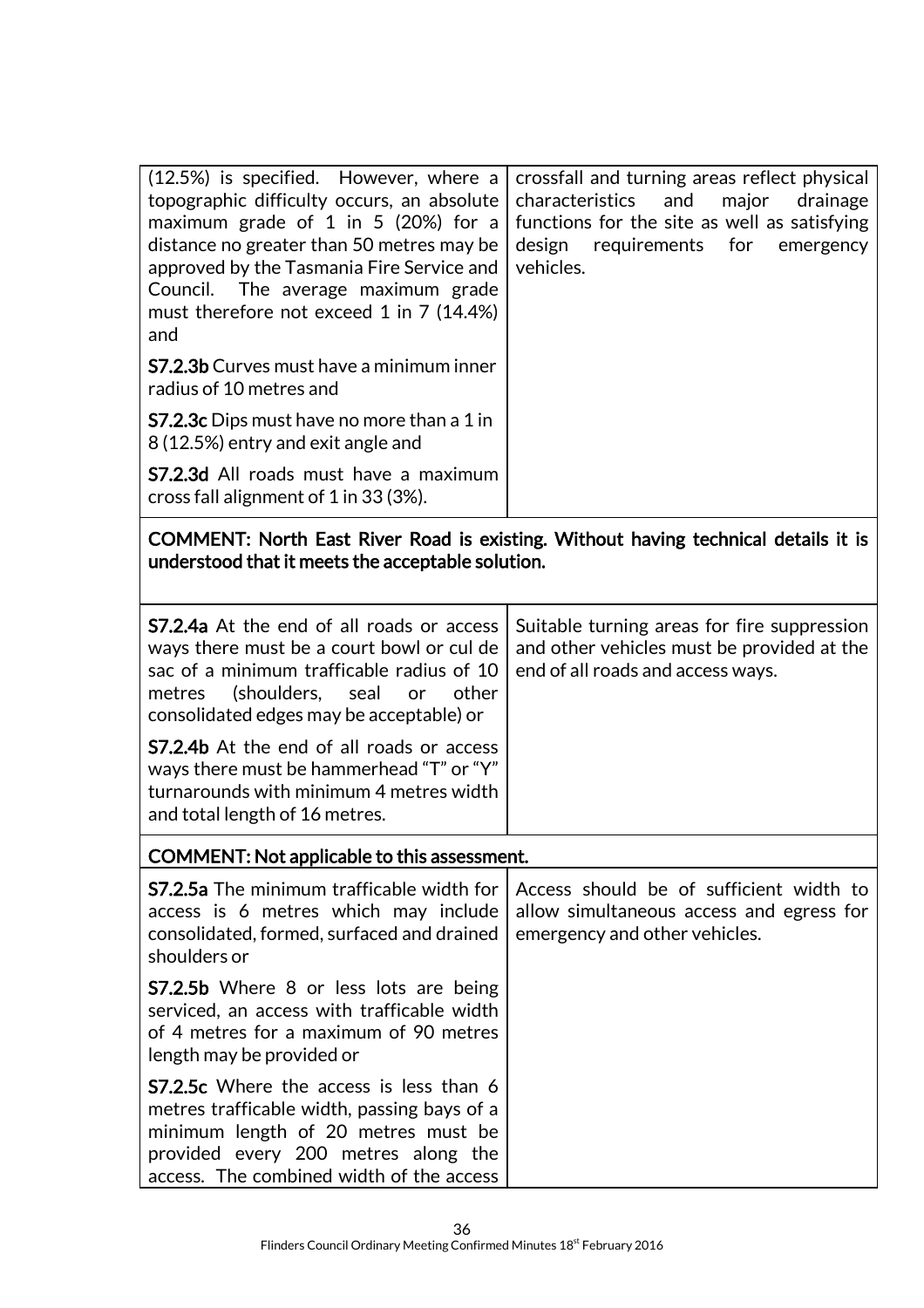| | |
|---|---|
| (12.5%) is specified. However, where a topographic difficulty occurs, an absolute maximum grade of 1 in 5 (20%) for a distance no greater than 50 metres may be approved by the Tasmania Fire Service and Council. The average maximum grade must therefore not exceed 1 in 7 (14.4%) and<br><br>**S7.2.3b** Curves must have a minimum inner radius of 10 metres and<br><br>**S7.2.3c** Dips must have no more than a 1 in 8 (12.5%) entry and exit angle and<br><br>**S7.2.3d** All roads must have a maximum cross fall alignment of 1 in 33 (3%). | crossfall and turning areas reflect physical characteristics and major drainage functions for the site as well as satisfying design requirements for emergency vehicles. |
| **COMMENT: North East River Road is existing. Without having technical details it is understood that it meets the acceptable solution.** | |
| **S7.2.4a** At the end of all roads or access ways there must be a court bowl or cul de sac of a minimum trafficable radius of 10 metres (shoulders, seal or other consolidated edges may be acceptable) or<br><br>**S7.2.4b** At the end of all roads or access ways there must be hammerhead "T" or "Y" turnarounds with minimum 4 metres width and total length of 16 metres. | Suitable turning areas for fire suppression and other vehicles must be provided at the end of all roads and access ways. |
| **COMMENT: Not applicable to this assessment.** | |
| **S7.2.5a** The minimum trafficable width for access is 6 metres which may include consolidated, formed, surfaced and drained shoulders or<br><br>**S7.2.5b** Where 8 or less lots are being serviced, an access with trafficable width of 4 metres for a maximum of 90 metres length may be provided or<br><br>**S7.2.5c** Where the access is less than 6 metres trafficable width, passing bays of a minimum length of 20 metres must be provided every 200 metres along the access. The combined width of the access | Access should be of sufficient width to allow simultaneous access and egress for emergency and other vehicles. |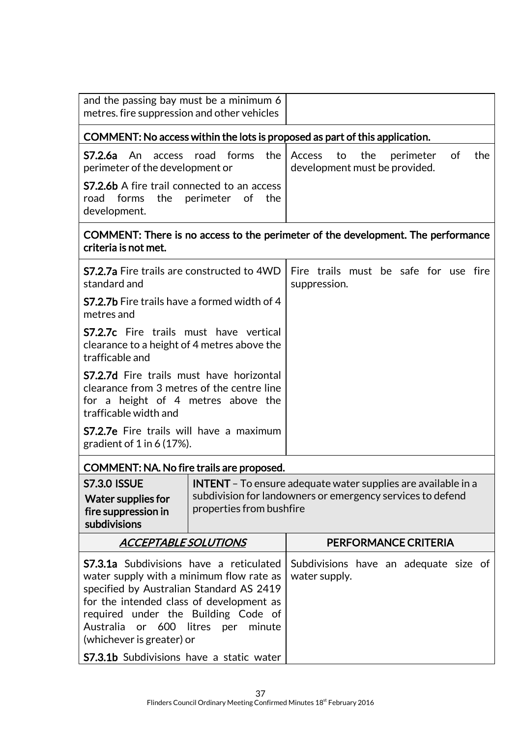| | |
|---|---|
| and the passing bay must be a minimum 6 metres. fire suppression and other vehicles | |
| **COMMENT: No access within the lots is proposed as part of this application.** | |
| **S7.2.6a** An access road forms the perimeter of the development or<br><br>**S7.2.6b** A fire trail connected to an access road forms the perimeter of the development. | Access to the perimeter of the development must be provided. |
| **COMMENT: There is no access to the perimeter of the development. The performance criteria is not met.** | |
| **S7.2.7a** Fire trails are constructed to 4WD standard and<br><br>**S7.2.7b** Fire trails have a formed width of 4 metres and<br><br>**S7.2.7c** Fire trails must have vertical clearance to a height of 4 metres above the trafficable and<br><br>**S7.2.7d** Fire trails must have horizontal clearance from 3 metres of the centre line for a height of 4 metres above the trafficable width and<br><br>**S7.2.7e** Fire trails will have a maximum gradient of 1 in 6 (17%). | Fire trails must be safe for use fire suppression. |
| **COMMENT: NA. No fire trails are proposed.** | |

| **S7.3.0 ISSUE**<br>**Water supplies for fire suppression in subdivisions** | **INTENT** – To ensure adequate water supplies are available in a subdivision for landowners or emergency services to defend properties from bushfire |
|---|---|
| ***ACCEPTABLE SOLUTIONS*** | **PERFORMANCE CRITERIA** |
| **S7.3.1a** Subdivisions have a reticulated water supply with a minimum flow rate as specified by Australian Standard AS 2419 for the intended class of development as required under the Building Code of Australia or 600 litres per minute (whichever is greater) or<br><br>**S7.3.1b** Subdivisions have a static water | Subdivisions have an adequate size of water supply. |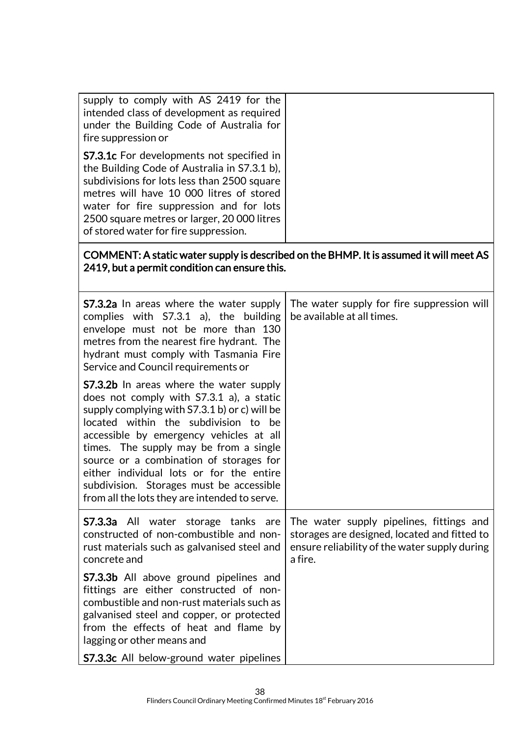| | |
|---|---|
| supply to comply with AS 2419 for the intended class of development as required under the Building Code of Australia for fire suppression or<br><br>**S7.3.1c** For developments not specified in the Building Code of Australia in S7.3.1 b), subdivisions for lots less than 2500 square metres will have 10 000 litres of stored water for fire suppression and for lots 2500 square metres or larger, 20 000 litres of stored water for fire suppression. | |
| **COMMENT: A static water supply is described on the BHMP. It is assumed it will meet AS 2419, but a permit condition can ensure this.** | |
| **S7.3.2a** In areas where the water supply complies with S7.3.1 a), the building envelope must not be more than 130 metres from the nearest fire hydrant. The hydrant must comply with Tasmania Fire Service and Council requirements or<br><br>**S7.3.2b** In areas where the water supply does not comply with S7.3.1 a), a static supply complying with S7.3.1 b) or c) will be located within the subdivision to be accessible by emergency vehicles at all times. The supply may be from a single source or a combination of storages for either individual lots or for the entire subdivision. Storages must be accessible from all the lots they are intended to serve. | The water supply for fire suppression will be available at all times. |
| **S7.3.3a** All water storage tanks are constructed of non-combustible and non-rust materials such as galvanised steel and concrete and<br><br>**S7.3.3b** All above ground pipelines and fittings are either constructed of non-combustible and non-rust materials such as galvanised steel and copper, or protected from the effects of heat and flame by lagging or other means and<br><br>**S7.3.3c** All below-ground water pipelines | The water supply pipelines, fittings and storages are designed, located and fitted to ensure reliability of the water supply during a fire. |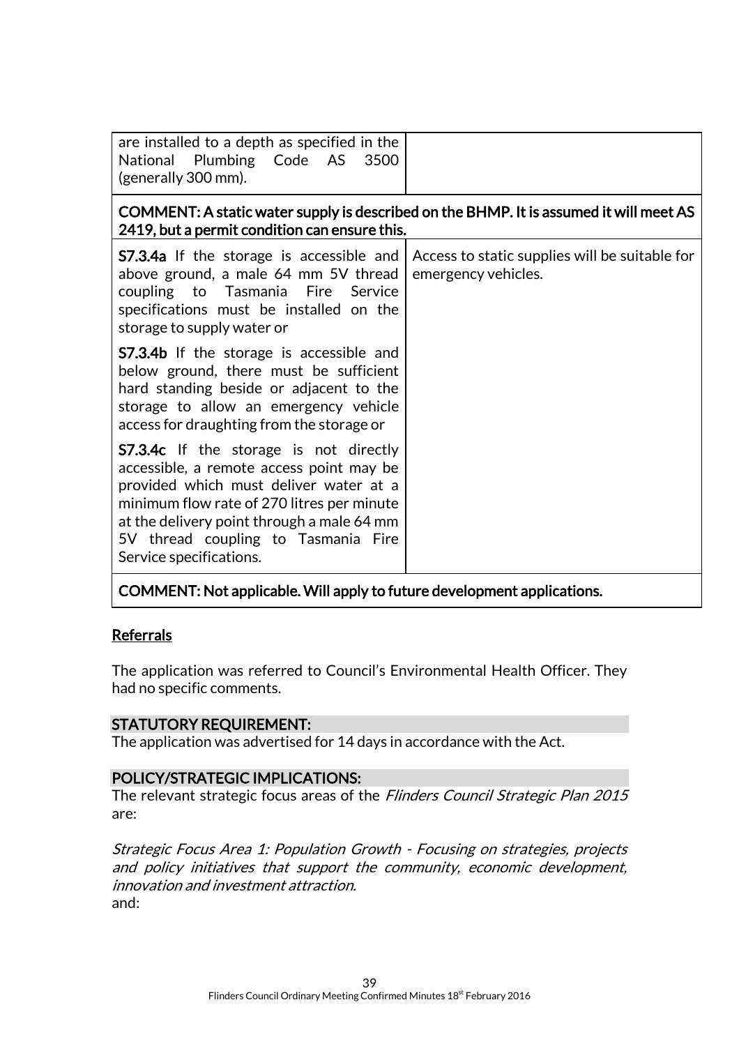| | |
|---|---|
| are installed to a depth as specified in the National Plumbing Code AS 3500 (generally 300 mm). | |
| **COMMENT: A static water supply is described on the BHMP. It is assumed it will meet AS 2419, but a permit condition can ensure this.** | |
| **S7.3.4a** If the storage is accessible and above ground, a male 64 mm 5V thread coupling to Tasmania Fire Service specifications must be installed on the storage to supply water or<br><br>**S7.3.4b** If the storage is accessible and below ground, there must be sufficient hard standing beside or adjacent to the storage to allow an emergency vehicle access for draughting from the storage or<br><br>**S7.3.4c** If the storage is not directly accessible, a remote access point may be provided which must deliver water at a minimum flow rate of 270 litres per minute at the delivery point through a male 64 mm 5V thread coupling to Tasmania Fire Service specifications. | Access to static supplies will be suitable for emergency vehicles. |
| **COMMENT: Not applicable. Will apply to future development applications.** | |

<u>Referrals</u>

The application was referred to Council's Environmental Health Officer. They had no specific comments.

### STATUTORY REQUIREMENT:

The application was advertised for 14 days in accordance with the Act.

### POLICY/STRATEGIC IMPLICATIONS:

The relevant strategic focus areas of the *Flinders Council Strategic Plan 2015* are:

*Strategic Focus Area 1: Population Growth - Focusing on strategies, projects and policy initiatives that support the community, economic development, innovation and investment attraction.*

and: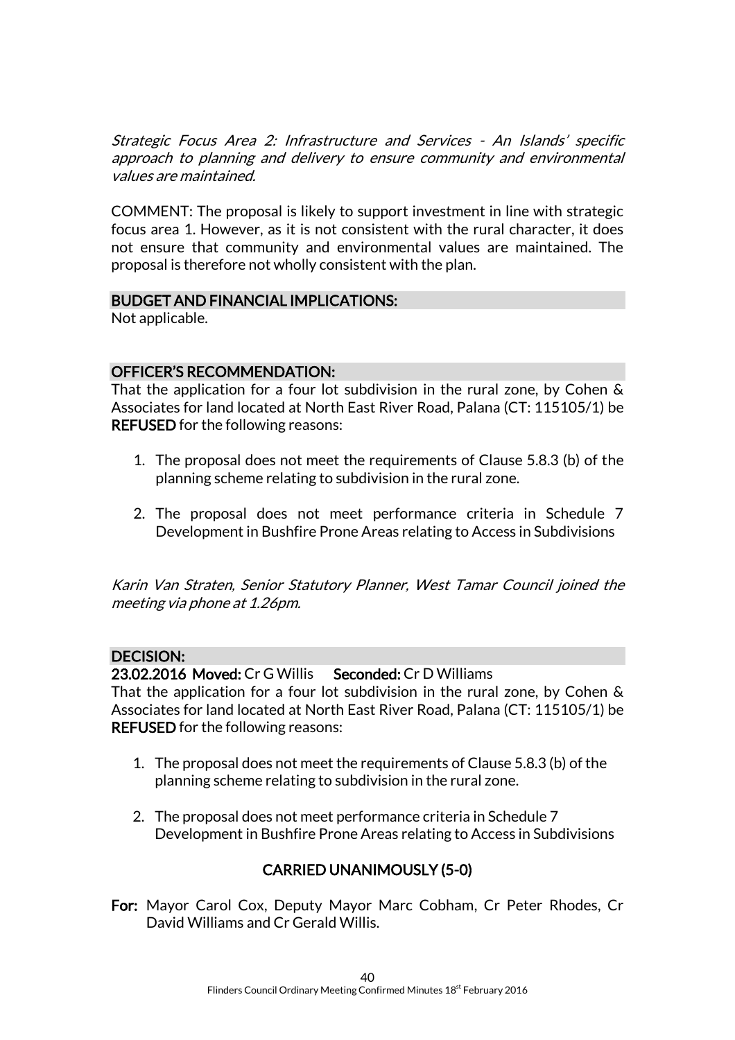*Strategic Focus Area 2: Infrastructure and Services - An Islands' specific approach to planning and delivery to ensure community and environmental values are maintained.*

COMMENT: The proposal is likely to support investment in line with strategic focus area 1. However, as it is not consistent with the rural character, it does not ensure that community and environmental values are maintained. The proposal is therefore not wholly consistent with the plan.

## BUDGET AND FINANCIAL IMPLICATIONS:

Not applicable.

## OFFICER'S RECOMMENDATION:

That the application for a four lot subdivision in the rural zone, by Cohen & Associates for land located at North East River Road, Palana (CT: 115105/1) be **REFUSED** for the following reasons:

1. The proposal does not meet the requirements of Clause 5.8.3 (b) of the planning scheme relating to subdivision in the rural zone.
2. The proposal does not meet performance criteria in Schedule 7 Development in Bushfire Prone Areas relating to Access in Subdivisions

*Karin Van Straten, Senior Statutory Planner, West Tamar Council joined the meeting via phone at 1.26pm.*

## DECISION:

**23.02.2016 Moved:** Cr G Willis **Seconded:** Cr D Williams

That the application for a four lot subdivision in the rural zone, by Cohen & Associates for land located at North East River Road, Palana (CT: 115105/1) be **REFUSED** for the following reasons:

1. The proposal does not meet the requirements of Clause 5.8.3 (b) of the planning scheme relating to subdivision in the rural zone.
2. The proposal does not meet performance criteria in Schedule 7 Development in Bushfire Prone Areas relating to Access in Subdivisions

**CARRIED UNANIMOUSLY (5-0)**

**For:** Mayor Carol Cox, Deputy Mayor Marc Cobham, Cr Peter Rhodes, Cr David Williams and Cr Gerald Willis.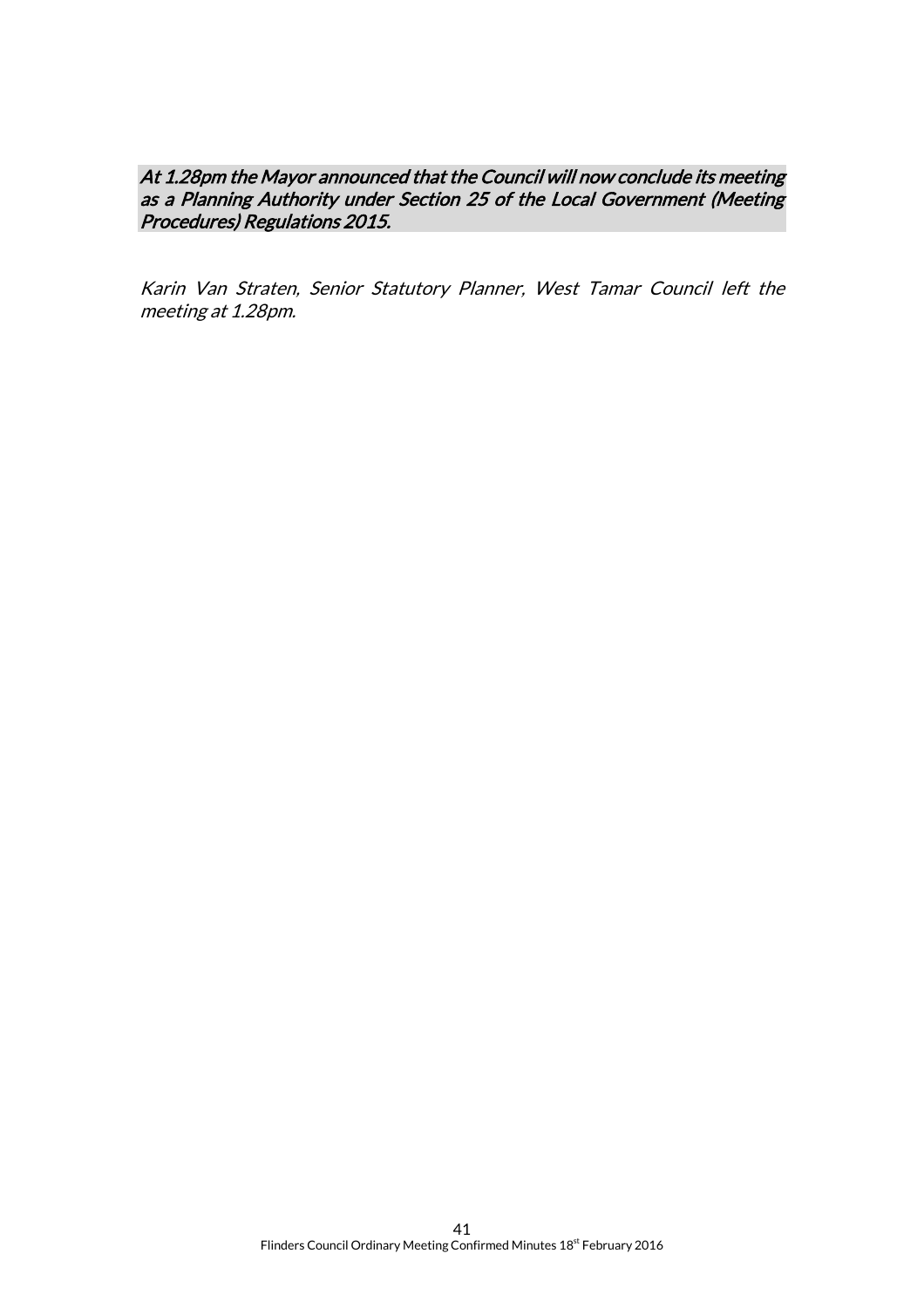***At 1.28pm the Mayor announced that the Council will now conclude its meeting as a Planning Authority under Section 25 of the Local Government (Meeting Procedures) Regulations 2015.***

*Karin Van Straten, Senior Statutory Planner, West Tamar Council left the meeting at 1.28pm.*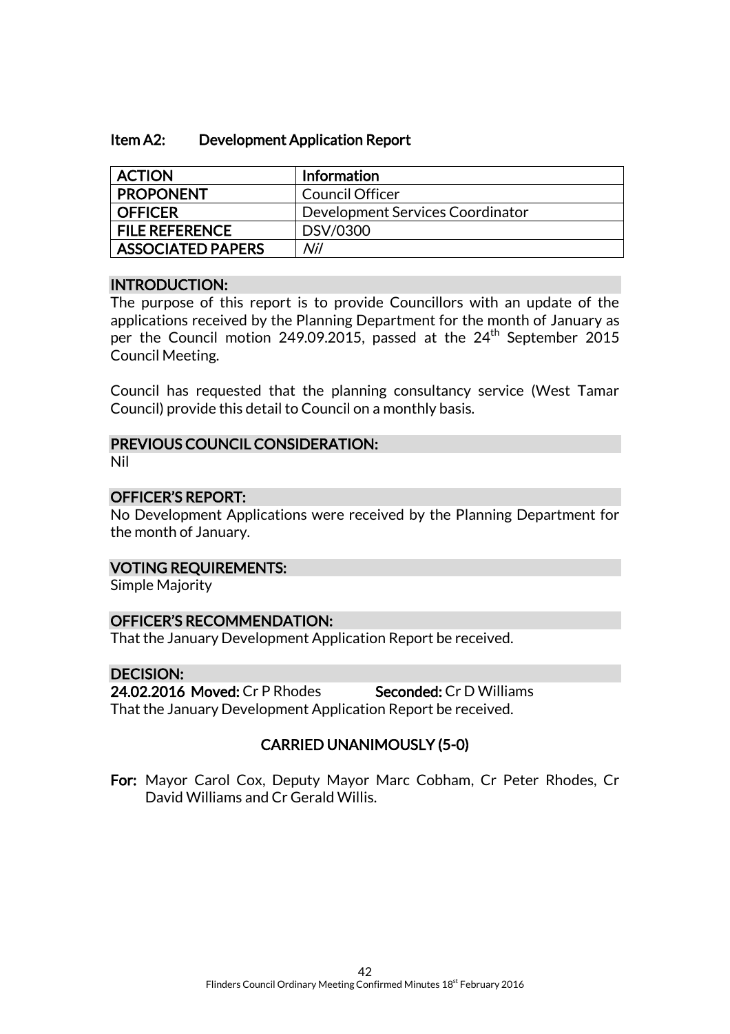### Item A2: Development Application Report

| ACTION | Information |
|---|---|
| PROPONENT | Council Officer |
| OFFICER | Development Services Coordinator |
| FILE REFERENCE | DSV/0300 |
| ASSOCIATED PAPERS | *Nil* |

**INTRODUCTION:**

The purpose of this report is to provide Councillors with an update of the applications received by the Planning Department for the month of January as per the Council motion 249.09.2015, passed at the 24th September 2015 Council Meeting.

Council has requested that the planning consultancy service (West Tamar Council) provide this detail to Council on a monthly basis.

**PREVIOUS COUNCIL CONSIDERATION:**

Nil

**OFFICER'S REPORT:**

No Development Applications were received by the Planning Department for the month of January.

**VOTING REQUIREMENTS:**

Simple Majority

**OFFICER'S RECOMMENDATION:**

That the January Development Application Report be received.

**DECISION:**

**24.02.2016 Moved:** Cr P Rhodes **Seconded:** Cr D Williams

That the January Development Application Report be received.

**CARRIED UNANIMOUSLY (5-0)**

**For:** Mayor Carol Cox, Deputy Mayor Marc Cobham, Cr Peter Rhodes, Cr David Williams and Cr Gerald Willis.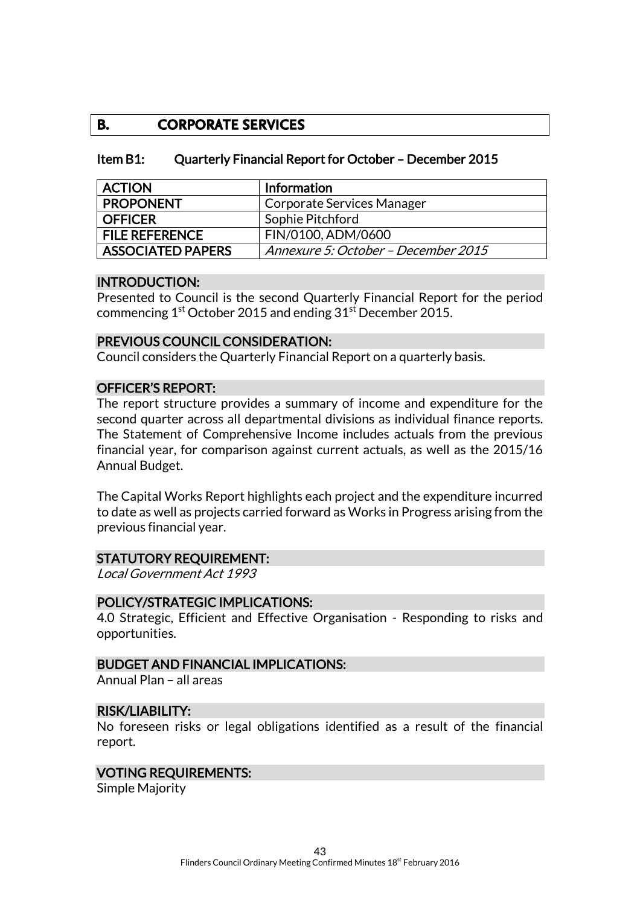## B. CORPORATE SERVICES

### Item B1: Quarterly Financial Report for October – December 2015

| ACTION | Information |
|---|---|
| PROPONENT | Corporate Services Manager |
| OFFICER | Sophie Pitchford |
| FILE REFERENCE | FIN/0100, ADM/0600 |
| ASSOCIATED PAPERS | *Annexure 5: October – December 2015* |

#### INTRODUCTION:

Presented to Council is the second Quarterly Financial Report for the period commencing 1st October 2015 and ending 31st December 2015.

#### PREVIOUS COUNCIL CONSIDERATION:

Council considers the Quarterly Financial Report on a quarterly basis.

#### OFFICER'S REPORT:

The report structure provides a summary of income and expenditure for the second quarter across all departmental divisions as individual finance reports. The Statement of Comprehensive Income includes actuals from the previous financial year, for comparison against current actuals, as well as the 2015/16 Annual Budget.

The Capital Works Report highlights each project and the expenditure incurred to date as well as projects carried forward as Works in Progress arising from the previous financial year.

#### STATUTORY REQUIREMENT:

*Local Government Act 1993*

#### POLICY/STRATEGIC IMPLICATIONS:

4.0 Strategic, Efficient and Effective Organisation - Responding to risks and opportunities.

#### BUDGET AND FINANCIAL IMPLICATIONS:

Annual Plan – all areas

#### RISK/LIABILITY:

No foreseen risks or legal obligations identified as a result of the financial report.

#### VOTING REQUIREMENTS:

Simple Majority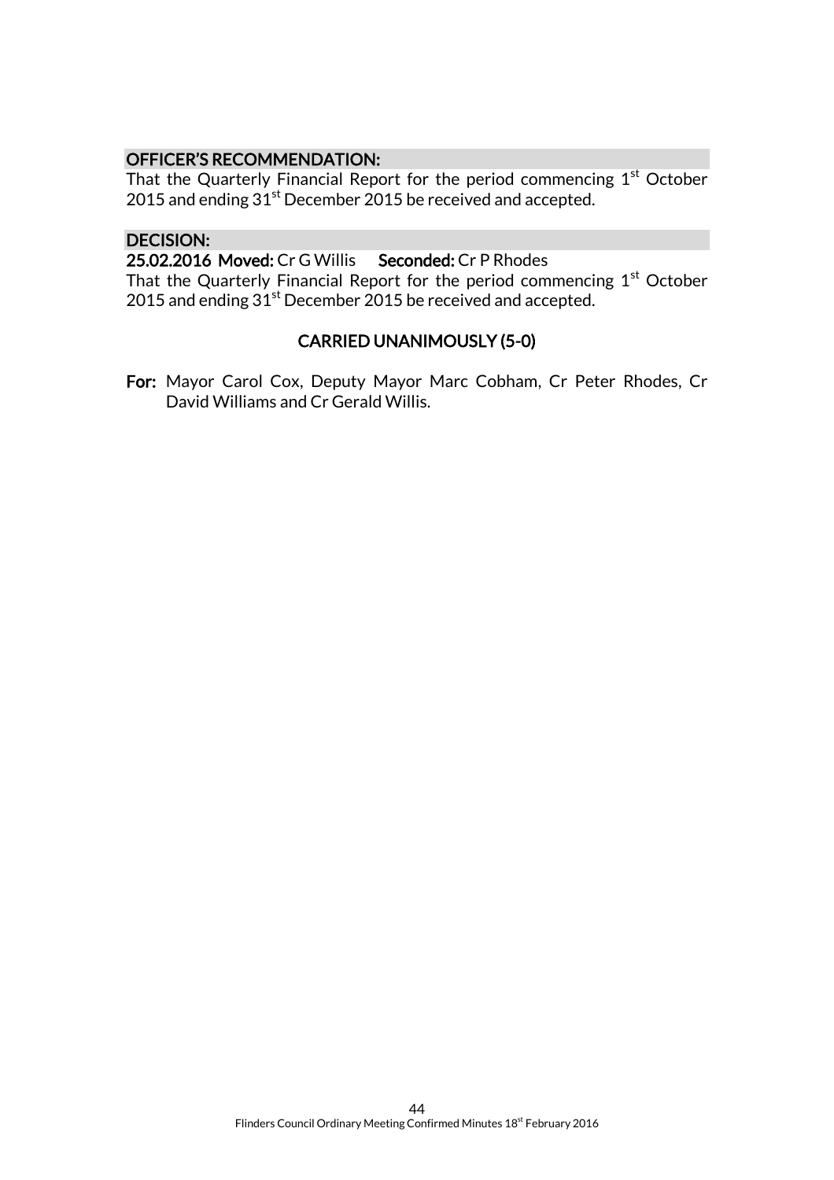**OFFICER'S RECOMMENDATION:**

That the Quarterly Financial Report for the period commencing 1st October 2015 and ending 31st December 2015 be received and accepted.

**DECISION:**

**25.02.2016 Moved:** Cr G Willis **Seconded:** Cr P Rhodes

That the Quarterly Financial Report for the period commencing 1st October 2015 and ending 31st December 2015 be received and accepted.

**CARRIED UNANIMOUSLY (5-0)**

**For:** Mayor Carol Cox, Deputy Mayor Marc Cobham, Cr Peter Rhodes, Cr David Williams and Cr Gerald Willis.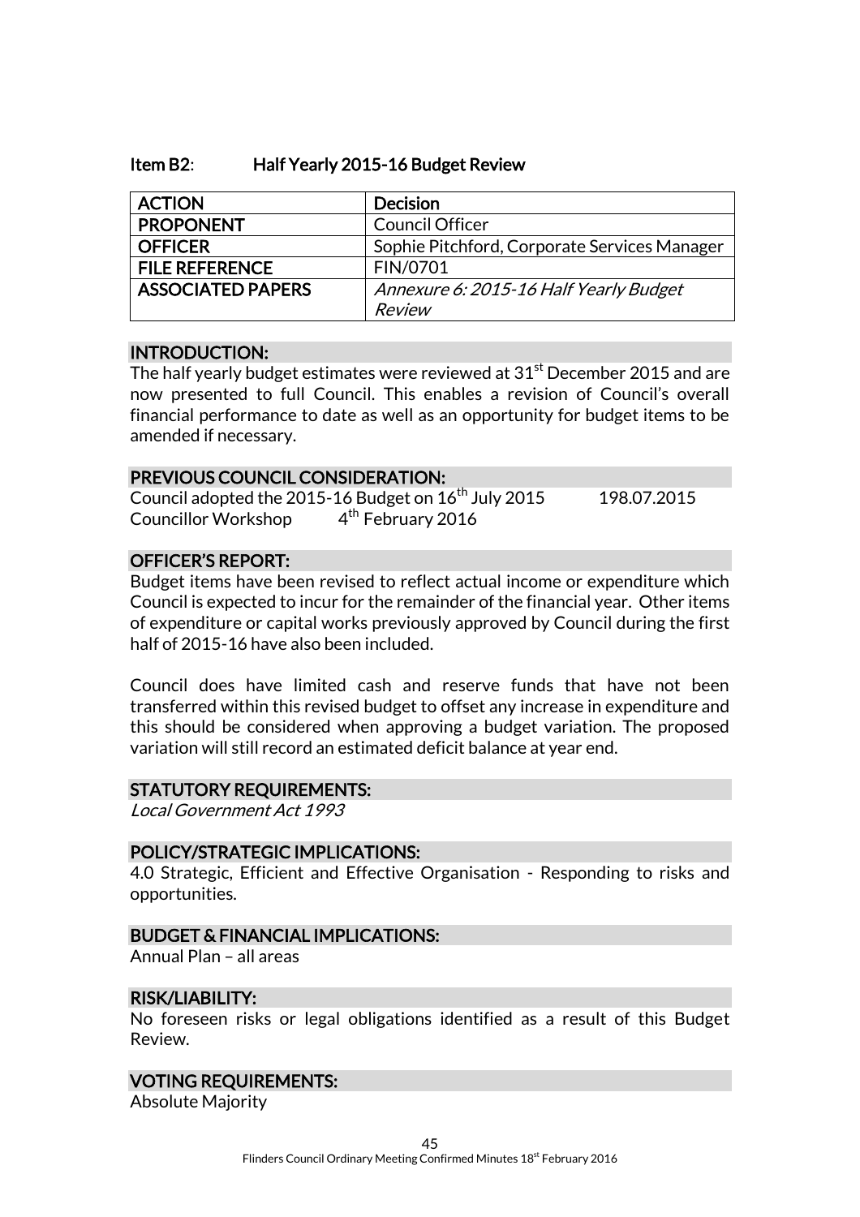### Item B2: Half Yearly 2015-16 Budget Review

| ACTION | Decision |
|---|---|
| PROPONENT | Council Officer |
| OFFICER | Sophie Pitchford, Corporate Services Manager |
| FILE REFERENCE | FIN/0701 |
| ASSOCIATED PAPERS | *Annexure 6: 2015-16 Half Yearly Budget Review* |

#### INTRODUCTION:

The half yearly budget estimates were reviewed at 31st December 2015 and are now presented to full Council. This enables a revision of Council's overall financial performance to date as well as an opportunity for budget items to be amended if necessary.

#### PREVIOUS COUNCIL CONSIDERATION:

Council adopted the 2015-16 Budget on 16th July 2015 198.07.2015
Councillor Workshop 4th February 2016

#### OFFICER'S REPORT:

Budget items have been revised to reflect actual income or expenditure which Council is expected to incur for the remainder of the financial year. Other items of expenditure or capital works previously approved by Council during the first half of 2015-16 have also been included.

Council does have limited cash and reserve funds that have not been transferred within this revised budget to offset any increase in expenditure and this should be considered when approving a budget variation. The proposed variation will still record an estimated deficit balance at year end.

#### STATUTORY REQUIREMENTS:

*Local Government Act 1993*

#### POLICY/STRATEGIC IMPLICATIONS:

4.0 Strategic, Efficient and Effective Organisation - Responding to risks and opportunities.

#### BUDGET & FINANCIAL IMPLICATIONS:

Annual Plan – all areas

#### RISK/LIABILITY:

No foreseen risks or legal obligations identified as a result of this Budget Review.

#### VOTING REQUIREMENTS:

Absolute Majority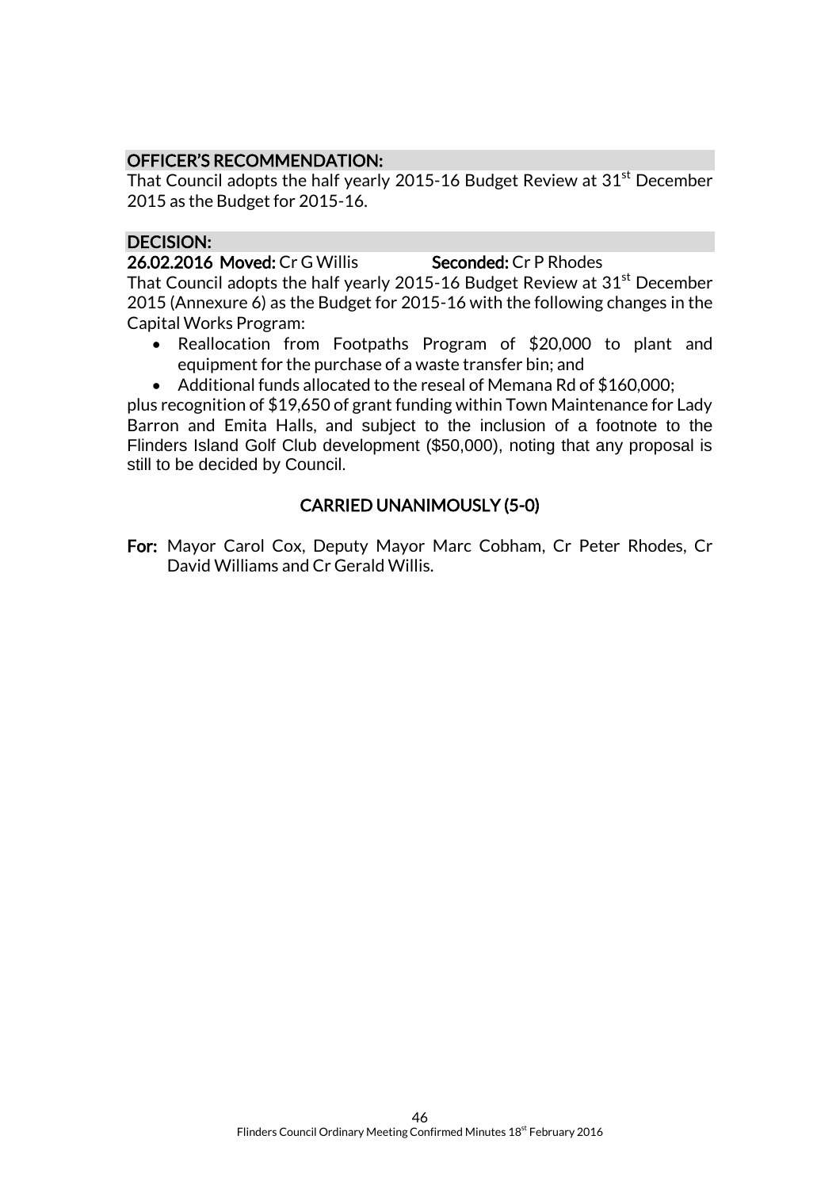## OFFICER'S RECOMMENDATION:

That Council adopts the half yearly 2015-16 Budget Review at 31st December 2015 as the Budget for 2015-16.

## DECISION:

**26.02.2016 Moved:** Cr G Willis **Seconded:** Cr P Rhodes

That Council adopts the half yearly 2015-16 Budget Review at 31st December 2015 (Annexure 6) as the Budget for 2015-16 with the following changes in the Capital Works Program:

- Reallocation from Footpaths Program of $20,000 to plant and equipment for the purchase of a waste transfer bin; and
- Additional funds allocated to the reseal of Memana Rd of $160,000;

plus recognition of $19,650 of grant funding within Town Maintenance for Lady Barron and Emita Halls, and subject to the inclusion of a footnote to the Flinders Island Golf Club development ($50,000), noting that any proposal is still to be decided by Council.

**CARRIED UNANIMOUSLY (5-0)**

**For:** Mayor Carol Cox, Deputy Mayor Marc Cobham, Cr Peter Rhodes, Cr David Williams and Cr Gerald Willis.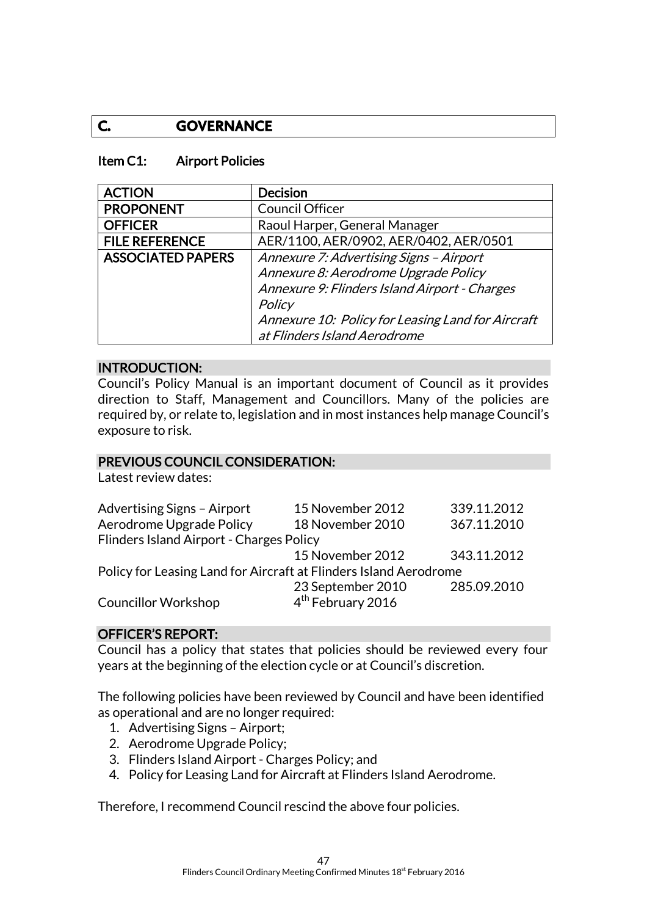## C. GOVERNANCE

### Item C1: Airport Policies

| ACTION | Decision |
| --- | --- |
| PROPONENT | Council Officer |
| OFFICER | Raoul Harper, General Manager |
| FILE REFERENCE | AER/1100, AER/0902, AER/0402, AER/0501 |
| ASSOCIATED PAPERS | *Annexure 7: Advertising Signs – Airport*<br>*Annexure 8: Aerodrome Upgrade Policy*<br>*Annexure 9: Flinders Island Airport - Charges Policy*<br>*Annexure 10: Policy for Leasing Land for Aircraft at Flinders Island Aerodrome* |

**INTRODUCTION:**

Council's Policy Manual is an important document of Council as it provides direction to Staff, Management and Councillors. Many of the policies are required by, or relate to, legislation and in most instances help manage Council's exposure to risk.

**PREVIOUS COUNCIL CONSIDERATION:**

Latest review dates:

| | | |
| --- | --- | --- |
| Advertising Signs – Airport | 15 November 2012 | 339.11.2012 |
| Aerodrome Upgrade Policy | 18 November 2010 | 367.11.2010 |
| Flinders Island Airport - Charges Policy | 15 November 2012 | 343.11.2012 |
| Policy for Leasing Land for Aircraft at Flinders Island Aerodrome | 23 September 2010 | 285.09.2010 |
| Councillor Workshop | 4th February 2016 | |

**OFFICER'S REPORT:**

Council has a policy that states that policies should be reviewed every four years at the beginning of the election cycle or at Council's discretion.

The following policies have been reviewed by Council and have been identified as operational and are no longer required:

1. Advertising Signs – Airport;
2. Aerodrome Upgrade Policy;
3. Flinders Island Airport - Charges Policy; and
4. Policy for Leasing Land for Aircraft at Flinders Island Aerodrome.

Therefore, I recommend Council rescind the above four policies.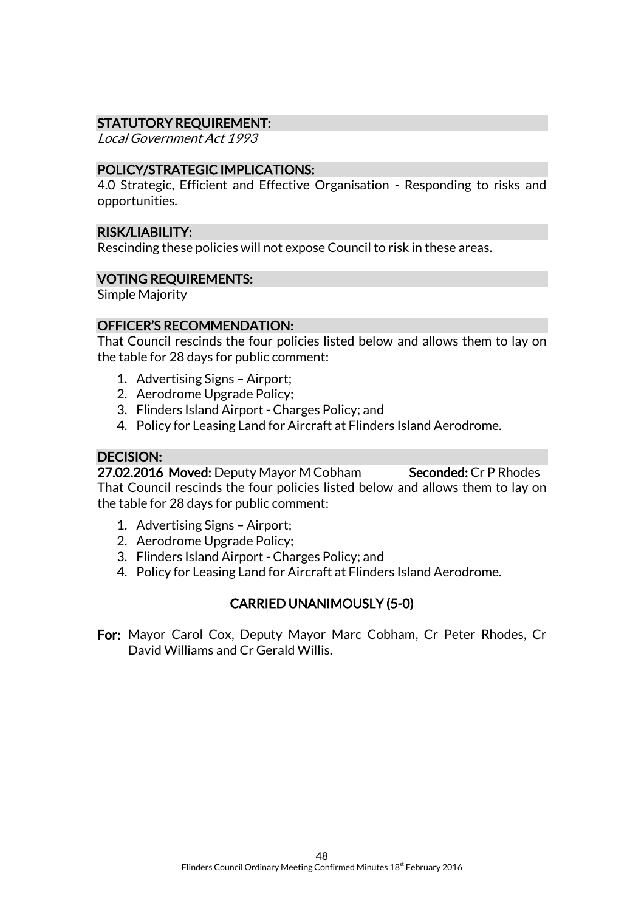**STATUTORY REQUIREMENT:**

*Local Government Act 1993*

**POLICY/STRATEGIC IMPLICATIONS:**

4.0 Strategic, Efficient and Effective Organisation - Responding to risks and opportunities.

**RISK/LIABILITY:**

Rescinding these policies will not expose Council to risk in these areas.

**VOTING REQUIREMENTS:**

Simple Majority

**OFFICER'S RECOMMENDATION:**

That Council rescinds the four policies listed below and allows them to lay on the table for 28 days for public comment:

1. Advertising Signs – Airport;
2. Aerodrome Upgrade Policy;
3. Flinders Island Airport - Charges Policy; and
4. Policy for Leasing Land for Aircraft at Flinders Island Aerodrome.

**DECISION:**

**27.02.2016 Moved:** Deputy Mayor M Cobham **Seconded:** Cr P Rhodes

That Council rescinds the four policies listed below and allows them to lay on the table for 28 days for public comment:

1. Advertising Signs – Airport;
2. Aerodrome Upgrade Policy;
3. Flinders Island Airport - Charges Policy; and
4. Policy for Leasing Land for Aircraft at Flinders Island Aerodrome.

**CARRIED UNANIMOUSLY (5-0)**

**For:** Mayor Carol Cox, Deputy Mayor Marc Cobham, Cr Peter Rhodes, Cr David Williams and Cr Gerald Willis.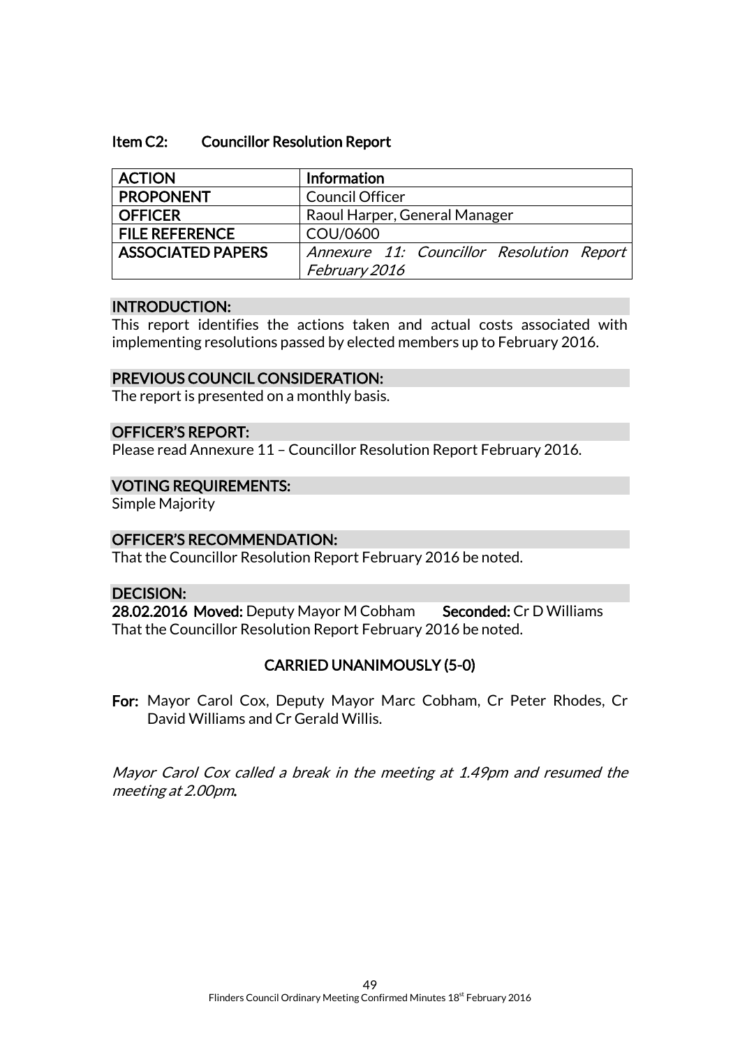### Item C2: Councillor Resolution Report

| ACTION | Information |
|---|---|
| PROPONENT | Council Officer |
| OFFICER | Raoul Harper, General Manager |
| FILE REFERENCE | COU/0600 |
| ASSOCIATED PAPERS | *Annexure 11: Councillor Resolution Report February 2016* |

**INTRODUCTION:**

This report identifies the actions taken and actual costs associated with implementing resolutions passed by elected members up to February 2016.

**PREVIOUS COUNCIL CONSIDERATION:**

The report is presented on a monthly basis.

**OFFICER'S REPORT:**

Please read Annexure 11 – Councillor Resolution Report February 2016.

**VOTING REQUIREMENTS:**

Simple Majority

**OFFICER'S RECOMMENDATION:**

That the Councillor Resolution Report February 2016 be noted.

**DECISION:**

**28.02.2016 Moved:** Deputy Mayor M Cobham **Seconded:** Cr D Williams

That the Councillor Resolution Report February 2016 be noted.

**CARRIED UNANIMOUSLY (5-0)**

**For:** Mayor Carol Cox, Deputy Mayor Marc Cobham, Cr Peter Rhodes, Cr David Williams and Cr Gerald Willis.

*Mayor Carol Cox called a break in the meeting at 1.49pm and resumed the meeting at 2.00pm.*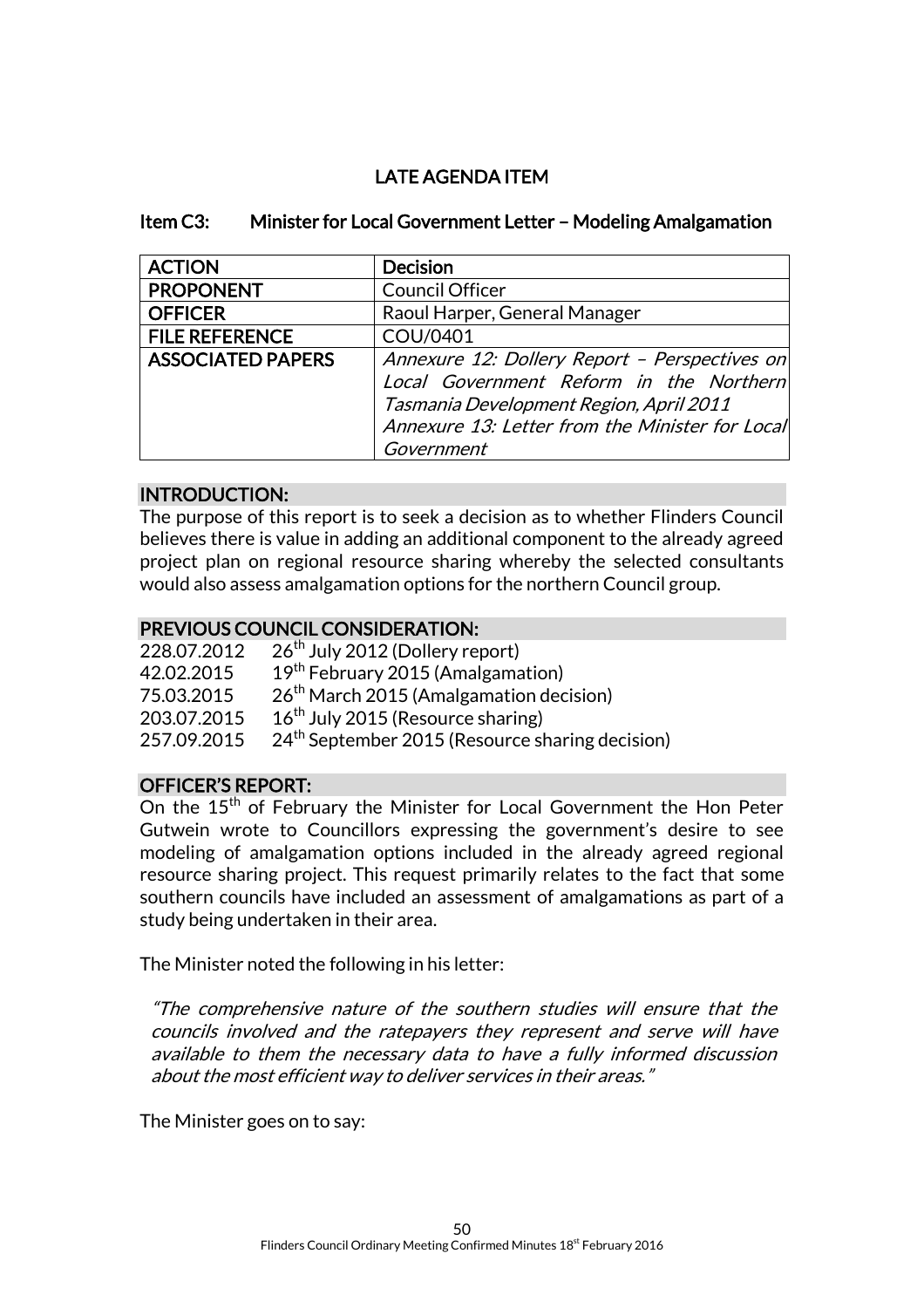## LATE AGENDA ITEM

### Item C3: Minister for Local Government Letter – Modeling Amalgamation

| ACTION | Decision |
|---|---|
| PROPONENT | Council Officer |
| OFFICER | Raoul Harper, General Manager |
| FILE REFERENCE | COU/0401 |
| ASSOCIATED PAPERS | *Annexure 12: Dollery Report – Perspectives on Local Government Reform in the Northern Tasmania Development Region, April 2011*<br>*Annexure 13: Letter from the Minister for Local Government* |

### INTRODUCTION:

The purpose of this report is to seek a decision as to whether Flinders Council believes there is value in adding an additional component to the already agreed project plan on regional resource sharing whereby the selected consultants would also assess amalgamation options for the northern Council group.

### PREVIOUS COUNCIL CONSIDERATION:

228.07.2012 26th July 2012 (Dollery report)
42.02.2015 19th February 2015 (Amalgamation)
75.03.2015 26th March 2015 (Amalgamation decision)
203.07.2015 16th July 2015 (Resource sharing)
257.09.2015 24th September 2015 (Resource sharing decision)

### OFFICER'S REPORT:

On the 15th of February the Minister for Local Government the Hon Peter Gutwein wrote to Councillors expressing the government's desire to see modeling of amalgamation options included in the already agreed regional resource sharing project. This request primarily relates to the fact that some southern councils have included an assessment of amalgamations as part of a study being undertaken in their area.

The Minister noted the following in his letter:

> *"The comprehensive nature of the southern studies will ensure that the councils involved and the ratepayers they represent and serve will have available to them the necessary data to have a fully informed discussion about the most efficient way to deliver services in their areas."*

The Minister goes on to say: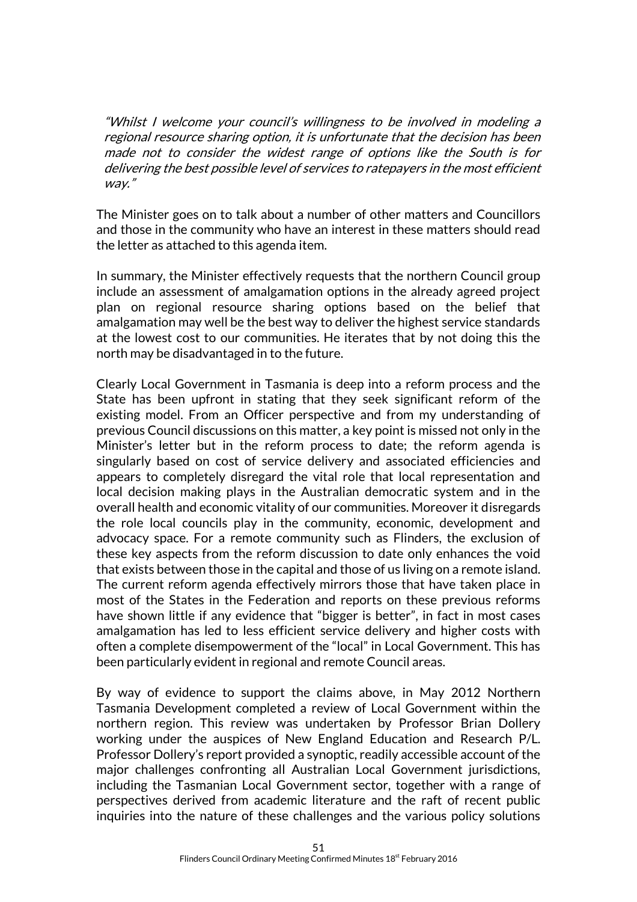*"Whilst I welcome your council's willingness to be involved in modeling a regional resource sharing option, it is unfortunate that the decision has been made not to consider the widest range of options like the South is for delivering the best possible level of services to ratepayers in the most efficient way."*

The Minister goes on to talk about a number of other matters and Councillors and those in the community who have an interest in these matters should read the letter as attached to this agenda item.

In summary, the Minister effectively requests that the northern Council group include an assessment of amalgamation options in the already agreed project plan on regional resource sharing options based on the belief that amalgamation may well be the best way to deliver the highest service standards at the lowest cost to our communities. He iterates that by not doing this the north may be disadvantaged in to the future.

Clearly Local Government in Tasmania is deep into a reform process and the State has been upfront in stating that they seek significant reform of the existing model. From an Officer perspective and from my understanding of previous Council discussions on this matter, a key point is missed not only in the Minister's letter but in the reform process to date; the reform agenda is singularly based on cost of service delivery and associated efficiencies and appears to completely disregard the vital role that local representation and local decision making plays in the Australian democratic system and in the overall health and economic vitality of our communities. Moreover it disregards the role local councils play in the community, economic, development and advocacy space. For a remote community such as Flinders, the exclusion of these key aspects from the reform discussion to date only enhances the void that exists between those in the capital and those of us living on a remote island. The current reform agenda effectively mirrors those that have taken place in most of the States in the Federation and reports on these previous reforms have shown little if any evidence that "bigger is better", in fact in most cases amalgamation has led to less efficient service delivery and higher costs with often a complete disempowerment of the "local" in Local Government. This has been particularly evident in regional and remote Council areas.

By way of evidence to support the claims above, in May 2012 Northern Tasmania Development completed a review of Local Government within the northern region. This review was undertaken by Professor Brian Dollery working under the auspices of New England Education and Research P/L. Professor Dollery's report provided a synoptic, readily accessible account of the major challenges confronting all Australian Local Government jurisdictions, including the Tasmanian Local Government sector, together with a range of perspectives derived from academic literature and the raft of recent public inquiries into the nature of these challenges and the various policy solutions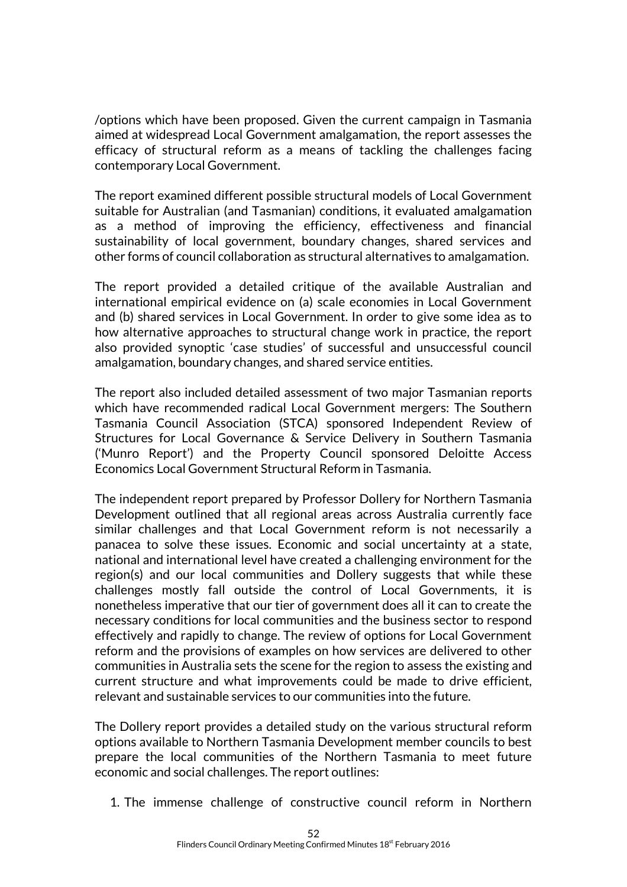/options which have been proposed. Given the current campaign in Tasmania aimed at widespread Local Government amalgamation, the report assesses the efficacy of structural reform as a means of tackling the challenges facing contemporary Local Government.

The report examined different possible structural models of Local Government suitable for Australian (and Tasmanian) conditions, it evaluated amalgamation as a method of improving the efficiency, effectiveness and financial sustainability of local government, boundary changes, shared services and other forms of council collaboration as structural alternatives to amalgamation.

The report provided a detailed critique of the available Australian and international empirical evidence on (a) scale economies in Local Government and (b) shared services in Local Government. In order to give some idea as to how alternative approaches to structural change work in practice, the report also provided synoptic 'case studies' of successful and unsuccessful council amalgamation, boundary changes, and shared service entities.

The report also included detailed assessment of two major Tasmanian reports which have recommended radical Local Government mergers: The Southern Tasmania Council Association (STCA) sponsored Independent Review of Structures for Local Governance & Service Delivery in Southern Tasmania ('Munro Report') and the Property Council sponsored Deloitte Access Economics Local Government Structural Reform in Tasmania.

The independent report prepared by Professor Dollery for Northern Tasmania Development outlined that all regional areas across Australia currently face similar challenges and that Local Government reform is not necessarily a panacea to solve these issues. Economic and social uncertainty at a state, national and international level have created a challenging environment for the region(s) and our local communities and Dollery suggests that while these challenges mostly fall outside the control of Local Governments, it is nonetheless imperative that our tier of government does all it can to create the necessary conditions for local communities and the business sector to respond effectively and rapidly to change. The review of options for Local Government reform and the provisions of examples on how services are delivered to other communities in Australia sets the scene for the region to assess the existing and current structure and what improvements could be made to drive efficient, relevant and sustainable services to our communities into the future.

The Dollery report provides a detailed study on the various structural reform options available to Northern Tasmania Development member councils to best prepare the local communities of the Northern Tasmania to meet future economic and social challenges. The report outlines:

1. The immense challenge of constructive council reform in Northern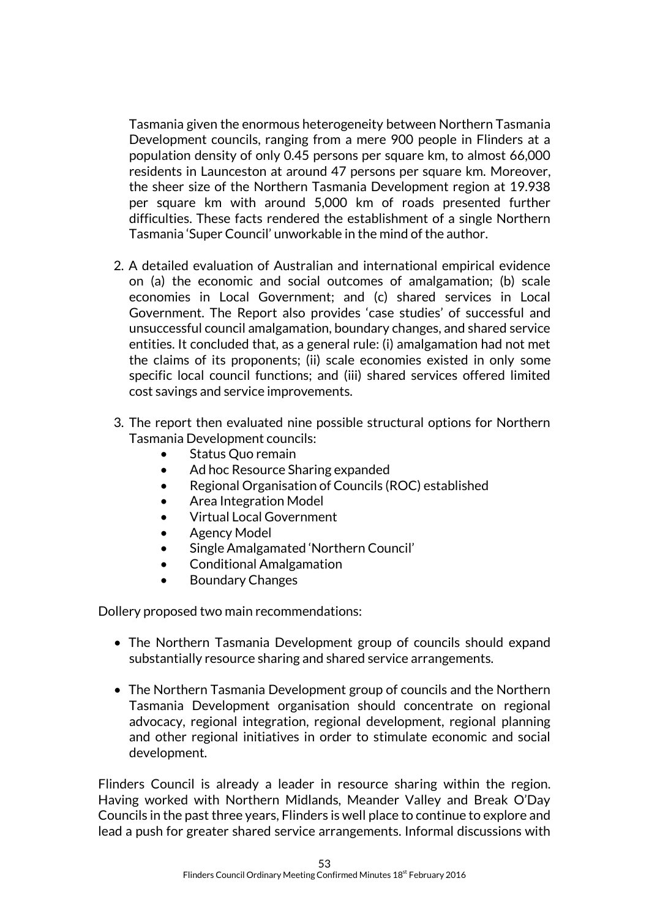Tasmania given the enormous heterogeneity between Northern Tasmania Development councils, ranging from a mere 900 people in Flinders at a population density of only 0.45 persons per square km, to almost 66,000 residents in Launceston at around 47 persons per square km. Moreover, the sheer size of the Northern Tasmania Development region at 19.938 per square km with around 5,000 km of roads presented further difficulties. These facts rendered the establishment of a single Northern Tasmania 'Super Council' unworkable in the mind of the author.

2. A detailed evaluation of Australian and international empirical evidence on (a) the economic and social outcomes of amalgamation; (b) scale economies in Local Government; and (c) shared services in Local Government. The Report also provides 'case studies' of successful and unsuccessful council amalgamation, boundary changes, and shared service entities. It concluded that, as a general rule: (i) amalgamation had not met the claims of its proponents; (ii) scale economies existed in only some specific local council functions; and (iii) shared services offered limited cost savings and service improvements.

3. The report then evaluated nine possible structural options for Northern Tasmania Development councils:
   - Status Quo remain
   - Ad hoc Resource Sharing expanded
   - Regional Organisation of Councils (ROC) established
   - Area Integration Model
   - Virtual Local Government
   - Agency Model
   - Single Amalgamated 'Northern Council'
   - Conditional Amalgamation
   - Boundary Changes

Dollery proposed two main recommendations:

- The Northern Tasmania Development group of councils should expand substantially resource sharing and shared service arrangements.

- The Northern Tasmania Development group of councils and the Northern Tasmania Development organisation should concentrate on regional advocacy, regional integration, regional development, regional planning and other regional initiatives in order to stimulate economic and social development.

Flinders Council is already a leader in resource sharing within the region. Having worked with Northern Midlands, Meander Valley and Break O'Day Councils in the past three years, Flinders is well place to continue to explore and lead a push for greater shared service arrangements. Informal discussions with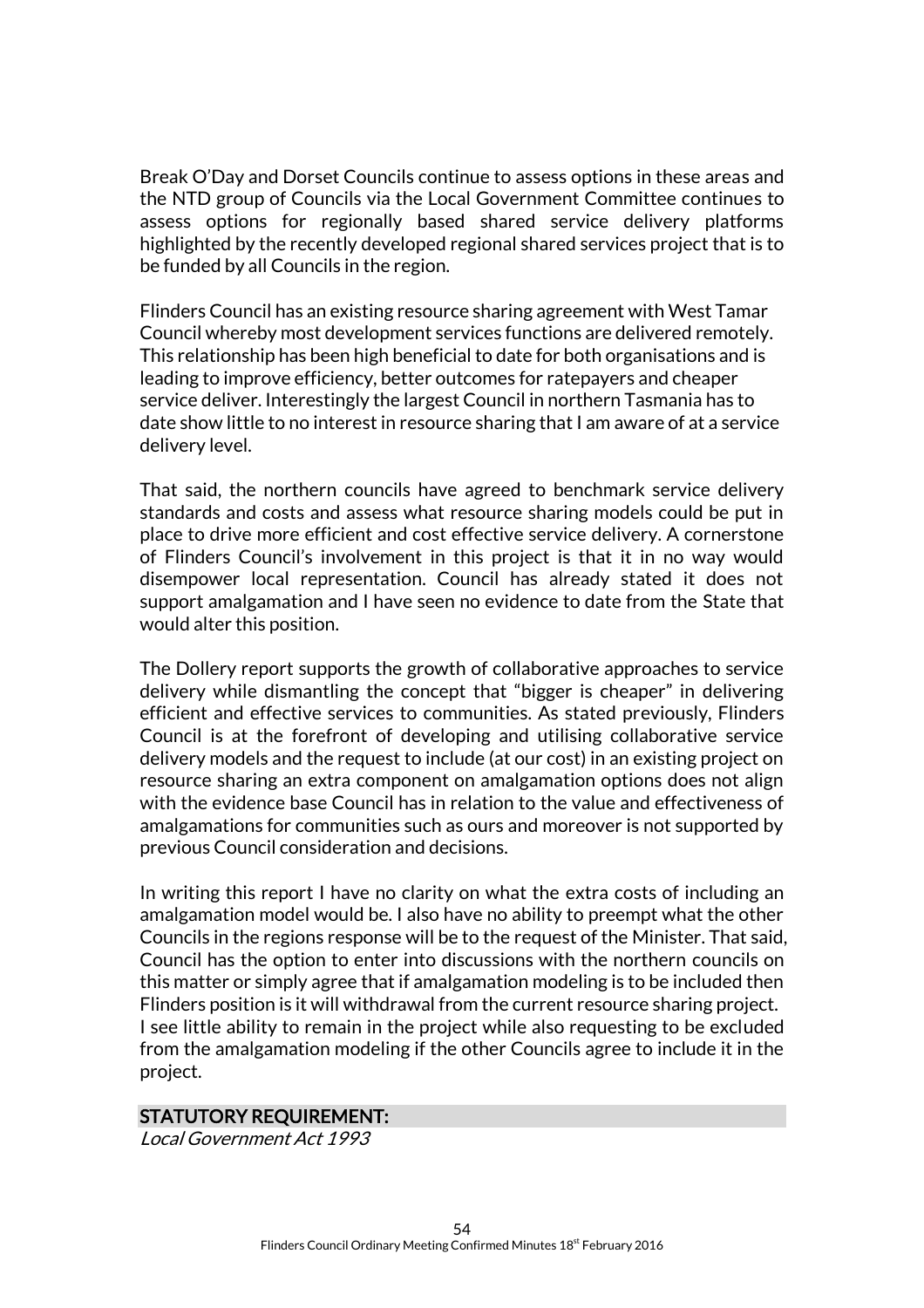Break O'Day and Dorset Councils continue to assess options in these areas and the NTD group of Councils via the Local Government Committee continues to assess options for regionally based shared service delivery platforms highlighted by the recently developed regional shared services project that is to be funded by all Councils in the region.

Flinders Council has an existing resource sharing agreement with West Tamar Council whereby most development services functions are delivered remotely. This relationship has been high beneficial to date for both organisations and is leading to improve efficiency, better outcomes for ratepayers and cheaper service deliver. Interestingly the largest Council in northern Tasmania has to date show little to no interest in resource sharing that I am aware of at a service delivery level.

That said, the northern councils have agreed to benchmark service delivery standards and costs and assess what resource sharing models could be put in place to drive more efficient and cost effective service delivery. A cornerstone of Flinders Council's involvement in this project is that it in no way would disempower local representation. Council has already stated it does not support amalgamation and I have seen no evidence to date from the State that would alter this position.

The Dollery report supports the growth of collaborative approaches to service delivery while dismantling the concept that "bigger is cheaper" in delivering efficient and effective services to communities. As stated previously, Flinders Council is at the forefront of developing and utilising collaborative service delivery models and the request to include (at our cost) in an existing project on resource sharing an extra component on amalgamation options does not align with the evidence base Council has in relation to the value and effectiveness of amalgamations for communities such as ours and moreover is not supported by previous Council consideration and decisions.

In writing this report I have no clarity on what the extra costs of including an amalgamation model would be. I also have no ability to preempt what the other Councils in the regions response will be to the request of the Minister. That said, Council has the option to enter into discussions with the northern councils on this matter or simply agree that if amalgamation modeling is to be included then Flinders position is it will withdrawal from the current resource sharing project. I see little ability to remain in the project while also requesting to be excluded from the amalgamation modeling if the other Councils agree to include it in the project.

## STATUTORY REQUIREMENT:

*Local Government Act 1993*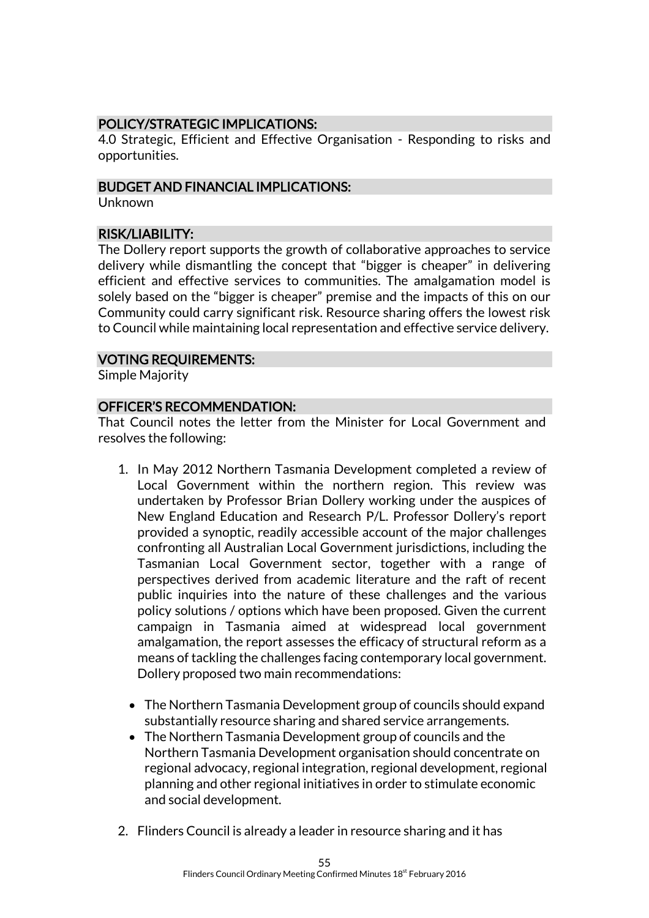## POLICY/STRATEGIC IMPLICATIONS:

4.0 Strategic, Efficient and Effective Organisation - Responding to risks and opportunities.

## BUDGET AND FINANCIAL IMPLICATIONS:

Unknown

## RISK/LIABILITY:

The Dollery report supports the growth of collaborative approaches to service delivery while dismantling the concept that "bigger is cheaper" in delivering efficient and effective services to communities. The amalgamation model is solely based on the "bigger is cheaper" premise and the impacts of this on our Community could carry significant risk. Resource sharing offers the lowest risk to Council while maintaining local representation and effective service delivery.

## VOTING REQUIREMENTS:

Simple Majority

## OFFICER'S RECOMMENDATION:

That Council notes the letter from the Minister for Local Government and resolves the following:

1. In May 2012 Northern Tasmania Development completed a review of Local Government within the northern region. This review was undertaken by Professor Brian Dollery working under the auspices of New England Education and Research P/L. Professor Dollery's report provided a synoptic, readily accessible account of the major challenges confronting all Australian Local Government jurisdictions, including the Tasmanian Local Government sector, together with a range of perspectives derived from academic literature and the raft of recent public inquiries into the nature of these challenges and the various policy solutions / options which have been proposed. Given the current campaign in Tasmania aimed at widespread local government amalgamation, the report assesses the efficacy of structural reform as a means of tackling the challenges facing contemporary local government. Dollery proposed two main recommendations:

   - The Northern Tasmania Development group of councils should expand substantially resource sharing and shared service arrangements.
   - The Northern Tasmania Development group of councils and the Northern Tasmania Development organisation should concentrate on regional advocacy, regional integration, regional development, regional planning and other regional initiatives in order to stimulate economic and social development.

2. Flinders Council is already a leader in resource sharing and it has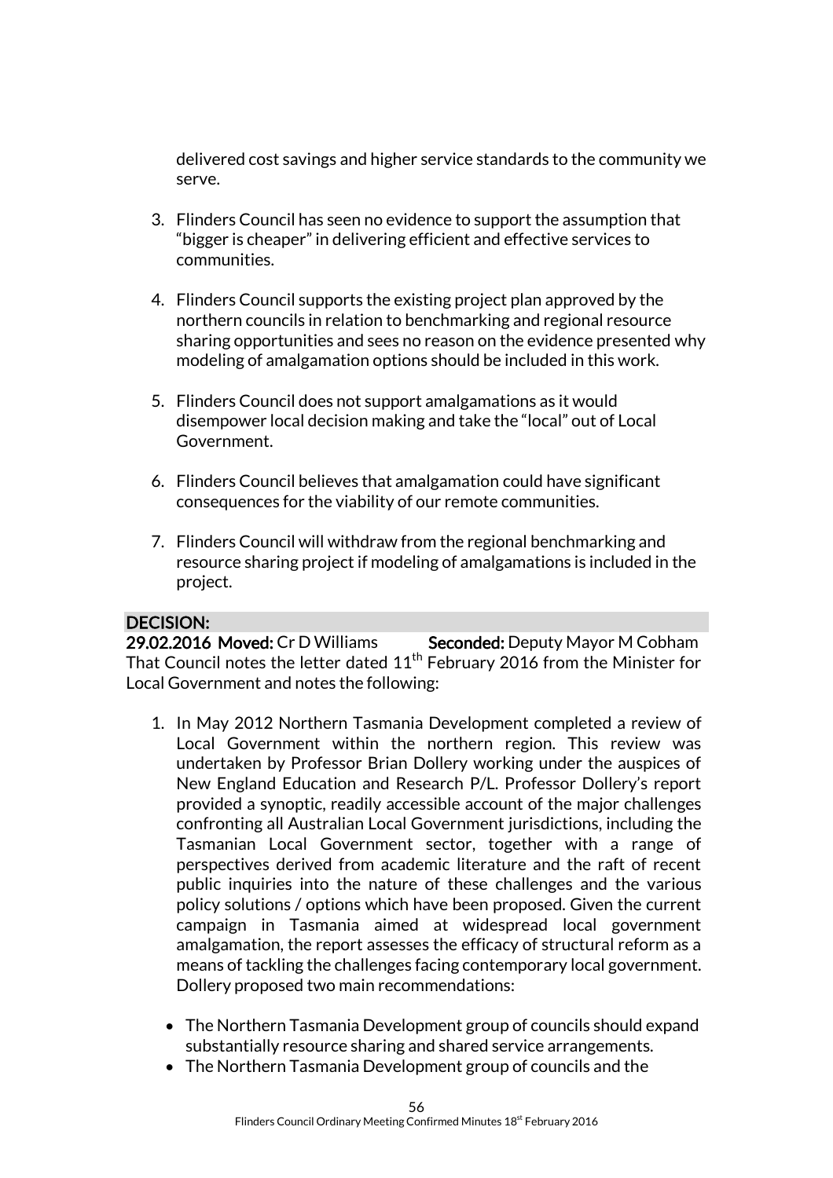delivered cost savings and higher service standards to the community we serve.

3. Flinders Council has seen no evidence to support the assumption that "bigger is cheaper" in delivering efficient and effective services to communities.

4. Flinders Council supports the existing project plan approved by the northern councils in relation to benchmarking and regional resource sharing opportunities and sees no reason on the evidence presented why modeling of amalgamation options should be included in this work.

5. Flinders Council does not support amalgamations as it would disempower local decision making and take the "local" out of Local Government.

6. Flinders Council believes that amalgamation could have significant consequences for the viability of our remote communities.

7. Flinders Council will withdraw from the regional benchmarking and resource sharing project if modeling of amalgamations is included in the project.

**DECISION:**

**29.02.2016 Moved:** Cr D Williams **Seconded:** Deputy Mayor M Cobham

That Council notes the letter dated 11th February 2016 from the Minister for Local Government and notes the following:

1. In May 2012 Northern Tasmania Development completed a review of Local Government within the northern region. This review was undertaken by Professor Brian Dollery working under the auspices of New England Education and Research P/L. Professor Dollery's report provided a synoptic, readily accessible account of the major challenges confronting all Australian Local Government jurisdictions, including the Tasmanian Local Government sector, together with a range of perspectives derived from academic literature and the raft of recent public inquiries into the nature of these challenges and the various policy solutions / options which have been proposed. Given the current campaign in Tasmania aimed at widespread local government amalgamation, the report assesses the efficacy of structural reform as a means of tackling the challenges facing contemporary local government. Dollery proposed two main recommendations:

   - The Northern Tasmania Development group of councils should expand substantially resource sharing and shared service arrangements.
   - The Northern Tasmania Development group of councils and the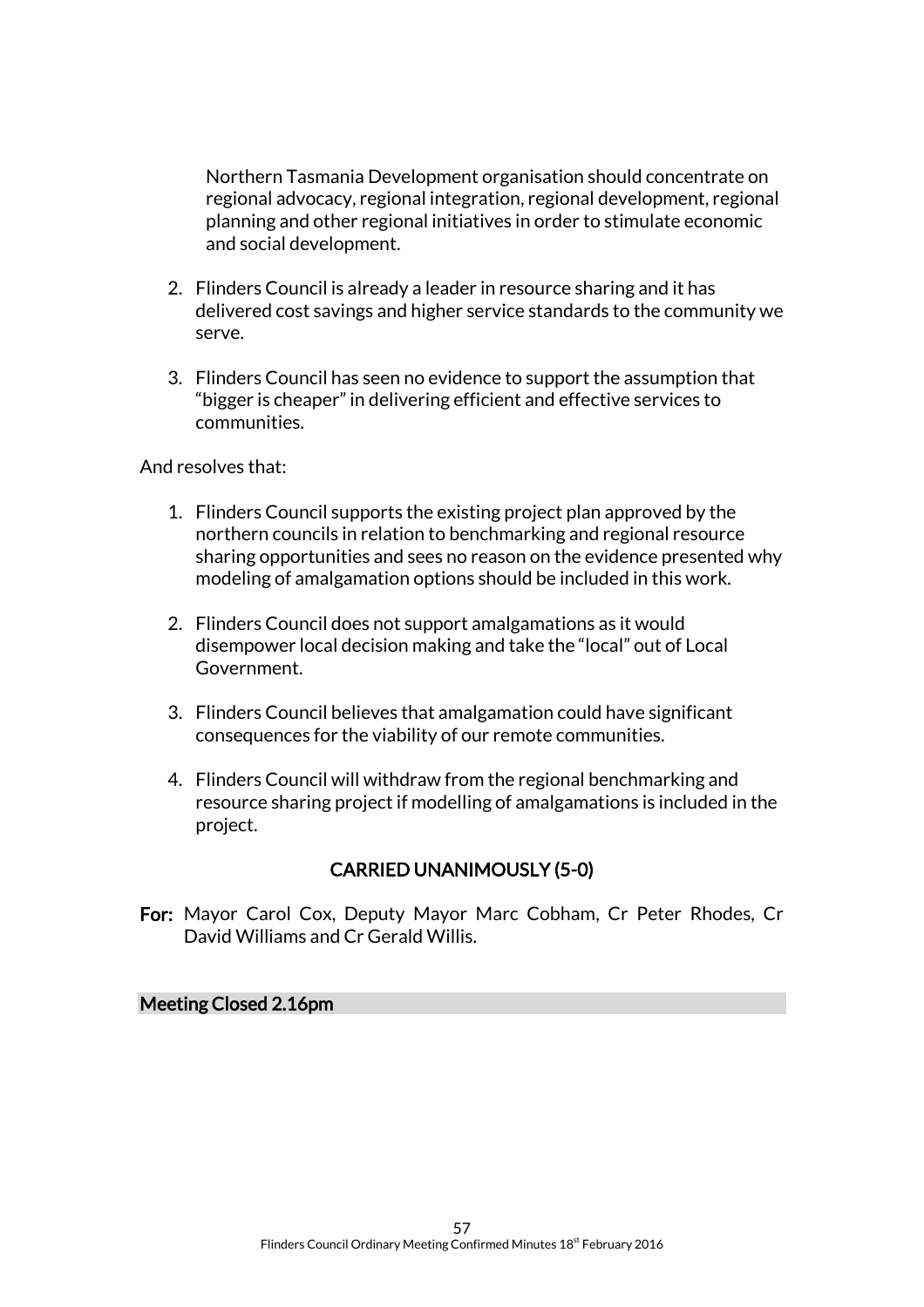Northern Tasmania Development organisation should concentrate on regional advocacy, regional integration, regional development, regional planning and other regional initiatives in order to stimulate economic and social development.

2. Flinders Council is already a leader in resource sharing and it has delivered cost savings and higher service standards to the community we serve.

3. Flinders Council has seen no evidence to support the assumption that "bigger is cheaper" in delivering efficient and effective services to communities.

And resolves that:

1. Flinders Council supports the existing project plan approved by the northern councils in relation to benchmarking and regional resource sharing opportunities and sees no reason on the evidence presented why modeling of amalgamation options should be included in this work.

2. Flinders Council does not support amalgamations as it would disempower local decision making and take the "local" out of Local Government.

3. Flinders Council believes that amalgamation could have significant consequences for the viability of our remote communities.

4. Flinders Council will withdraw from the regional benchmarking and resource sharing project if modelling of amalgamations is included in the project.

**CARRIED UNANIMOUSLY (5-0)**

**For:** Mayor Carol Cox, Deputy Mayor Marc Cobham, Cr Peter Rhodes, Cr David Williams and Cr Gerald Willis.

**Meeting Closed 2.16pm**